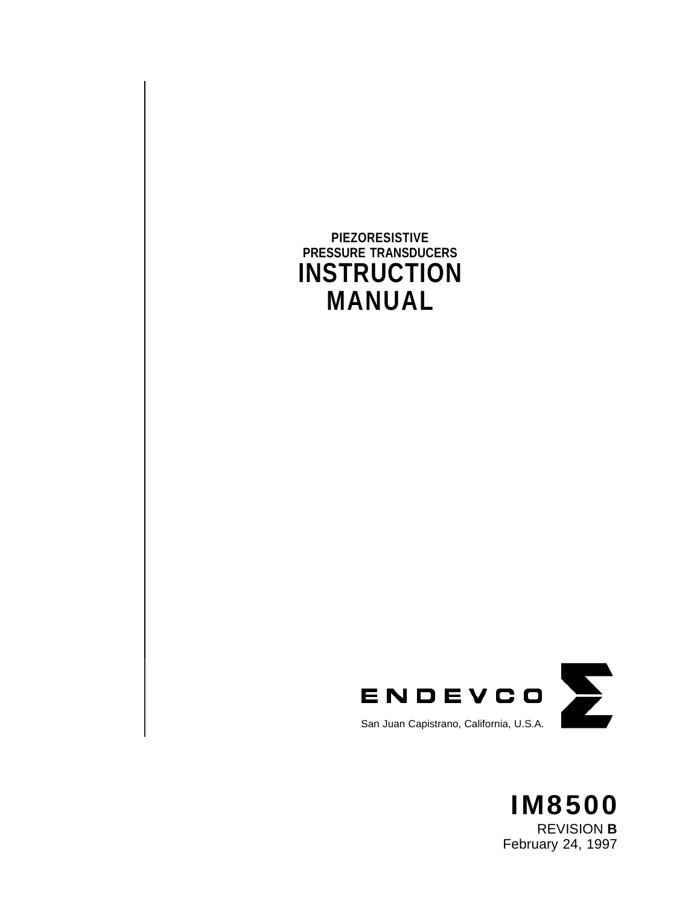**PIEZORESISTIVE**
**PRESSURE TRANSDUCERS**

# INSTRUCTION MANUAL

ENDEVCO

San Juan Capistrano, California, U.S.A.

**IM8500**

REVISION **B**

February 24, 1997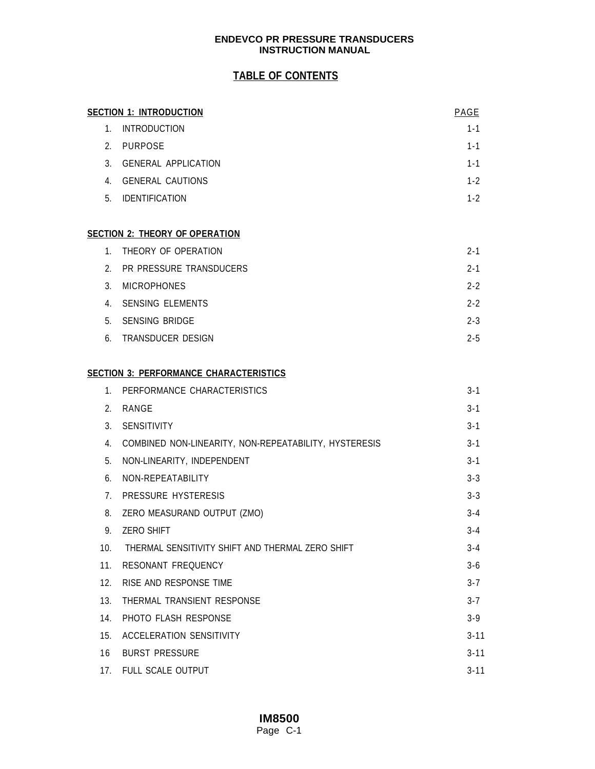ENDEVCO PR PRESSURE TRANSDUCERS
INSTRUCTION MANUAL

# TABLE OF CONTENTS

| SECTION 1: INTRODUCTION | | PAGE |
|---|---|---|
| 1. | INTRODUCTION | 1-1 |
| 2. | PURPOSE | 1-1 |
| 3. | GENERAL APPLICATION | 1-1 |
| 4. | GENERAL CAUTIONS | 1-2 |
| 5. | IDENTIFICATION | 1-2 |

| SECTION 2: THEORY OF OPERATION | | |
|---|---|---|
| 1. | THEORY OF OPERATION | 2-1 |
| 2. | PR PRESSURE TRANSDUCERS | 2-1 |
| 3. | MICROPHONES | 2-2 |
| 4. | SENSING ELEMENTS | 2-2 |
| 5. | SENSING BRIDGE | 2-3 |
| 6. | TRANSDUCER DESIGN | 2-5 |

| SECTION 3: PERFORMANCE CHARACTERISTICS | | |
|---|---|---|
| 1. | PERFORMANCE CHARACTERISTICS | 3-1 |
| 2. | RANGE | 3-1 |
| 3. | SENSITIVITY | 3-1 |
| 4. | COMBINED NON-LINEARITY, NON-REPEATABILITY, HYSTERESIS | 3-1 |
| 5. | NON-LINEARITY, INDEPENDENT | 3-1 |
| 6. | NON-REPEATABILITY | 3-3 |
| 7. | PRESSURE HYSTERESIS | 3-3 |
| 8. | ZERO MEASURAND OUTPUT (ZMO) | 3-4 |
| 9. | ZERO SHIFT | 3-4 |
| 10. | THERMAL SENSITIVITY SHIFT AND THERMAL ZERO SHIFT | 3-4 |
| 11. | RESONANT FREQUENCY | 3-6 |
| 12. | RISE AND RESPONSE TIME | 3-7 |
| 13. | THERMAL TRANSIENT RESPONSE | 3-7 |
| 14. | PHOTO FLASH RESPONSE | 3-9 |
| 15. | ACCELERATION SENSITIVITY | 3-11 |
| 16 | BURST PRESSURE | 3-11 |
| 17. | FULL SCALE OUTPUT | 3-11 |

IM8500
Page C-1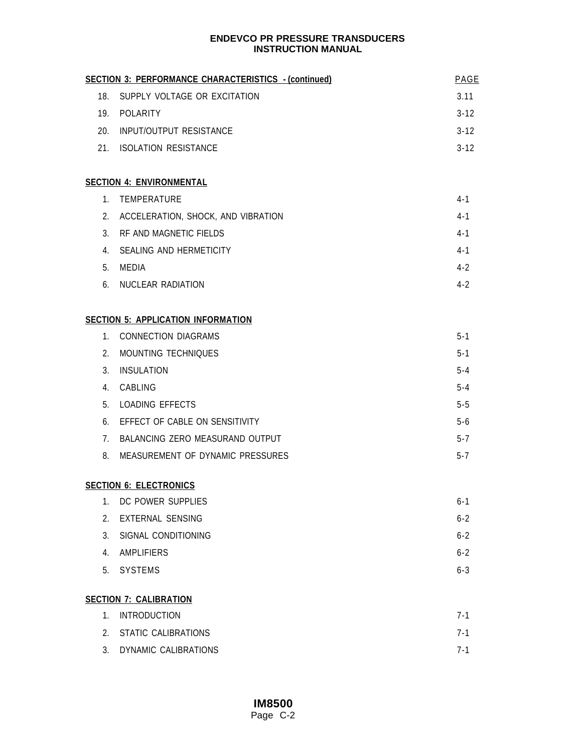| SECTION 3: PERFORMANCE CHARACTERISTICS - (continued) | | PAGE |
|---|---|---|
| 18. | SUPPLY VOLTAGE OR EXCITATION | 3.11 |
| 19. | POLARITY | 3-12 |
| 20. | INPUT/OUTPUT RESISTANCE | 3-12 |
| 21. | ISOLATION RESISTANCE | 3-12 |

**SECTION 4: ENVIRONMENTAL**

| | | |
|---|---|---|
| 1. | TEMPERATURE | 4-1 |
| 2. | ACCELERATION, SHOCK, AND VIBRATION | 4-1 |
| 3. | RF AND MAGNETIC FIELDS | 4-1 |
| 4. | SEALING AND HERMETICITY | 4-1 |
| 5. | MEDIA | 4-2 |
| 6. | NUCLEAR RADIATION | 4-2 |

**SECTION 5: APPLICATION INFORMATION**

| | | |
|---|---|---|
| 1. | CONNECTION DIAGRAMS | 5-1 |
| 2. | MOUNTING TECHNIQUES | 5-1 |
| 3. | INSULATION | 5-4 |
| 4. | CABLING | 5-4 |
| 5. | LOADING EFFECTS | 5-5 |
| 6. | EFFECT OF CABLE ON SENSITIVITY | 5-6 |
| 7. | BALANCING ZERO MEASURAND OUTPUT | 5-7 |
| 8. | MEASUREMENT OF DYNAMIC PRESSURES | 5-7 |

**SECTION 6: ELECTRONICS**

| | | |
|---|---|---|
| 1. | DC POWER SUPPLIES | 6-1 |
| 2. | EXTERNAL SENSING | 6-2 |
| 3. | SIGNAL CONDITIONING | 6-2 |
| 4. | AMPLIFIERS | 6-2 |
| 5. | SYSTEMS | 6-3 |

**SECTION 7: CALIBRATION**

| | | |
|---|---|---|
| 1. | INTRODUCTION | 7-1 |
| 2. | STATIC CALIBRATIONS | 7-1 |
| 3. | DYNAMIC CALIBRATIONS | 7-1 |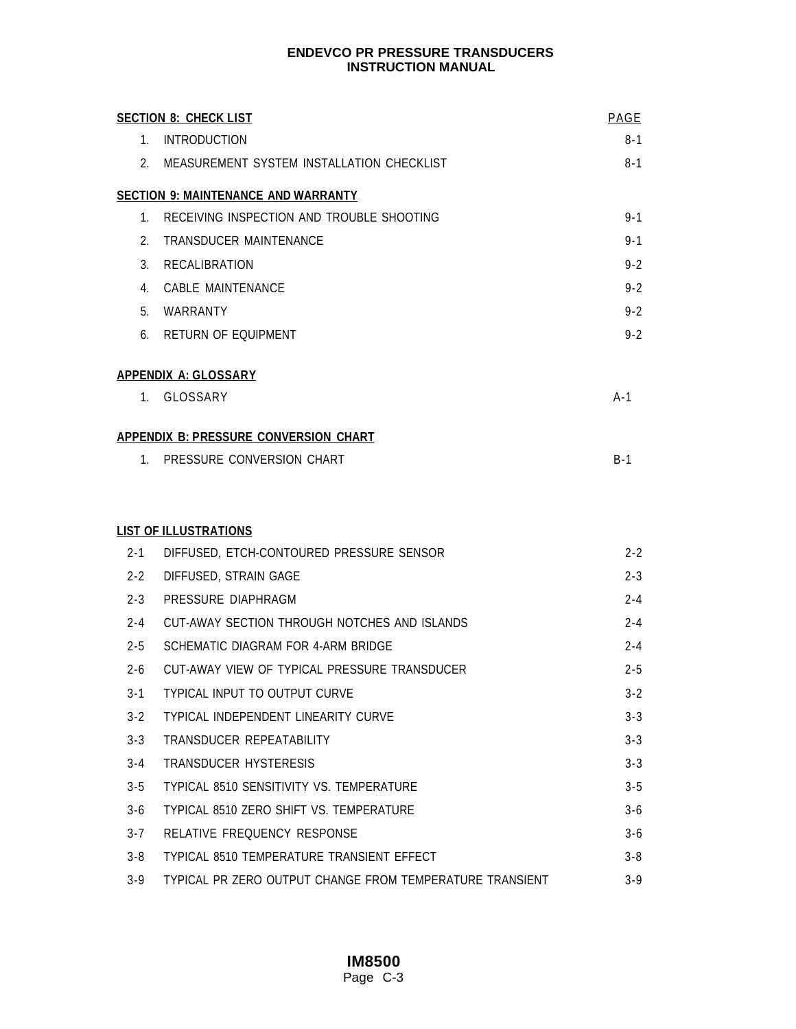| SECTION 8: CHECK LIST | | PAGE |
|---|---|---|
| 1. | INTRODUCTION | 8-1 |
| 2. | MEASUREMENT SYSTEM INSTALLATION CHECKLIST | 8-1 |
| **SECTION 9: MAINTENANCE AND WARRANTY** | | |
| 1. | RECEIVING INSPECTION AND TROUBLE SHOOTING | 9-1 |
| 2. | TRANSDUCER MAINTENANCE | 9-1 |
| 3. | RECALIBRATION | 9-2 |
| 4. | CABLE MAINTENANCE | 9-2 |
| 5. | WARRANTY | 9-2 |
| 6. | RETURN OF EQUIPMENT | 9-2 |
| **APPENDIX A: GLOSSARY** | | |
| 1. | GLOSSARY | A-1 |
| **APPENDIX B: PRESSURE CONVERSION CHART** | | |
| 1. | PRESSURE CONVERSION CHART | B-1 |

**LIST OF ILLUSTRATIONS**

| | | |
|---|---|---|
| 2-1 | DIFFUSED, ETCH-CONTOURED PRESSURE SENSOR | 2-2 |
| 2-2 | DIFFUSED, STRAIN GAGE | 2-3 |
| 2-3 | PRESSURE DIAPHRAGM | 2-4 |
| 2-4 | CUT-AWAY SECTION THROUGH NOTCHES AND ISLANDS | 2-4 |
| 2-5 | SCHEMATIC DIAGRAM FOR 4-ARM BRIDGE | 2-4 |
| 2-6 | CUT-AWAY VIEW OF TYPICAL PRESSURE TRANSDUCER | 2-5 |
| 3-1 | TYPICAL INPUT TO OUTPUT CURVE | 3-2 |
| 3-2 | TYPICAL INDEPENDENT LINEARITY CURVE | 3-3 |
| 3-3 | TRANSDUCER REPEATABILITY | 3-3 |
| 3-4 | TRANSDUCER HYSTERESIS | 3-3 |
| 3-5 | TYPICAL 8510 SENSITIVITY VS. TEMPERATURE | 3-5 |
| 3-6 | TYPICAL 8510 ZERO SHIFT VS. TEMPERATURE | 3-6 |
| 3-7 | RELATIVE FREQUENCY RESPONSE | 3-6 |
| 3-8 | TYPICAL 8510 TEMPERATURE TRANSIENT EFFECT | 3-8 |
| 3-9 | TYPICAL PR ZERO OUTPUT CHANGE FROM TEMPERATURE TRANSIENT | 3-9 |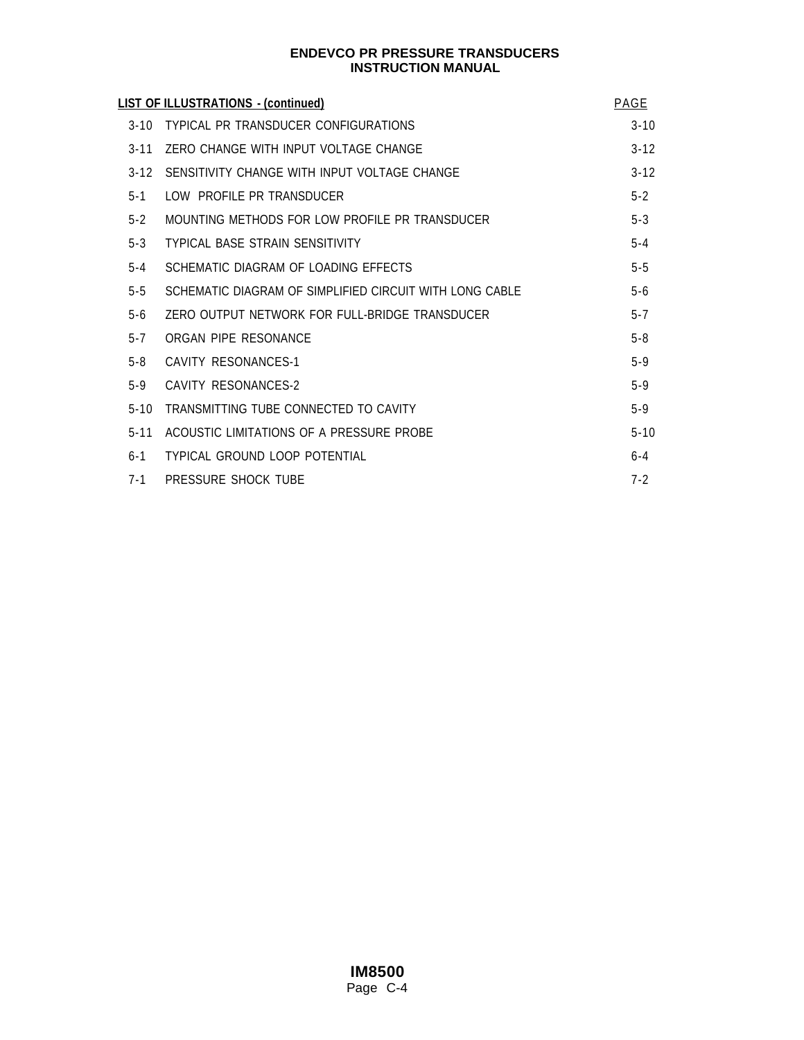| LIST OF ILLUSTRATIONS - (continued) | | PAGE |
|---|---|---|
| 3-10 | TYPICAL PR TRANSDUCER CONFIGURATIONS | 3-10 |
| 3-11 | ZERO CHANGE WITH INPUT VOLTAGE CHANGE | 3-12 |
| 3-12 | SENSITIVITY CHANGE WITH INPUT VOLTAGE CHANGE | 3-12 |
| 5-1 | LOW PROFILE PR TRANSDUCER | 5-2 |
| 5-2 | MOUNTING METHODS FOR LOW PROFILE PR TRANSDUCER | 5-3 |
| 5-3 | TYPICAL BASE STRAIN SENSITIVITY | 5-4 |
| 5-4 | SCHEMATIC DIAGRAM OF LOADING EFFECTS | 5-5 |
| 5-5 | SCHEMATIC DIAGRAM OF SIMPLIFIED CIRCUIT WITH LONG CABLE | 5-6 |
| 5-6 | ZERO OUTPUT NETWORK FOR FULL-BRIDGE TRANSDUCER | 5-7 |
| 5-7 | ORGAN PIPE RESONANCE | 5-8 |
| 5-8 | CAVITY RESONANCES-1 | 5-9 |
| 5-9 | CAVITY RESONANCES-2 | 5-9 |
| 5-10 | TRANSMITTING TUBE CONNECTED TO CAVITY | 5-9 |
| 5-11 | ACOUSTIC LIMITATIONS OF A PRESSURE PROBE | 5-10 |
| 6-1 | TYPICAL GROUND LOOP POTENTIAL | 6-4 |
| 7-1 | PRESSURE SHOCK TUBE | 7-2 |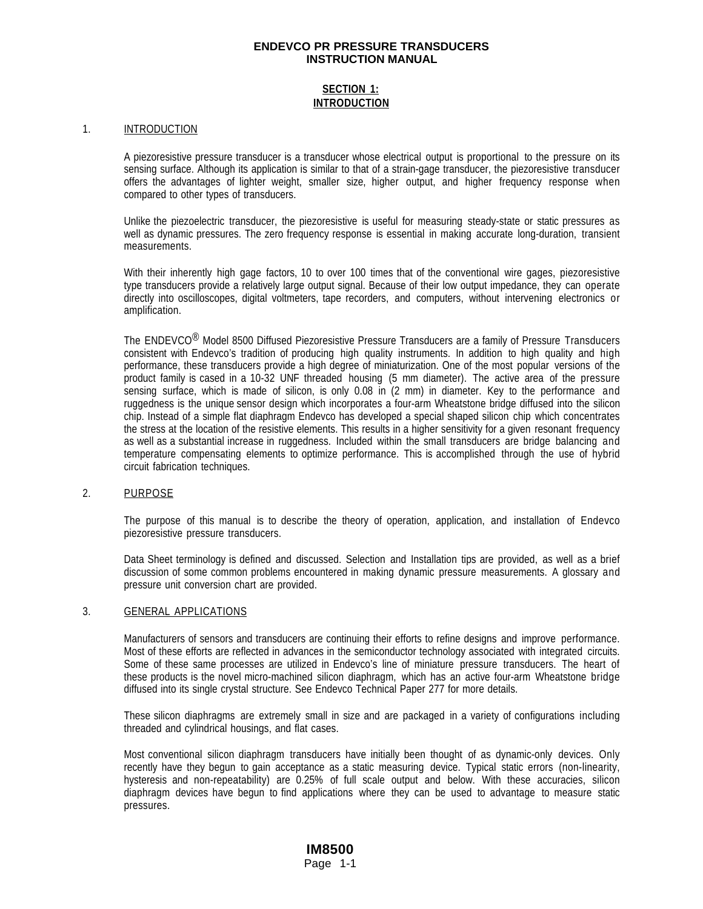# ENDEVCO PR PRESSURE TRANSDUCERS INSTRUCTION MANUAL

## SECTION 1: INTRODUCTION

### 1. INTRODUCTION

A piezoresistive pressure transducer is a transducer whose electrical output is proportional to the pressure on its sensing surface. Although its application is similar to that of a strain-gage transducer, the piezoresistive transducer offers the advantages of lighter weight, smaller size, higher output, and higher frequency response when compared to other types of transducers.

Unlike the piezoelectric transducer, the piezoresistive is useful for measuring steady-state or static pressures as well as dynamic pressures. The zero frequency response is essential in making accurate long-duration, transient measurements.

With their inherently high gage factors, 10 to over 100 times that of the conventional wire gages, piezoresistive type transducers provide a relatively large output signal. Because of their low output impedance, they can operate directly into oscilloscopes, digital voltmeters, tape recorders, and computers, without intervening electronics or amplification.

The ENDEVCO® Model 8500 Diffused Piezoresistive Pressure Transducers are a family of Pressure Transducers consistent with Endevco's tradition of producing high quality instruments. In addition to high quality and high performance, these transducers provide a high degree of miniaturization. One of the most popular versions of the product family is cased in a 10-32 UNF threaded housing (5 mm diameter). The active area of the pressure sensing surface, which is made of silicon, is only 0.08 in (2 mm) in diameter. Key to the performance and ruggedness is the unique sensor design which incorporates a four-arm Wheatstone bridge diffused into the silicon chip. Instead of a simple flat diaphragm Endevco has developed a special shaped silicon chip which concentrates the stress at the location of the resistive elements. This results in a higher sensitivity for a given resonant frequency as well as a substantial increase in ruggedness. Included within the small transducers are bridge balancing and temperature compensating elements to optimize performance. This is accomplished through the use of hybrid circuit fabrication techniques.

### 2. PURPOSE

The purpose of this manual is to describe the theory of operation, application, and installation of Endevco piezoresistive pressure transducers.

Data Sheet terminology is defined and discussed. Selection and Installation tips are provided, as well as a brief discussion of some common problems encountered in making dynamic pressure measurements. A glossary and pressure unit conversion chart are provided.

### 3. GENERAL APPLICATIONS

Manufacturers of sensors and transducers are continuing their efforts to refine designs and improve performance. Most of these efforts are reflected in advances in the semiconductor technology associated with integrated circuits. Some of these same processes are utilized in Endevco's line of miniature pressure transducers. The heart of these products is the novel micro-machined silicon diaphragm, which has an active four-arm Wheatstone bridge diffused into its single crystal structure. See Endevco Technical Paper 277 for more details.

These silicon diaphragms are extremely small in size and are packaged in a variety of configurations including threaded and cylindrical housings, and flat cases.

Most conventional silicon diaphragm transducers have initially been thought of as dynamic-only devices. Only recently have they begun to gain acceptance as a static measuring device. Typical static errors (non-linearity, hysteresis and non-repeatability) are 0.25% of full scale output and below. With these accuracies, silicon diaphragm devices have begun to find applications where they can be used to advantage to measure static pressures.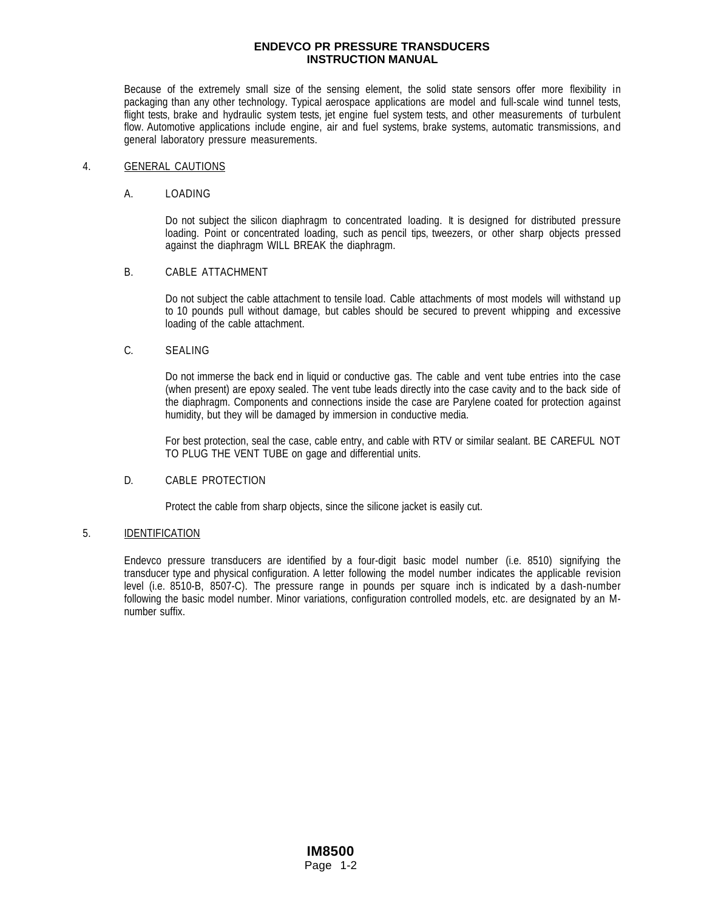Because of the extremely small size of the sensing element, the solid state sensors offer more flexibility in packaging than any other technology. Typical aerospace applications are model and full-scale wind tunnel tests, flight tests, brake and hydraulic system tests, jet engine fuel system tests, and other measurements of turbulent flow. Automotive applications include engine, air and fuel systems, brake systems, automatic transmissions, and general laboratory pressure measurements.

## 4. GENERAL CAUTIONS

### A. LOADING

Do not subject the silicon diaphragm to concentrated loading. It is designed for distributed pressure loading. Point or concentrated loading, such as pencil tips, tweezers, or other sharp objects pressed against the diaphragm WILL BREAK the diaphragm.

### B. CABLE ATTACHMENT

Do not subject the cable attachment to tensile load. Cable attachments of most models will withstand up to 10 pounds pull without damage, but cables should be secured to prevent whipping and excessive loading of the cable attachment.

### C. SEALING

Do not immerse the back end in liquid or conductive gas. The cable and vent tube entries into the case (when present) are epoxy sealed. The vent tube leads directly into the case cavity and to the back side of the diaphragm. Components and connections inside the case are Parylene coated for protection against humidity, but they will be damaged by immersion in conductive media.

For best protection, seal the case, cable entry, and cable with RTV or similar sealant. BE CAREFUL NOT TO PLUG THE VENT TUBE on gage and differential units.

### D. CABLE PROTECTION

Protect the cable from sharp objects, since the silicone jacket is easily cut.

## 5. IDENTIFICATION

Endevco pressure transducers are identified by a four-digit basic model number (i.e. 8510) signifying the transducer type and physical configuration. A letter following the model number indicates the applicable revision level (i.e. 8510-B, 8507-C). The pressure range in pounds per square inch is indicated by a dash-number following the basic model number. Minor variations, configuration controlled models, etc. are designated by an M-number suffix.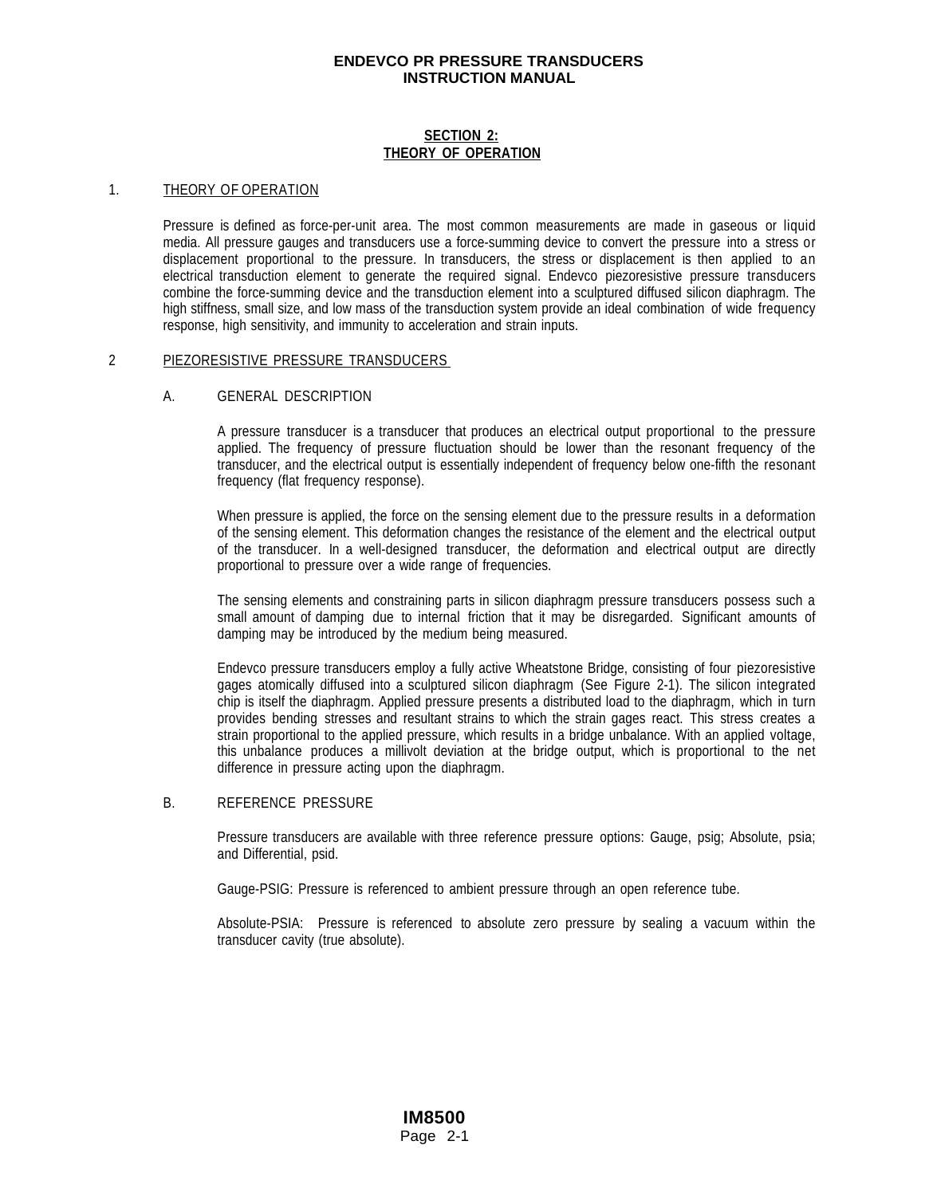## SECTION 2:
## THEORY OF OPERATION

### 1. THEORY OF OPERATION

Pressure is defined as force-per-unit area. The most common measurements are made in gaseous or liquid media. All pressure gauges and transducers use a force-summing device to convert the pressure into a stress or displacement proportional to the pressure. In transducers, the stress or displacement is then applied to an electrical transduction element to generate the required signal. Endevco piezoresistive pressure transducers combine the force-summing device and the transduction element into a sculptured diffused silicon diaphragm. The high stiffness, small size, and low mass of the transduction system provide an ideal combination of wide frequency response, high sensitivity, and immunity to acceleration and strain inputs.

### 2 PIEZORESISTIVE PRESSURE TRANSDUCERS

#### A. GENERAL DESCRIPTION

A pressure transducer is a transducer that produces an electrical output proportional to the pressure applied. The frequency of pressure fluctuation should be lower than the resonant frequency of the transducer, and the electrical output is essentially independent of frequency below one-fifth the resonant frequency (flat frequency response).

When pressure is applied, the force on the sensing element due to the pressure results in a deformation of the sensing element. This deformation changes the resistance of the element and the electrical output of the transducer. In a well-designed transducer, the deformation and electrical output are directly proportional to pressure over a wide range of frequencies.

The sensing elements and constraining parts in silicon diaphragm pressure transducers possess such a small amount of damping due to internal friction that it may be disregarded. Significant amounts of damping may be introduced by the medium being measured.

Endevco pressure transducers employ a fully active Wheatstone Bridge, consisting of four piezoresistive gages atomically diffused into a sculptured silicon diaphragm (See Figure 2-1). The silicon integrated chip is itself the diaphragm. Applied pressure presents a distributed load to the diaphragm, which in turn provides bending stresses and resultant strains to which the strain gages react. This stress creates a strain proportional to the applied pressure, which results in a bridge unbalance. With an applied voltage, this unbalance produces a millivolt deviation at the bridge output, which is proportional to the net difference in pressure acting upon the diaphragm.

#### B. REFERENCE PRESSURE

Pressure transducers are available with three reference pressure options: Gauge, psig; Absolute, psia; and Differential, psid.

Gauge-PSIG: Pressure is referenced to ambient pressure through an open reference tube.

Absolute-PSIA: Pressure is referenced to absolute zero pressure by sealing a vacuum within the transducer cavity (true absolute).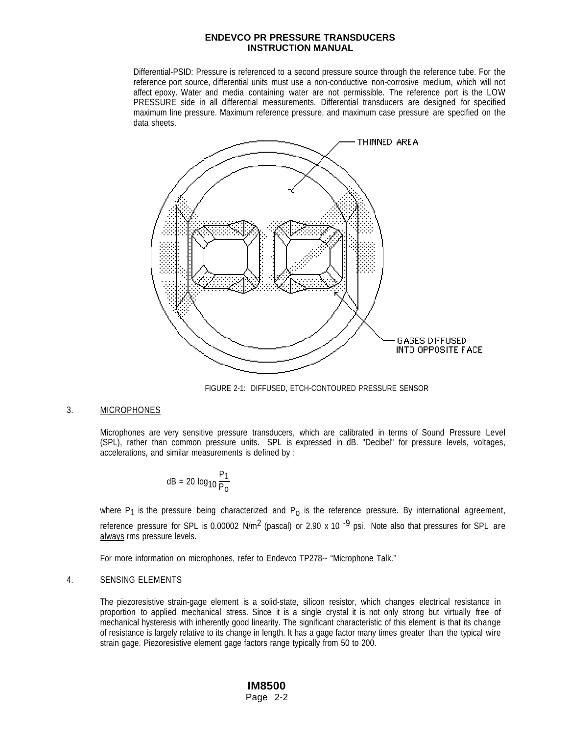Differential-PSID: Pressure is referenced to a second pressure source through the reference tube. For the reference port source, differential units must use a non-conductive non-corrosive medium, which will not affect epoxy. Water and media containing water are not permissible. The reference port is the LOW PRESSURE side in all differential measurements. Differential transducers are designed for specified maximum line pressure. Maximum reference pressure, and maximum case pressure are specified on the data sheets.

THINNED AREA

GAGES DIFFUSED INTO OPPOSITE FACE

FIGURE 2-1: DIFFUSED, ETCH-CONTOURED PRESSURE SENSOR

## 3. MICROPHONES

Microphones are very sensitive pressure transducers, which are calibrated in terms of Sound Pressure Level (SPL), rather than common pressure units. SPL is expressed in dB. "Decibel" for pressure levels, voltages, accelerations, and similar measurements is defined by :

$$dB = 20 \log_{10} \frac{P_1}{P_0}$$

where $P_1$ is the pressure being characterized and $P_0$ is the reference pressure. By international agreement, reference pressure for SPL is 0.00002 N/m$^2$ (pascal) or 2.90 x 10 $^{-9}$ psi. Note also that pressures for SPL are always rms pressure levels.

For more information on microphones, refer to Endevco TP278-- "Microphone Talk."

## 4. SENSING ELEMENTS

The piezoresistive strain-gage element is a solid-state, silicon resistor, which changes electrical resistance in proportion to applied mechanical stress. Since it is a single crystal it is not only strong but virtually free of mechanical hysteresis with inherently good linearity. The significant characteristic of this element is that its change of resistance is largely relative to its change in length. It has a gage factor many times greater than the typical wire strain gage. Piezoresistive element gage factors range typically from 50 to 200.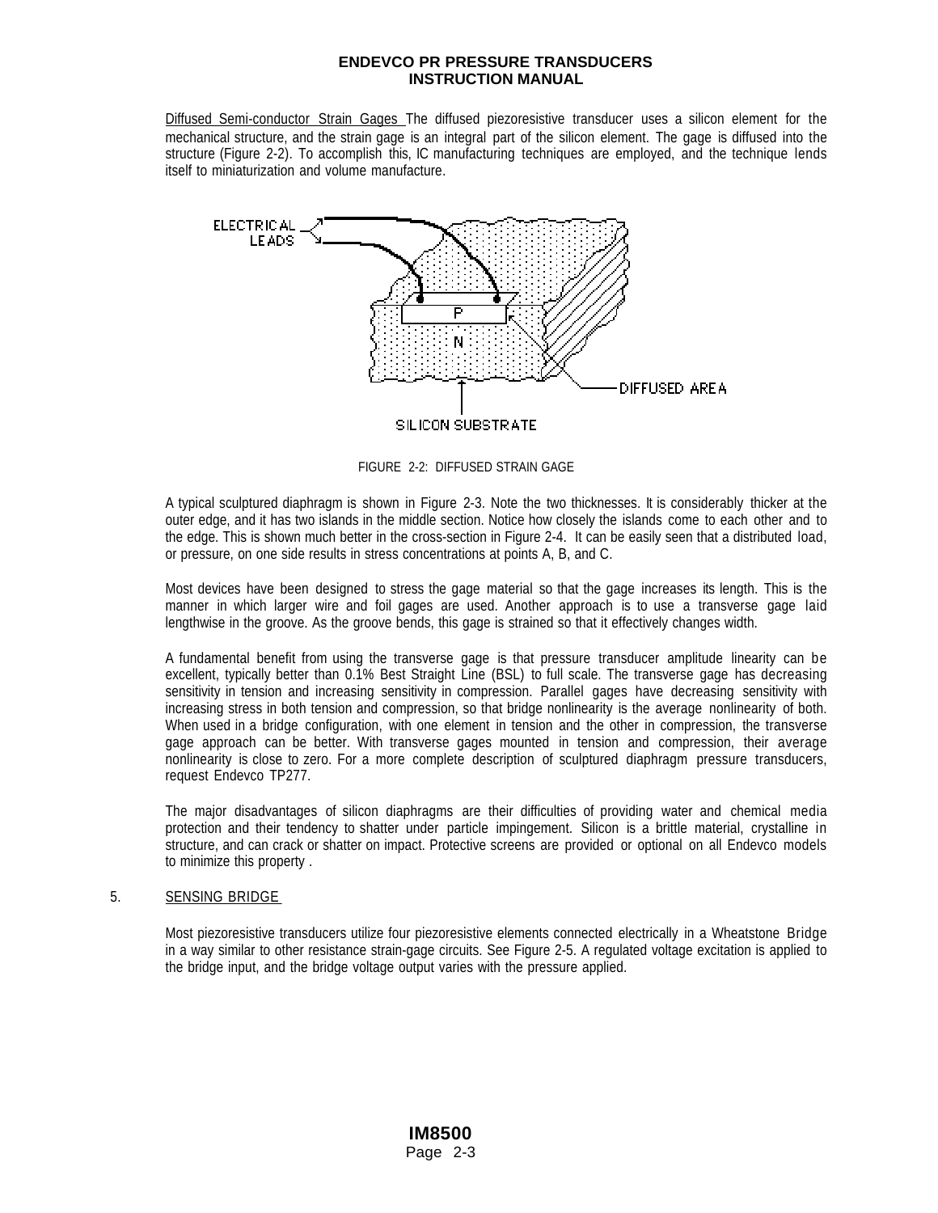Diffused Semi-conductor Strain Gages The diffused piezoresistive transducer uses a silicon element for the mechanical structure, and the strain gage is an integral part of the silicon element. The gage is diffused into the structure (Figure 2-2). To accomplish this, IC manufacturing techniques are employed, and the technique lends itself to miniaturization and volume manufacture.

FIGURE 2-2: DIFFUSED STRAIN GAGE

A typical sculptured diaphragm is shown in Figure 2-3. Note the two thicknesses. It is considerably thicker at the outer edge, and it has two islands in the middle section. Notice how closely the islands come to each other and to the edge. This is shown much better in the cross-section in Figure 2-4. It can be easily seen that a distributed load, or pressure, on one side results in stress concentrations at points A, B, and C.

Most devices have been designed to stress the gage material so that the gage increases its length. This is the manner in which larger wire and foil gages are used. Another approach is to use a transverse gage laid lengthwise in the groove. As the groove bends, this gage is strained so that it effectively changes width.

A fundamental benefit from using the transverse gage is that pressure transducer amplitude linearity can be excellent, typically better than 0.1% Best Straight Line (BSL) to full scale. The transverse gage has decreasing sensitivity in tension and increasing sensitivity in compression. Parallel gages have decreasing sensitivity with increasing stress in both tension and compression, so that bridge nonlinearity is the average nonlinearity of both. When used in a bridge configuration, with one element in tension and the other in compression, the transverse gage approach can be better. With transverse gages mounted in tension and compression, their average nonlinearity is close to zero. For a more complete description of sculptured diaphragm pressure transducers, request Endevco TP277.

The major disadvantages of silicon diaphragms are their difficulties of providing water and chemical media protection and their tendency to shatter under particle impingement. Silicon is a brittle material, crystalline in structure, and can crack or shatter on impact. Protective screens are provided or optional on all Endevco models to minimize this property .

5. SENSING BRIDGE

Most piezoresistive transducers utilize four piezoresistive elements connected electrically in a Wheatstone Bridge in a way similar to other resistance strain-gage circuits. See Figure 2-5. A regulated voltage excitation is applied to the bridge input, and the bridge voltage output varies with the pressure applied.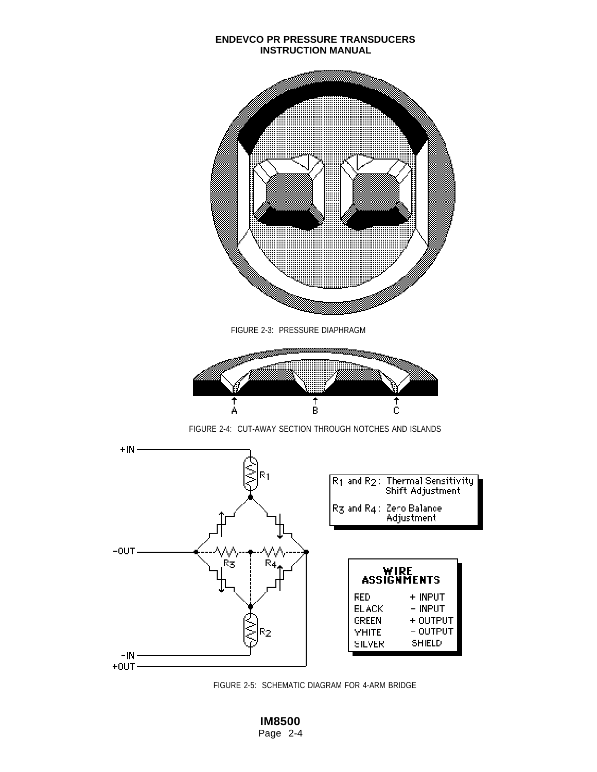FIGURE 2-3: PRESSURE DIAPHRAGM

A B C

FIGURE 2-4: CUT-AWAY SECTION THROUGH NOTCHES AND ISLANDS

+IN

-OUT

-IN

+OUT

$R_1$ and $R_2$: Thermal Sensitivity Shift Adjustment

$R_3$ and $R_4$: Zero Balance Adjustment

**WIRE ASSIGNMENTS**

| | |
|---|---|
| RED | + INPUT |
| BLACK | - INPUT |
| GREEN | + OUTPUT |
| WHITE | - OUTPUT |
| SILVER | SHIELD |

FIGURE 2-5: SCHEMATIC DIAGRAM FOR 4-ARM BRIDGE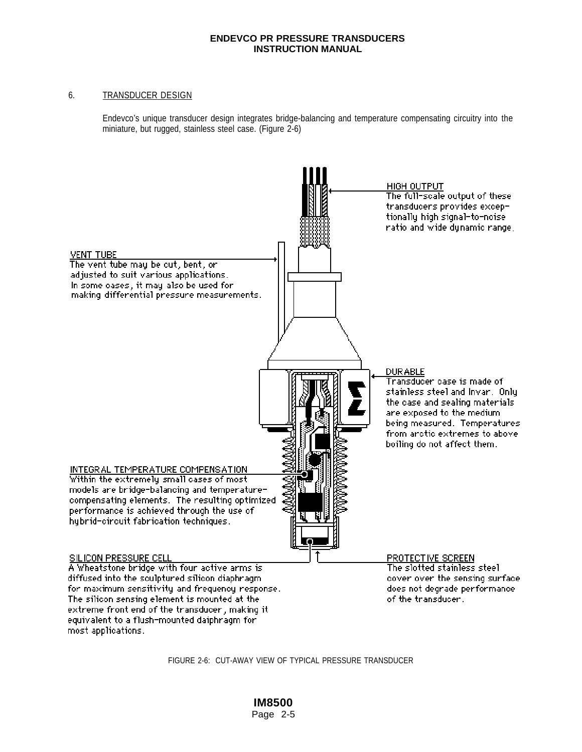## 6. TRANSDUCER DESIGN

Endevco's unique transducer design integrates bridge-balancing and temperature compensating circuitry into the miniature, but rugged, stainless steel case. (Figure 2-6)

HIGH OUTPUT
The full-scale output of these transducers provides exceptionally high signal-to-noise ratio and wide dynamic range.

VENT TUBE
The vent tube may be cut, bent, or adjusted to suit various applications. In some cases, it may also be used for making differential pressure measurements.

DURABLE
Transducer case is made of stainless steel and Invar. Only the case and sealing materials are exposed to the medium being measured. Temperatures from arctic extremes to above boiling do not affect them.

INTEGRAL TEMPERATURE COMPENSATION
Within the extremely small cases of most models are bridge-balancing and temperature-compensating elements. The resulting optimized performance is achieved through the use of hybrid-circuit fabrication techniques.

SILICON PRESSURE CELL
A Wheatstone bridge with four active arms is diffused into the sculptured silicon diaphragm for maximum sensitivity and frequency response. The silicon sensing element is mounted at the extreme front end of the transducer, making it equivalent to a flush-mounted daiphragm for most applications.

PROTECTIVE SCREEN
The slotted stainless steel cover over the sensing surface does not degrade performance of the transducer.

FIGURE 2-6: CUT-AWAY VIEW OF TYPICAL PRESSURE TRANSDUCER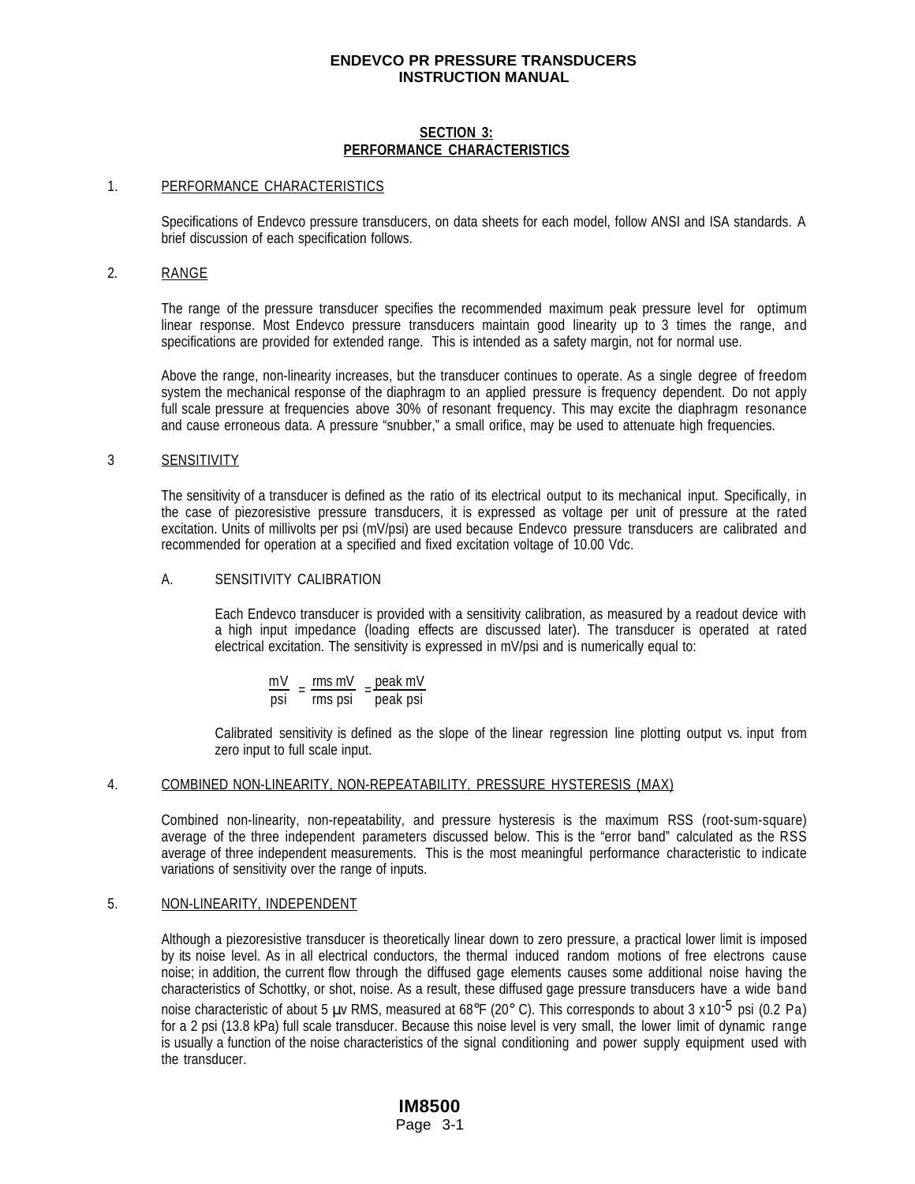## SECTION 3: PERFORMANCE CHARACTERISTICS

### 1. PERFORMANCE CHARACTERISTICS

Specifications of Endevco pressure transducers, on data sheets for each model, follow ANSI and ISA standards. A brief discussion of each specification follows.

### 2. RANGE

The range of the pressure transducer specifies the recommended maximum peak pressure level for optimum linear response. Most Endevco pressure transducers maintain good linearity up to 3 times the range, and specifications are provided for extended range. This is intended as a safety margin, not for normal use.

Above the range, non-linearity increases, but the transducer continues to operate. As a single degree of freedom system the mechanical response of the diaphragm to an applied pressure is frequency dependent. Do not apply full scale pressure at frequencies above 30% of resonant frequency. This may excite the diaphragm resonance and cause erroneous data. A pressure "snubber," a small orifice, may be used to attenuate high frequencies.

### 3 SENSITIVITY

The sensitivity of a transducer is defined as the ratio of its electrical output to its mechanical input. Specifically, in the case of piezoresistive pressure transducers, it is expressed as voltage per unit of pressure at the rated excitation. Units of millivolts per psi (mV/psi) are used because Endevco pressure transducers are calibrated and recommended for operation at a specified and fixed excitation voltage of 10.00 Vdc.

#### A. SENSITIVITY CALIBRATION

Each Endevco transducer is provided with a sensitivity calibration, as measured by a readout device with a high input impedance (loading effects are discussed later). The transducer is operated at rated electrical excitation. The sensitivity is expressed in mV/psi and is numerically equal to:

$$\frac{\text{mV}}{\text{psi}} = \frac{\text{rms mV}}{\text{rms psi}} = \frac{\text{peak mV}}{\text{peak psi}}$$

Calibrated sensitivity is defined as the slope of the linear regression line plotting output vs. input from zero input to full scale input.

### 4. COMBINED NON-LINEARITY, NON-REPEATABILITY, PRESSURE HYSTERESIS (MAX)

Combined non-linearity, non-repeatability, and pressure hysteresis is the maximum RSS (root-sum-square) average of the three independent parameters discussed below. This is the "error band" calculated as the RSS average of three independent measurements. This is the most meaningful performance characteristic to indicate variations of sensitivity over the range of inputs.

### 5. NON-LINEARITY, INDEPENDENT

Although a piezoresistive transducer is theoretically linear down to zero pressure, a practical lower limit is imposed by its noise level. As in all electrical conductors, the thermal induced random motions of free electrons cause noise; in addition, the current flow through the diffused gage elements causes some additional noise having the characteristics of Schottky, or shot, noise. As a result, these diffused gage pressure transducers have a wide band noise characteristic of about 5 µv RMS, measured at 68°F (20° C). This corresponds to about $3 \times 10^{-5}$ psi (0.2 Pa) for a 2 psi (13.8 kPa) full scale transducer. Because this noise level is very small, the lower limit of dynamic range is usually a function of the noise characteristics of the signal conditioning and power supply equipment used with the transducer.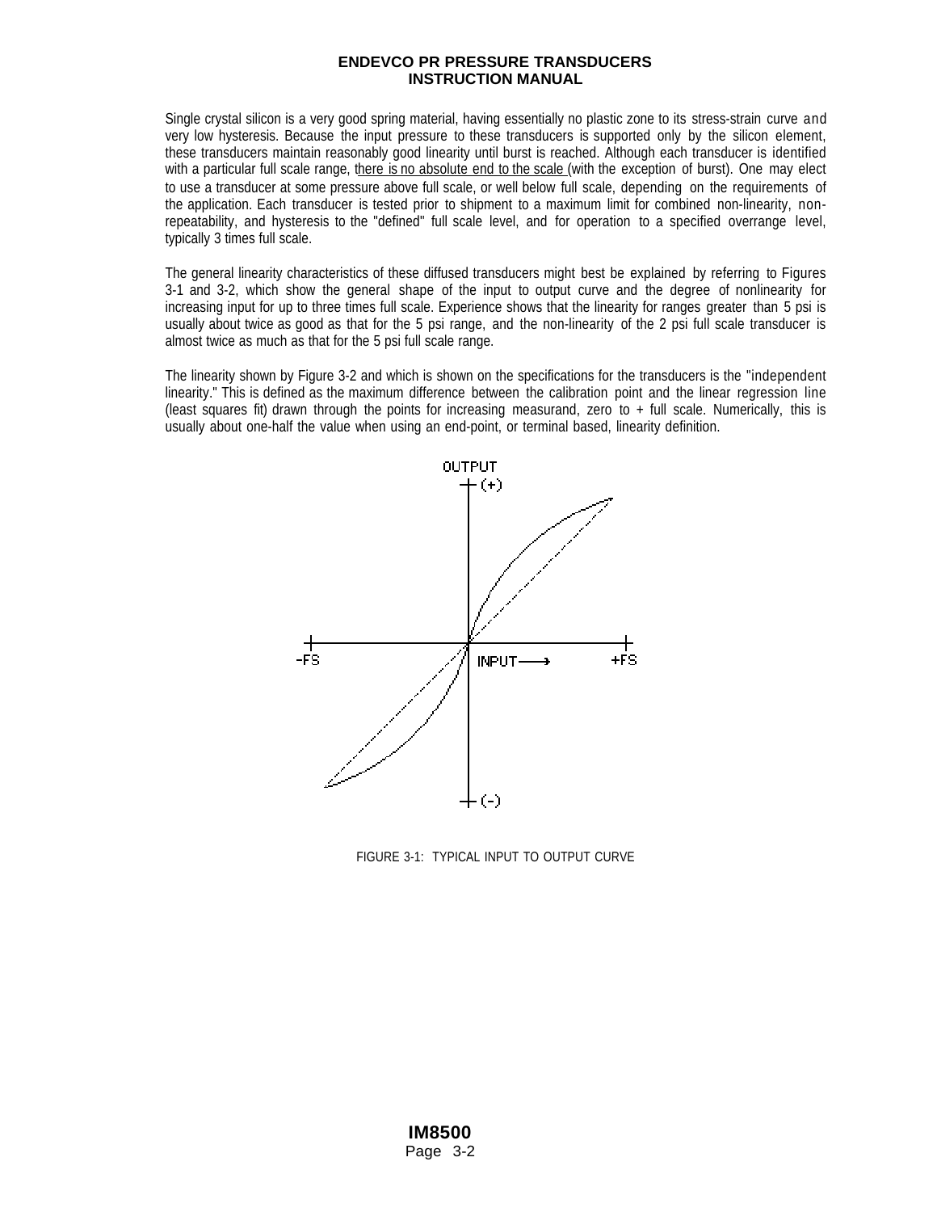Single crystal silicon is a very good spring material, having essentially no plastic zone to its stress-strain curve and very low hysteresis. Because the input pressure to these transducers is supported only by the silicon element, these transducers maintain reasonably good linearity until burst is reached. Although each transducer is identified with a particular full scale range, there is no absolute end to the scale (with the exception of burst). One may elect to use a transducer at some pressure above full scale, or well below full scale, depending on the requirements of the application. Each transducer is tested prior to shipment to a maximum limit for combined non-linearity, non-repeatability, and hysteresis to the "defined" full scale level, and for operation to a specified overrange level, typically 3 times full scale.

The general linearity characteristics of these diffused transducers might best be explained by referring to Figures 3-1 and 3-2, which show the general shape of the input to output curve and the degree of nonlinearity for increasing input for up to three times full scale. Experience shows that the linearity for ranges greater than 5 psi is usually about twice as good as that for the 5 psi range, and the non-linearity of the 2 psi full scale transducer is almost twice as much as that for the 5 psi full scale range.

The linearity shown by Figure 3-2 and which is shown on the specifications for the transducers is the "independent linearity." This is defined as the maximum difference between the calibration point and the linear regression line (least squares fit) drawn through the points for increasing measurand, zero to + full scale. Numerically, this is usually about one-half the value when using an end-point, or terminal based, linearity definition.

FIGURE 3-1: TYPICAL INPUT TO OUTPUT CURVE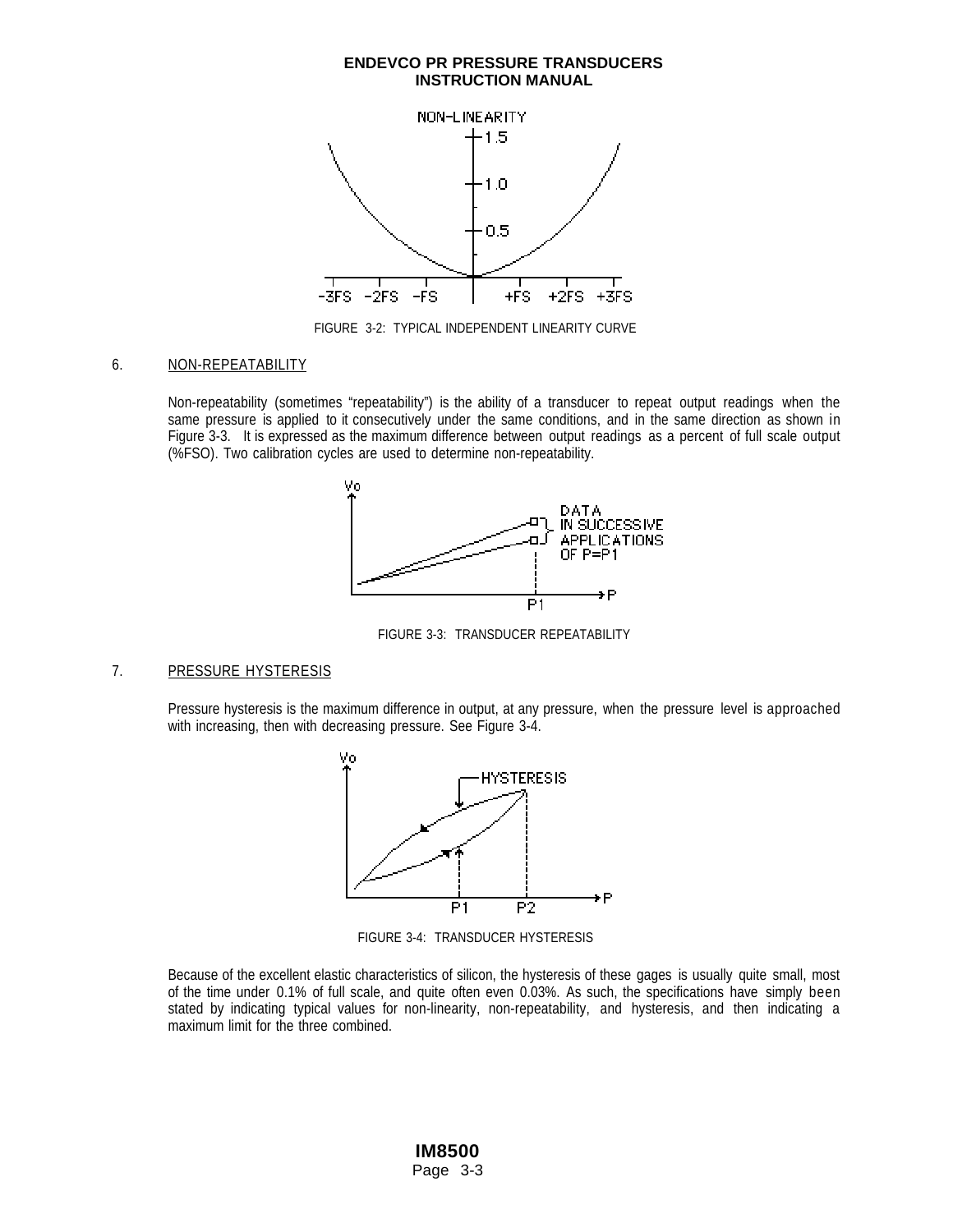FIGURE 3-2: TYPICAL INDEPENDENT LINEARITY CURVE

6. NON-REPEATABILITY

Non-repeatability (sometimes "repeatability") is the ability of a transducer to repeat output readings when the same pressure is applied to it consecutively under the same conditions, and in the same direction as shown in Figure 3-3. It is expressed as the maximum difference between output readings as a percent of full scale output (%FSO). Two calibration cycles are used to determine non-repeatability.

FIGURE 3-3: TRANSDUCER REPEATABILITY

7. PRESSURE HYSTERESIS

Pressure hysteresis is the maximum difference in output, at any pressure, when the pressure level is approached with increasing, then with decreasing pressure. See Figure 3-4.

FIGURE 3-4: TRANSDUCER HYSTERESIS

Because of the excellent elastic characteristics of silicon, the hysteresis of these gages is usually quite small, most of the time under 0.1% of full scale, and quite often even 0.03%. As such, the specifications have simply been stated by indicating typical values for non-linearity, non-repeatability, and hysteresis, and then indicating a maximum limit for the three combined.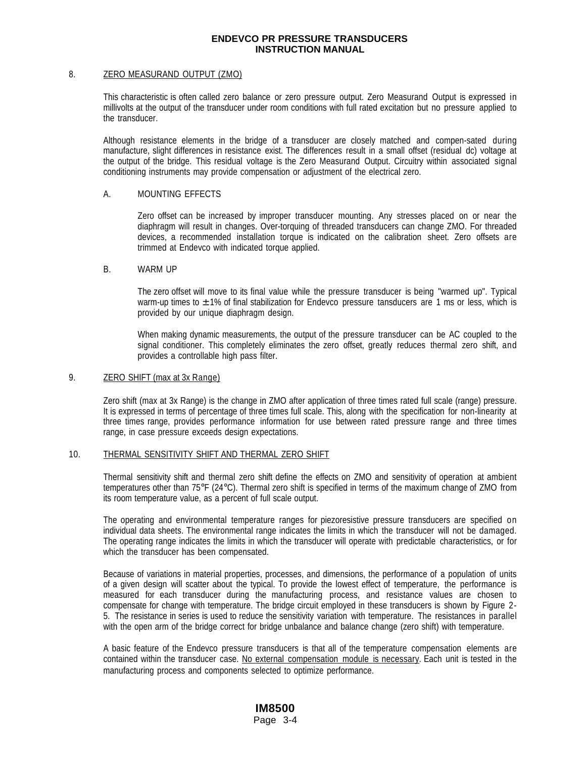## 8. ZERO MEASURAND OUTPUT (ZMO)

This characteristic is often called zero balance or zero pressure output. Zero Measurand Output is expressed in millivolts at the output of the transducer under room conditions with full rated excitation but no pressure applied to the transducer.

Although resistance elements in the bridge of a transducer are closely matched and compen-sated during manufacture, slight differences in resistance exist. The differences result in a small offset (residual dc) voltage at the output of the bridge. This residual voltage is the Zero Measurand Output. Circuitry within associated signal conditioning instruments may provide compensation or adjustment of the electrical zero.

### A. MOUNTING EFFECTS

Zero offset can be increased by improper transducer mounting. Any stresses placed on or near the diaphragm will result in changes. Over-torquing of threaded transducers can change ZMO. For threaded devices, a recommended installation torque is indicated on the calibration sheet. Zero offsets are trimmed at Endevco with indicated torque applied.

### B. WARM UP

The zero offset will move to its final value while the pressure transducer is being "warmed up". Typical warm-up times to ±1% of final stabilization for Endevco pressure tansducers are 1 ms or less, which is provided by our unique diaphragm design.

When making dynamic measurements, the output of the pressure transducer can be AC coupled to the signal conditioner. This completely eliminates the zero offset, greatly reduces thermal zero shift, and provides a controllable high pass filter.

## 9. ZERO SHIFT (max at 3x Range)

Zero shift (max at 3x Range) is the change in ZMO after application of three times rated full scale (range) pressure. It is expressed in terms of percentage of three times full scale. This, along with the specification for non-linearity at three times range, provides performance information for use between rated pressure range and three times range, in case pressure exceeds design expectations.

## 10. THERMAL SENSITIVITY SHIFT AND THERMAL ZERO SHIFT

Thermal sensitivity shift and thermal zero shift define the effects on ZMO and sensitivity of operation at ambient temperatures other than 75°F (24°C). Thermal zero shift is specified in terms of the maximum change of ZMO from its room temperature value, as a percent of full scale output.

The operating and environmental temperature ranges for piezoresistive pressure transducers are specified on individual data sheets. The environmental range indicates the limits in which the transducer will not be damaged. The operating range indicates the limits in which the transducer will operate with predictable characteristics, or for which the transducer has been compensated.

Because of variations in material properties, processes, and dimensions, the performance of a population of units of a given design will scatter about the typical. To provide the lowest effect of temperature, the performance is measured for each transducer during the manufacturing process, and resistance values are chosen to compensate for change with temperature. The bridge circuit employed in these transducers is shown by Figure 2-5. The resistance in series is used to reduce the sensitivity variation with temperature. The resistances in parallel with the open arm of the bridge correct for bridge unbalance and balance change (zero shift) with temperature.

A basic feature of the Endevco pressure transducers is that all of the temperature compensation elements are contained within the transducer case. No external compensation module is necessary. Each unit is tested in the manufacturing process and components selected to optimize performance.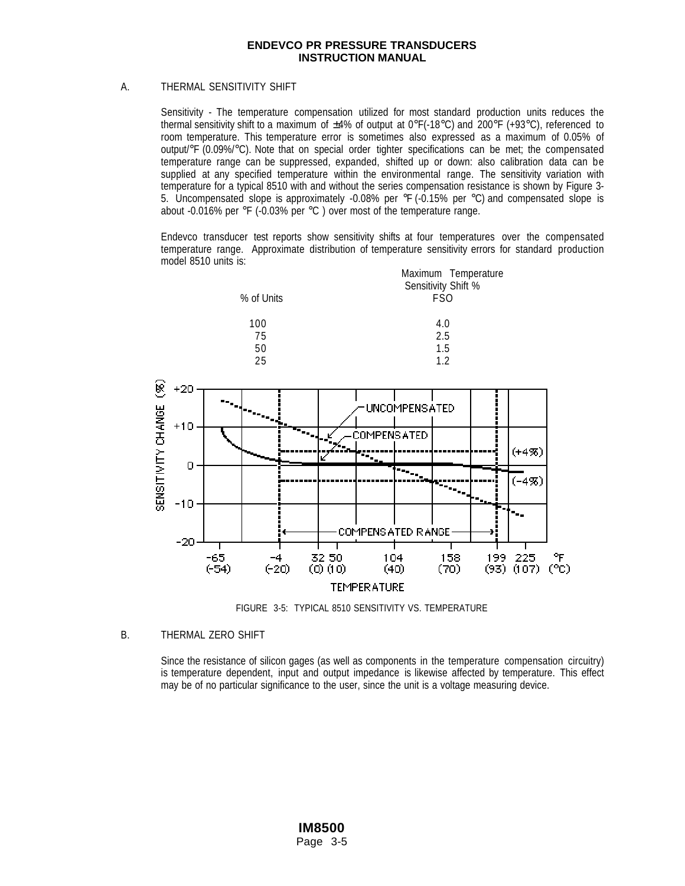A. THERMAL SENSITIVITY SHIFT

Sensitivity - The temperature compensation utilized for most standard production units reduces the thermal sensitivity shift to a maximum of ±4% of output at 0°F(-18°C) and 200°F (+93°C), referenced to room temperature. This temperature error is sometimes also expressed as a maximum of 0.05% of output/°F (0.09%/°C). Note that on special order tighter specifications can be met; the compensated temperature range can be suppressed, expanded, shifted up or down: also calibration data can be supplied at any specified temperature within the environmental range. The sensitivity variation with temperature for a typical 8510 with and without the series compensation resistance is shown by Figure 3-5. Uncompensated slope is approximately -0.08% per °F (-0.15% per °C) and compensated slope is about -0.016% per °F (-0.03% per °C ) over most of the temperature range.

Endevco transducer test reports show sensitivity shifts at four temperatures over the compensated temperature range. Approximate distribution of temperature sensitivity errors for standard production model 8510 units is:

| % of Units | Maximum Temperature Sensitivity Shift % FSO |
|---|---|
| 100 | 4.0 |
| 75 | 2.5 |
| 50 | 1.5 |
| 25 | 1.2 |

FIGURE 3-5: TYPICAL 8510 SENSITIVITY VS. TEMPERATURE

B. THERMAL ZERO SHIFT

Since the resistance of silicon gages (as well as components in the temperature compensation circuitry) is temperature dependent, input and output impedance is likewise affected by temperature. This effect may be of no particular significance to the user, since the unit is a voltage measuring device.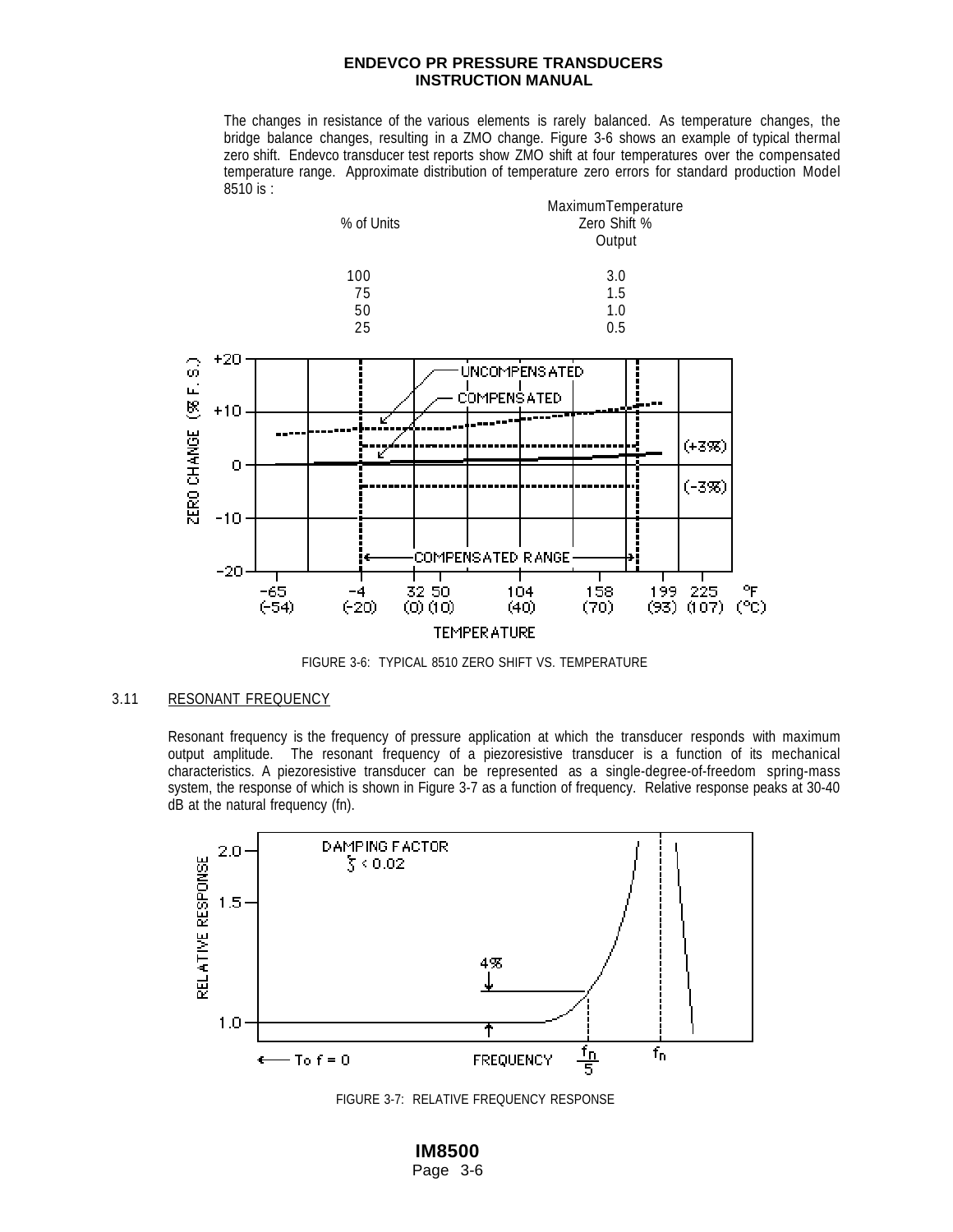The changes in resistance of the various elements is rarely balanced. As temperature changes, the bridge balance changes, resulting in a ZMO change. Figure 3-6 shows an example of typical thermal zero shift. Endevco transducer test reports show ZMO shift at four temperatures over the compensated temperature range. Approximate distribution of temperature zero errors for standard production Model 8510 is :

| % of Units | Maximum Temperature Zero Shift % Output |
|---|---|
| 100 | 3.0 |
| 75 | 1.5 |
| 50 | 1.0 |
| 25 | 0.5 |

FIGURE 3-6: TYPICAL 8510 ZERO SHIFT VS. TEMPERATURE

## 3.11 RESONANT FREQUENCY

Resonant frequency is the frequency of pressure application at which the transducer responds with maximum output amplitude. The resonant frequency of a piezoresistive transducer is a function of its mechanical characteristics. A piezoresistive transducer can be represented as a single-degree-of-freedom spring-mass system, the response of which is shown in Figure 3-7 as a function of frequency. Relative response peaks at 30-40 dB at the natural frequency (fn).

FIGURE 3-7: RELATIVE FREQUENCY RESPONSE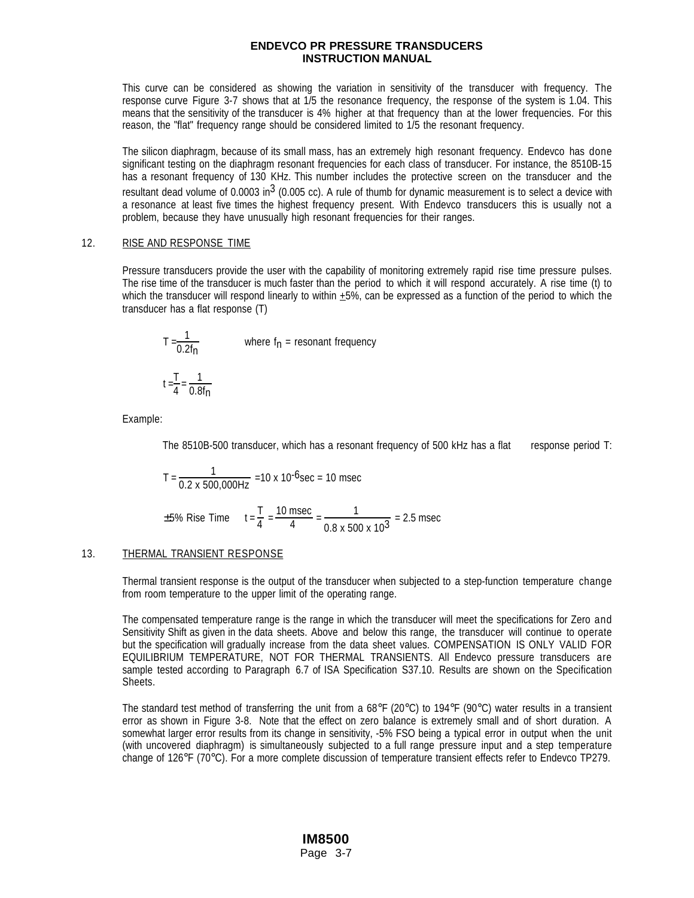This curve can be considered as showing the variation in sensitivity of the transducer with frequency. The response curve Figure 3-7 shows that at 1/5 the resonance frequency, the response of the system is 1.04. This means that the sensitivity of the transducer is 4% higher at that frequency than at the lower frequencies. For this reason, the "flat" frequency range should be considered limited to 1/5 the resonant frequency.

The silicon diaphragm, because of its small mass, has an extremely high resonant frequency. Endevco has done significant testing on the diaphragm resonant frequencies for each class of transducer. For instance, the 8510B-15 has a resonant frequency of 130 KHz. This number includes the protective screen on the transducer and the resultant dead volume of 0.0003 in$^3$ (0.005 cc). A rule of thumb for dynamic measurement is to select a device with a resonance at least five times the highest frequency present. With Endevco transducers this is usually not a problem, because they have unusually high resonant frequencies for their ranges.

## 12. RISE AND RESPONSE TIME

Pressure transducers provide the user with the capability of monitoring extremely rapid rise time pressure pulses. The rise time of the transducer is much faster than the period to which it will respond accurately. A rise time (t) to which the transducer will respond linearly to within ±5%, can be expressed as a function of the period to which the transducer has a flat response (T)

$$T = \frac{1}{0.2f_n} \qquad \text{where } f_n = \text{resonant frequency}$$

$$t = \frac{T}{4} = \frac{1}{0.8f_n}$$

Example:

The 8510B-500 transducer, which has a resonant frequency of 500 kHz has a flat response period T:

$$T = \frac{1}{0.2 \times 500{,}000\text{Hz}} = 10 \times 10^{-6}\text{sec} = 10 \text{ msec}$$

$$\pm 5\% \text{ Rise Time} \quad t = \frac{T}{4} = \frac{10 \text{ msec}}{4} = \frac{1}{0.8 \times 500 \times 10^3} = 2.5 \text{ msec}$$

## 13. THERMAL TRANSIENT RESPONSE

Thermal transient response is the output of the transducer when subjected to a step-function temperature change from room temperature to the upper limit of the operating range.

The compensated temperature range is the range in which the transducer will meet the specifications for Zero and Sensitivity Shift as given in the data sheets. Above and below this range, the transducer will continue to operate but the specification will gradually increase from the data sheet values. COMPENSATION IS ONLY VALID FOR EQUILIBRIUM TEMPERATURE, NOT FOR THERMAL TRANSIENTS. All Endevco pressure transducers are sample tested according to Paragraph 6.7 of ISA Specification S37.10. Results are shown on the Specification Sheets.

The standard test method of transferring the unit from a 68°F (20°C) to 194°F (90°C) water results in a transient error as shown in Figure 3-8. Note that the effect on zero balance is extremely small and of short duration. A somewhat larger error results from its change in sensitivity, -5% FSO being a typical error in output when the unit (with uncovered diaphragm) is simultaneously subjected to a full range pressure input and a step temperature change of 126°F (70°C). For a more complete discussion of temperature transient effects refer to Endevco TP279.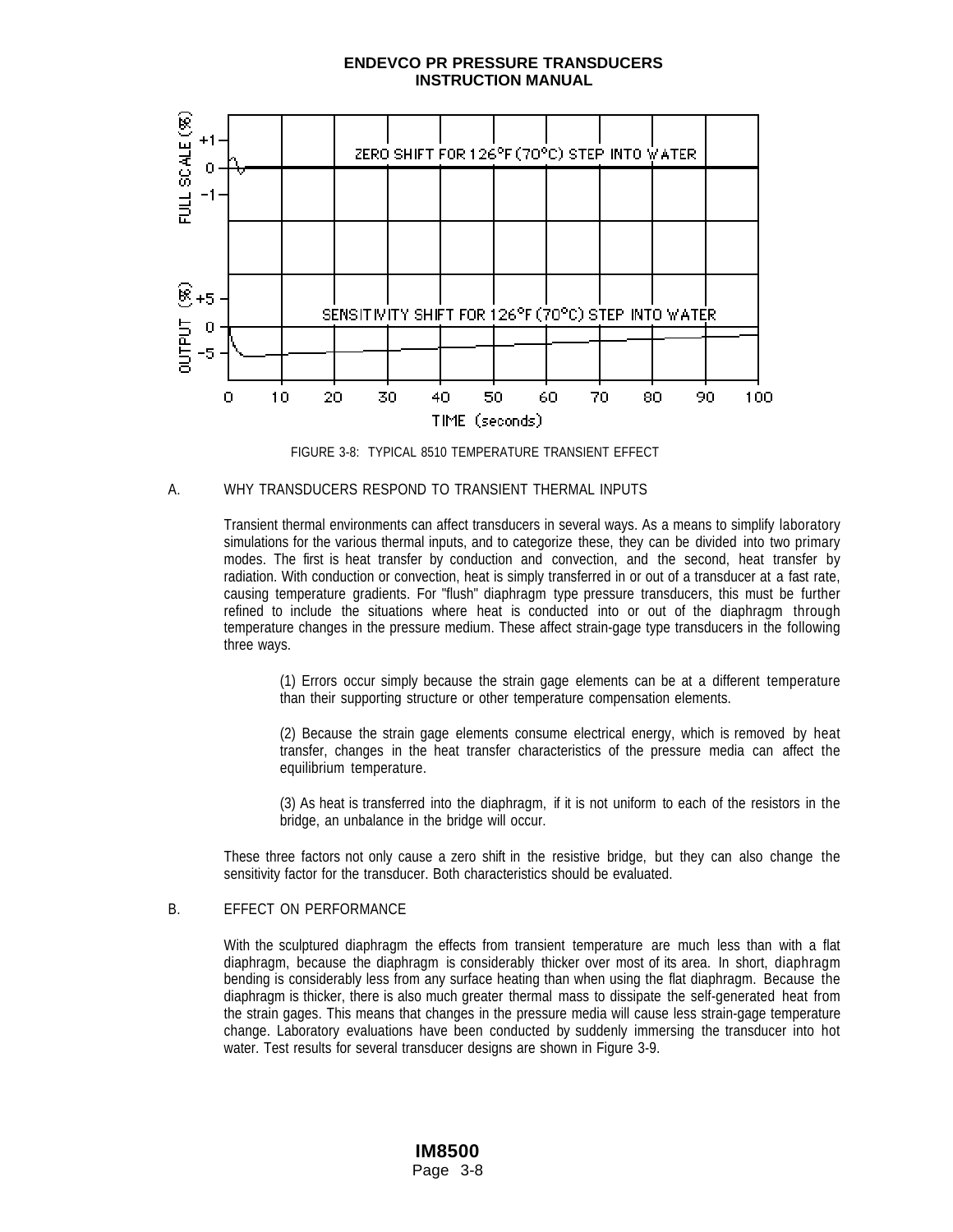FIGURE 3-8: TYPICAL 8510 TEMPERATURE TRANSIENT EFFECT

A. WHY TRANSDUCERS RESPOND TO TRANSIENT THERMAL INPUTS

Transient thermal environments can affect transducers in several ways. As a means to simplify laboratory simulations for the various thermal inputs, and to categorize these, they can be divided into two primary modes. The first is heat transfer by conduction and convection, and the second, heat transfer by radiation. With conduction or convection, heat is simply transferred in or out of a transducer at a fast rate, causing temperature gradients. For "flush" diaphragm type pressure transducers, this must be further refined to include the situations where heat is conducted into or out of the diaphragm through temperature changes in the pressure medium. These affect strain-gage type transducers in the following three ways.

(1) Errors occur simply because the strain gage elements can be at a different temperature than their supporting structure or other temperature compensation elements.

(2) Because the strain gage elements consume electrical energy, which is removed by heat transfer, changes in the heat transfer characteristics of the pressure media can affect the equilibrium temperature.

(3) As heat is transferred into the diaphragm, if it is not uniform to each of the resistors in the bridge, an unbalance in the bridge will occur.

These three factors not only cause a zero shift in the resistive bridge, but they can also change the sensitivity factor for the transducer. Both characteristics should be evaluated.

B. EFFECT ON PERFORMANCE

With the sculptured diaphragm the effects from transient temperature are much less than with a flat diaphragm, because the diaphragm is considerably thicker over most of its area. In short, diaphragm bending is considerably less from any surface heating than when using the flat diaphragm. Because the diaphragm is thicker, there is also much greater thermal mass to dissipate the self-generated heat from the strain gages. This means that changes in the pressure media will cause less strain-gage temperature change. Laboratory evaluations have been conducted by suddenly immersing the transducer into hot water. Test results for several transducer designs are shown in Figure 3-9.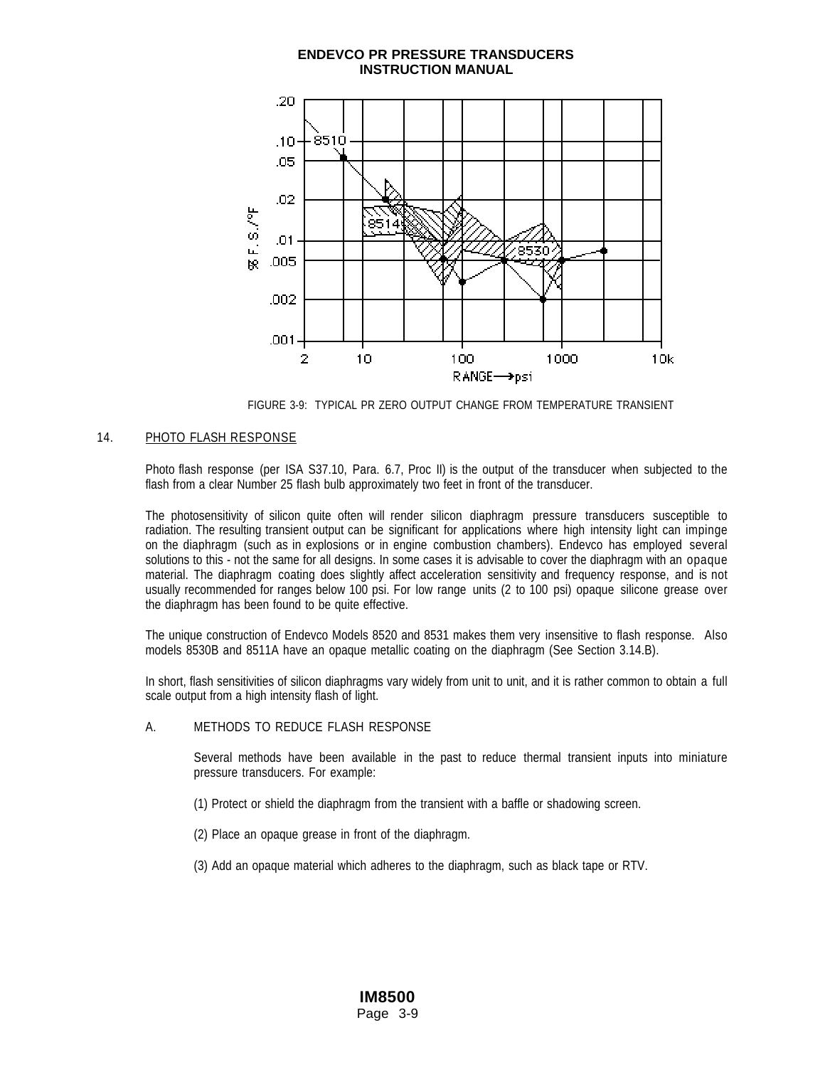FIGURE 3-9: TYPICAL PR ZERO OUTPUT CHANGE FROM TEMPERATURE TRANSIENT

14. PHOTO FLASH RESPONSE

Photo flash response (per ISA S37.10, Para. 6.7, Proc II) is the output of the transducer when subjected to the flash from a clear Number 25 flash bulb approximately two feet in front of the transducer.

The photosensitivity of silicon quite often will render silicon diaphragm pressure transducers susceptible to radiation. The resulting transient output can be significant for applications where high intensity light can impinge on the diaphragm (such as in explosions or in engine combustion chambers). Endevco has employed several solutions to this - not the same for all designs. In some cases it is advisable to cover the diaphragm with an opaque material. The diaphragm coating does slightly affect acceleration sensitivity and frequency response, and is not usually recommended for ranges below 100 psi. For low range units (2 to 100 psi) opaque silicone grease over the diaphragm has been found to be quite effective.

The unique construction of Endevco Models 8520 and 8531 makes them very insensitive to flash response. Also models 8530B and 8511A have an opaque metallic coating on the diaphragm (See Section 3.14.B).

In short, flash sensitivities of silicon diaphragms vary widely from unit to unit, and it is rather common to obtain a full scale output from a high intensity flash of light.

A. METHODS TO REDUCE FLASH RESPONSE

Several methods have been available in the past to reduce thermal transient inputs into miniature pressure transducers. For example:

(1) Protect or shield the diaphragm from the transient with a baffle or shadowing screen.

(2) Place an opaque grease in front of the diaphragm.

(3) Add an opaque material which adheres to the diaphragm, such as black tape or RTV.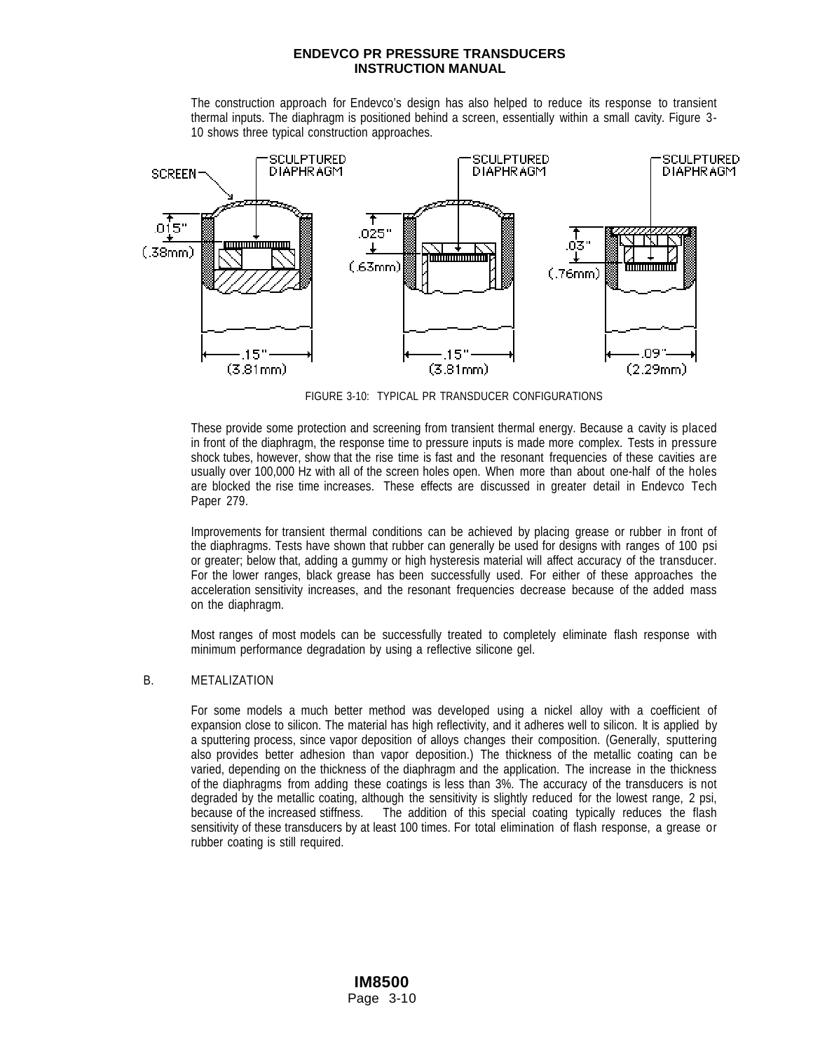The construction approach for Endevco's design has also helped to reduce its response to transient thermal inputs. The diaphragm is positioned behind a screen, essentially within a small cavity. Figure 3-10 shows three typical construction approaches.

FIGURE 3-10: TYPICAL PR TRANSDUCER CONFIGURATIONS

These provide some protection and screening from transient thermal energy. Because a cavity is placed in front of the diaphragm, the response time to pressure inputs is made more complex. Tests in pressure shock tubes, however, show that the rise time is fast and the resonant frequencies of these cavities are usually over 100,000 Hz with all of the screen holes open. When more than about one-half of the holes are blocked the rise time increases. These effects are discussed in greater detail in Endevco Tech Paper 279.

Improvements for transient thermal conditions can be achieved by placing grease or rubber in front of the diaphragms. Tests have shown that rubber can generally be used for designs with ranges of 100 psi or greater; below that, adding a gummy or high hysteresis material will affect accuracy of the transducer. For the lower ranges, black grease has been successfully used. For either of these approaches the acceleration sensitivity increases, and the resonant frequencies decrease because of the added mass on the diaphragm.

Most ranges of most models can be successfully treated to completely eliminate flash response with minimum performance degradation by using a reflective silicone gel.

B. METALIZATION

For some models a much better method was developed using a nickel alloy with a coefficient of expansion close to silicon. The material has high reflectivity, and it adheres well to silicon. It is applied by a sputtering process, since vapor deposition of alloys changes their composition. (Generally, sputtering also provides better adhesion than vapor deposition.) The thickness of the metallic coating can be varied, depending on the thickness of the diaphragm and the application. The increase in the thickness of the diaphragms from adding these coatings is less than 3%. The accuracy of the transducers is not degraded by the metallic coating, although the sensitivity is slightly reduced for the lowest range, 2 psi, because of the increased stiffness. The addition of this special coating typically reduces the flash sensitivity of these transducers by at least 100 times. For total elimination of flash response, a grease or rubber coating is still required.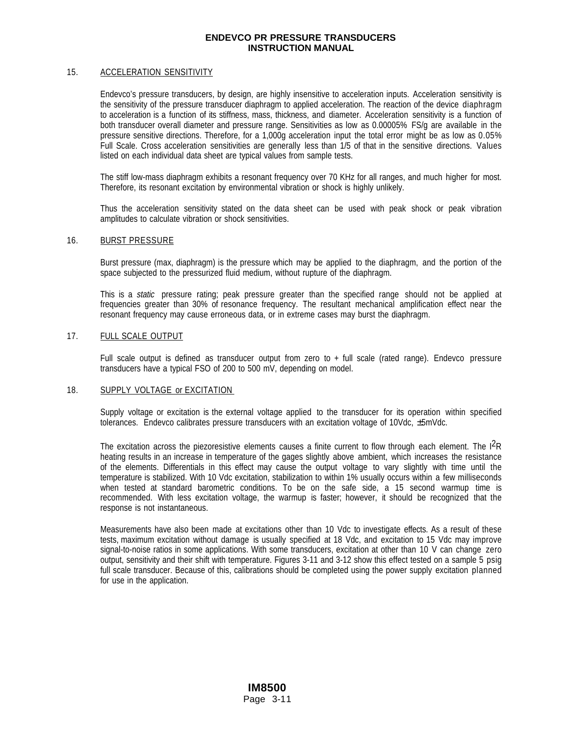## 15. ACCELERATION SENSITIVITY

Endevco's pressure transducers, by design, are highly insensitive to acceleration inputs. Acceleration sensitivity is the sensitivity of the pressure transducer diaphragm to applied acceleration. The reaction of the device diaphragm to acceleration is a function of its stiffness, mass, thickness, and diameter. Acceleration sensitivity is a function of both transducer overall diameter and pressure range. Sensitivities as low as 0.00005% FS/g are available in the pressure sensitive directions. Therefore, for a 1,000g acceleration input the total error might be as low as 0.05% Full Scale. Cross acceleration sensitivities are generally less than 1/5 of that in the sensitive directions. Values listed on each individual data sheet are typical values from sample tests.

The stiff low-mass diaphragm exhibits a resonant frequency over 70 KHz for all ranges, and much higher for most. Therefore, its resonant excitation by environmental vibration or shock is highly unlikely.

Thus the acceleration sensitivity stated on the data sheet can be used with peak shock or peak vibration amplitudes to calculate vibration or shock sensitivities.

## 16. BURST PRESSURE

Burst pressure (max, diaphragm) is the pressure which may be applied to the diaphragm, and the portion of the space subjected to the pressurized fluid medium, without rupture of the diaphragm.

This is a *static* pressure rating; peak pressure greater than the specified range should not be applied at frequencies greater than 30% of resonance frequency. The resultant mechanical amplification effect near the resonant frequency may cause erroneous data, or in extreme cases may burst the diaphragm.

## 17. FULL SCALE OUTPUT

Full scale output is defined as transducer output from zero to + full scale (rated range). Endevco pressure transducers have a typical FSO of 200 to 500 mV, depending on model.

## 18. SUPPLY VOLTAGE or EXCITATION

Supply voltage or excitation is the external voltage applied to the transducer for its operation within specified tolerances. Endevco calibrates pressure transducers with an excitation voltage of 10Vdc, ±5mVdc.

The excitation across the piezoresistive elements causes a finite current to flow through each element. The $I^2R$ heating results in an increase in temperature of the gages slightly above ambient, which increases the resistance of the elements. Differentials in this effect may cause the output voltage to vary slightly with time until the temperature is stabilized. With 10 Vdc excitation, stabilization to within 1% usually occurs within a few milliseconds when tested at standard barometric conditions. To be on the safe side, a 15 second warmup time is recommended. With less excitation voltage, the warmup is faster; however, it should be recognized that the response is not instantaneous.

Measurements have also been made at excitations other than 10 Vdc to investigate effects. As a result of these tests, maximum excitation without damage is usually specified at 18 Vdc, and excitation to 15 Vdc may improve signal-to-noise ratios in some applications. With some transducers, excitation at other than 10 V can change zero output, sensitivity and their shift with temperature. Figures 3-11 and 3-12 show this effect tested on a sample 5 psig full scale transducer. Because of this, calibrations should be completed using the power supply excitation planned for use in the application.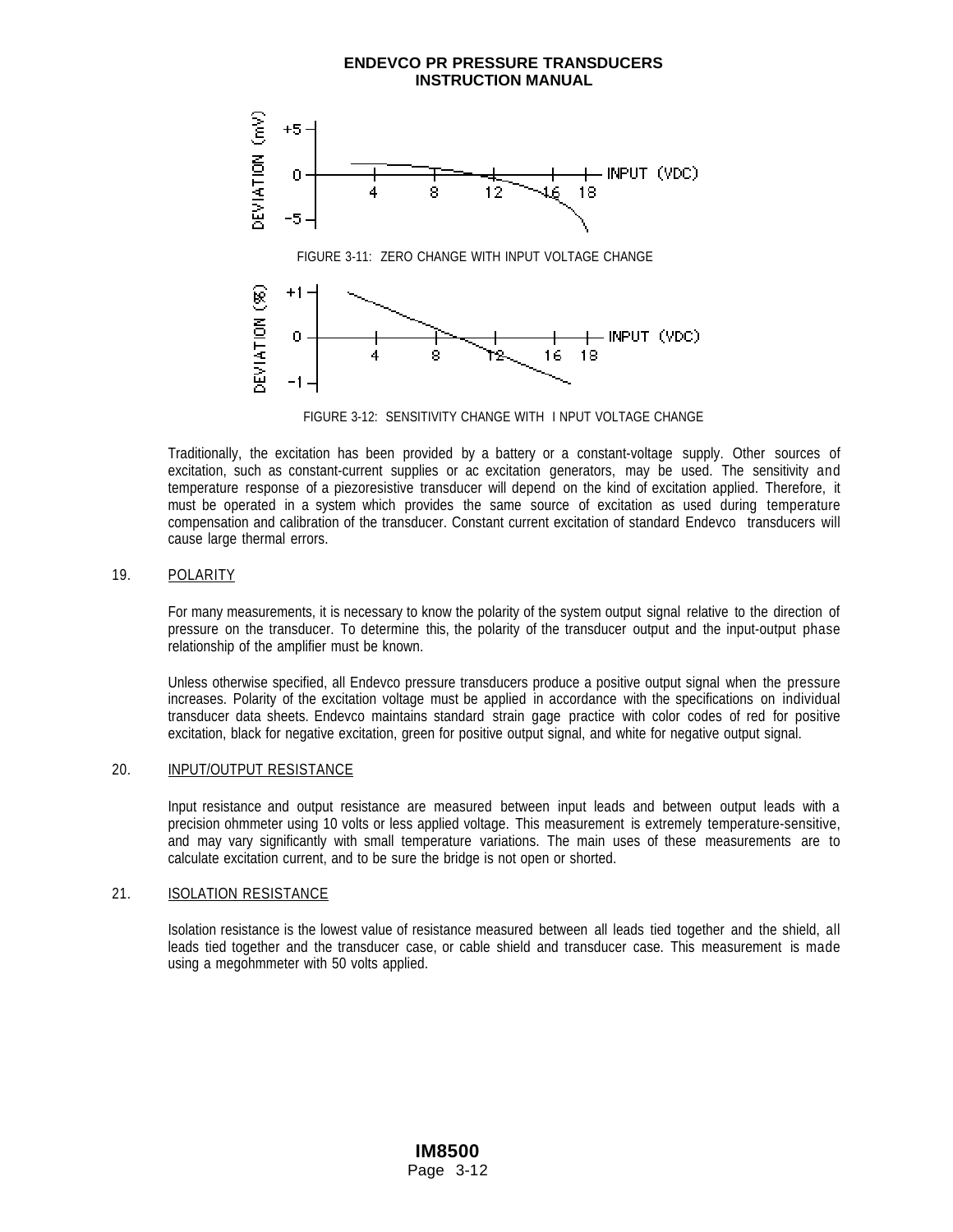FIGURE 3-11: ZERO CHANGE WITH INPUT VOLTAGE CHANGE

FIGURE 3-12: SENSITIVITY CHANGE WITH I NPUT VOLTAGE CHANGE

Traditionally, the excitation has been provided by a battery or a constant-voltage supply. Other sources of excitation, such as constant-current supplies or ac excitation generators, may be used. The sensitivity and temperature response of a piezoresistive transducer will depend on the kind of excitation applied. Therefore, it must be operated in a system which provides the same source of excitation as used during temperature compensation and calibration of the transducer. Constant current excitation of standard Endevco transducers will cause large thermal errors.

## 19. POLARITY

For many measurements, it is necessary to know the polarity of the system output signal relative to the direction of pressure on the transducer. To determine this, the polarity of the transducer output and the input-output phase relationship of the amplifier must be known.

Unless otherwise specified, all Endevco pressure transducers produce a positive output signal when the pressure increases. Polarity of the excitation voltage must be applied in accordance with the specifications on individual transducer data sheets. Endevco maintains standard strain gage practice with color codes of red for positive excitation, black for negative excitation, green for positive output signal, and white for negative output signal.

## 20. INPUT/OUTPUT RESISTANCE

Input resistance and output resistance are measured between input leads and between output leads with a precision ohmmeter using 10 volts or less applied voltage. This measurement is extremely temperature-sensitive, and may vary significantly with small temperature variations. The main uses of these measurements are to calculate excitation current, and to be sure the bridge is not open or shorted.

## 21. ISOLATION RESISTANCE

Isolation resistance is the lowest value of resistance measured between all leads tied together and the shield, all leads tied together and the transducer case, or cable shield and transducer case. This measurement is made using a megohmmeter with 50 volts applied.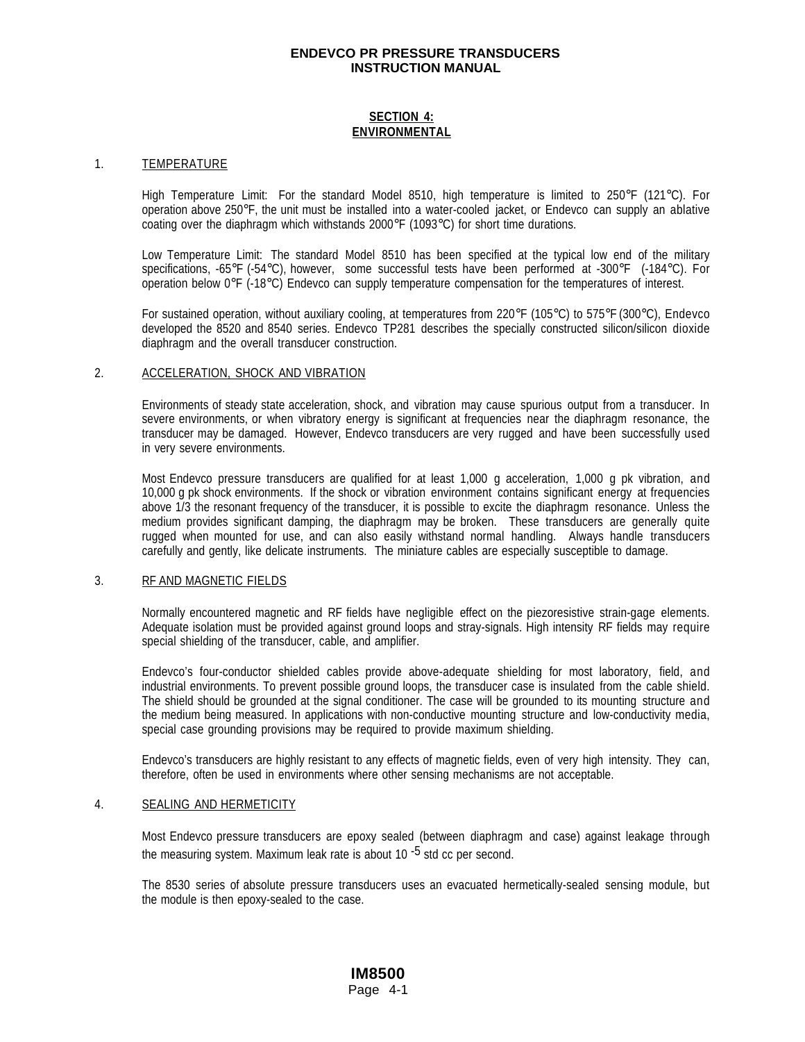## SECTION 4: ENVIRONMENTAL

### 1. TEMPERATURE

High Temperature Limit: For the standard Model 8510, high temperature is limited to 250°F (121°C). For operation above 250°F, the unit must be installed into a water-cooled jacket, or Endevco can supply an ablative coating over the diaphragm which withstands 2000°F (1093°C) for short time durations.

Low Temperature Limit: The standard Model 8510 has been specified at the typical low end of the military specifications, -65°F (-54°C), however, some successful tests have been performed at -300°F (-184°C). For operation below 0°F (-18°C) Endevco can supply temperature compensation for the temperatures of interest.

For sustained operation, without auxiliary cooling, at temperatures from 220°F (105°C) to 575°F (300°C), Endevco developed the 8520 and 8540 series. Endevco TP281 describes the specially constructed silicon/silicon dioxide diaphragm and the overall transducer construction.

### 2. ACCELERATION, SHOCK AND VIBRATION

Environments of steady state acceleration, shock, and vibration may cause spurious output from a transducer. In severe environments, or when vibratory energy is significant at frequencies near the diaphragm resonance, the transducer may be damaged. However, Endevco transducers are very rugged and have been successfully used in very severe environments.

Most Endevco pressure transducers are qualified for at least 1,000 g acceleration, 1,000 g pk vibration, and 10,000 g pk shock environments. If the shock or vibration environment contains significant energy at frequencies above 1/3 the resonant frequency of the transducer, it is possible to excite the diaphragm resonance. Unless the medium provides significant damping, the diaphragm may be broken. These transducers are generally quite rugged when mounted for use, and can also easily withstand normal handling. Always handle transducers carefully and gently, like delicate instruments. The miniature cables are especially susceptible to damage.

### 3. RF AND MAGNETIC FIELDS

Normally encountered magnetic and RF fields have negligible effect on the piezoresistive strain-gage elements. Adequate isolation must be provided against ground loops and stray-signals. High intensity RF fields may require special shielding of the transducer, cable, and amplifier.

Endevco's four-conductor shielded cables provide above-adequate shielding for most laboratory, field, and industrial environments. To prevent possible ground loops, the transducer case is insulated from the cable shield. The shield should be grounded at the signal conditioner. The case will be grounded to its mounting structure and the medium being measured. In applications with non-conductive mounting structure and low-conductivity media, special case grounding provisions may be required to provide maximum shielding.

Endevco's transducers are highly resistant to any effects of magnetic fields, even of very high intensity. They can, therefore, often be used in environments where other sensing mechanisms are not acceptable.

### 4. SEALING AND HERMETICITY

Most Endevco pressure transducers are epoxy sealed (between diaphragm and case) against leakage through the measuring system. Maximum leak rate is about $10^{-5}$ std cc per second.

The 8530 series of absolute pressure transducers uses an evacuated hermetically-sealed sensing module, but the module is then epoxy-sealed to the case.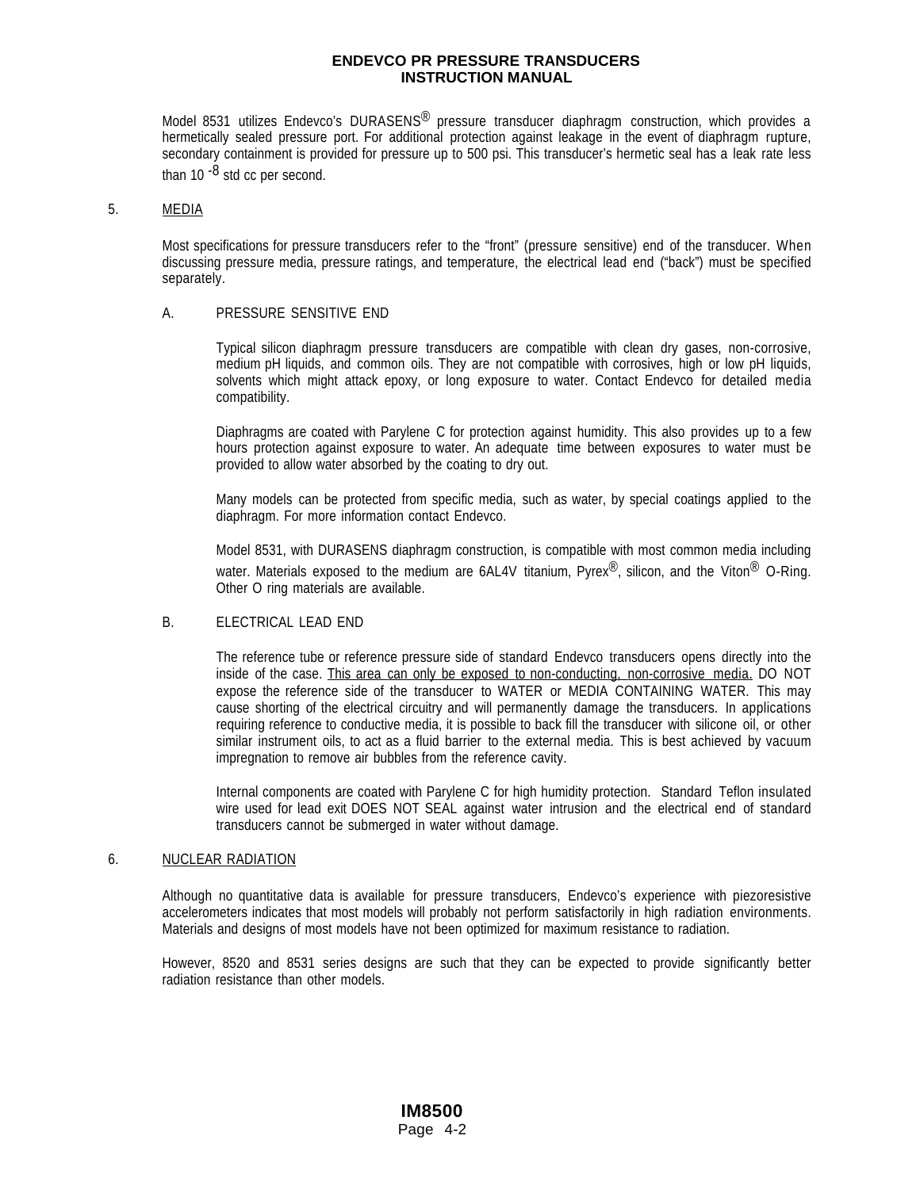Model 8531 utilizes Endevco's DURASENS® pressure transducer diaphragm construction, which provides a hermetically sealed pressure port. For additional protection against leakage in the event of diaphragm rupture, secondary containment is provided for pressure up to 500 psi. This transducer's hermetic seal has a leak rate less than $10^{-8}$ std cc per second.

## 5. MEDIA

Most specifications for pressure transducers refer to the "front" (pressure sensitive) end of the transducer. When discussing pressure media, pressure ratings, and temperature, the electrical lead end ("back") must be specified separately.

### A. PRESSURE SENSITIVE END

Typical silicon diaphragm pressure transducers are compatible with clean dry gases, non-corrosive, medium pH liquids, and common oils. They are not compatible with corrosives, high or low pH liquids, solvents which might attack epoxy, or long exposure to water. Contact Endevco for detailed media compatibility.

Diaphragms are coated with Parylene C for protection against humidity. This also provides up to a few hours protection against exposure to water. An adequate time between exposures to water must be provided to allow water absorbed by the coating to dry out.

Many models can be protected from specific media, such as water, by special coatings applied to the diaphragm. For more information contact Endevco.

Model 8531, with DURASENS diaphragm construction, is compatible with most common media including water. Materials exposed to the medium are 6AL4V titanium, Pyrex®, silicon, and the Viton® O-Ring. Other O ring materials are available.

### B. ELECTRICAL LEAD END

The reference tube or reference pressure side of standard Endevco transducers opens directly into the inside of the case. <u>This area can only be exposed to non-conducting, non-corrosive media.</u> DO NOT expose the reference side of the transducer to WATER or MEDIA CONTAINING WATER. This may cause shorting of the electrical circuitry and will permanently damage the transducers. In applications requiring reference to conductive media, it is possible to back fill the transducer with silicone oil, or other similar instrument oils, to act as a fluid barrier to the external media. This is best achieved by vacuum impregnation to remove air bubbles from the reference cavity.

Internal components are coated with Parylene C for high humidity protection. Standard Teflon insulated wire used for lead exit DOES NOT SEAL against water intrusion and the electrical end of standard transducers cannot be submerged in water without damage.

## 6. NUCLEAR RADIATION

Although no quantitative data is available for pressure transducers, Endevco's experience with piezoresistive accelerometers indicates that most models will probably not perform satisfactorily in high radiation environments. Materials and designs of most models have not been optimized for maximum resistance to radiation.

However, 8520 and 8531 series designs are such that they can be expected to provide significantly better radiation resistance than other models.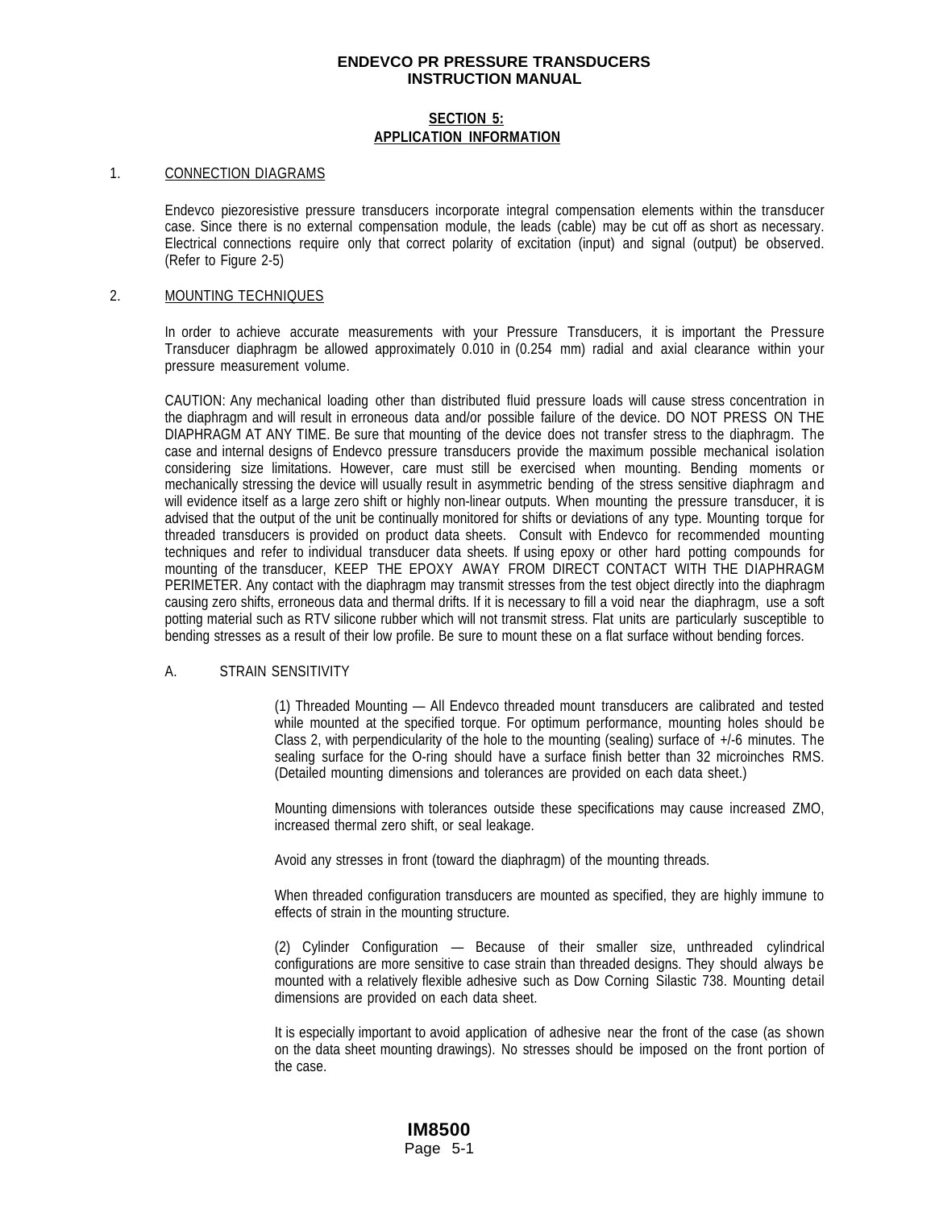## SECTION 5: APPLICATION INFORMATION

### 1. CONNECTION DIAGRAMS

Endevco piezoresistive pressure transducers incorporate integral compensation elements within the transducer case. Since there is no external compensation module, the leads (cable) may be cut off as short as necessary. Electrical connections require only that correct polarity of excitation (input) and signal (output) be observed. (Refer to Figure 2-5)

### 2. MOUNTING TECHNIQUES

In order to achieve accurate measurements with your Pressure Transducers, it is important the Pressure Transducer diaphragm be allowed approximately 0.010 in (0.254 mm) radial and axial clearance within your pressure measurement volume.

CAUTION: Any mechanical loading other than distributed fluid pressure loads will cause stress concentration in the diaphragm and will result in erroneous data and/or possible failure of the device. DO NOT PRESS ON THE DIAPHRAGM AT ANY TIME. Be sure that mounting of the device does not transfer stress to the diaphragm. The case and internal designs of Endevco pressure transducers provide the maximum possible mechanical isolation considering size limitations. However, care must still be exercised when mounting. Bending moments or mechanically stressing the device will usually result in asymmetric bending of the stress sensitive diaphragm and will evidence itself as a large zero shift or highly non-linear outputs. When mounting the pressure transducer, it is advised that the output of the unit be continually monitored for shifts or deviations of any type. Mounting torque for threaded transducers is provided on product data sheets. Consult with Endevco for recommended mounting techniques and refer to individual transducer data sheets. If using epoxy or other hard potting compounds for mounting of the transducer, KEEP THE EPOXY AWAY FROM DIRECT CONTACT WITH THE DIAPHRAGM PERIMETER. Any contact with the diaphragm may transmit stresses from the test object directly into the diaphragm causing zero shifts, erroneous data and thermal drifts. If it is necessary to fill a void near the diaphragm, use a soft potting material such as RTV silicone rubber which will not transmit stress. Flat units are particularly susceptible to bending stresses as a result of their low profile. Be sure to mount these on a flat surface without bending forces.

#### A. STRAIN SENSITIVITY

(1) Threaded Mounting — All Endevco threaded mount transducers are calibrated and tested while mounted at the specified torque. For optimum performance, mounting holes should be Class 2, with perpendicularity of the hole to the mounting (sealing) surface of +/-6 minutes. The sealing surface for the O-ring should have a surface finish better than 32 microinches RMS. (Detailed mounting dimensions and tolerances are provided on each data sheet.)

Mounting dimensions with tolerances outside these specifications may cause increased ZMO, increased thermal zero shift, or seal leakage.

Avoid any stresses in front (toward the diaphragm) of the mounting threads.

When threaded configuration transducers are mounted as specified, they are highly immune to effects of strain in the mounting structure.

(2) Cylinder Configuration — Because of their smaller size, unthreaded cylindrical configurations are more sensitive to case strain than threaded designs. They should always be mounted with a relatively flexible adhesive such as Dow Corning Silastic 738. Mounting detail dimensions are provided on each data sheet.

It is especially important to avoid application of adhesive near the front of the case (as shown on the data sheet mounting drawings). No stresses should be imposed on the front portion of the case.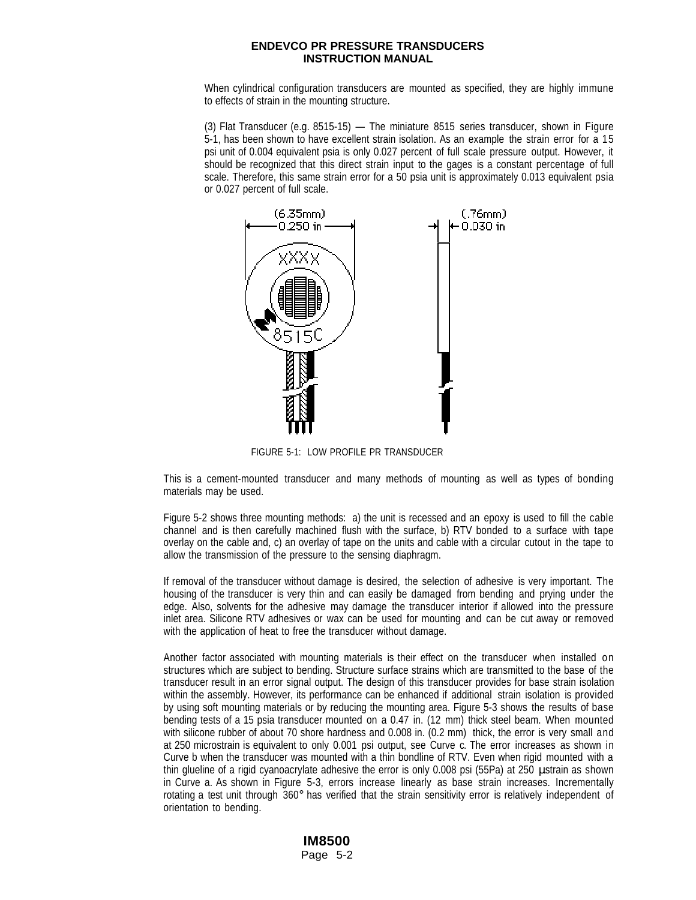When cylindrical configuration transducers are mounted as specified, they are highly immune to effects of strain in the mounting structure.

(3) Flat Transducer (e.g. 8515-15) — The miniature 8515 series transducer, shown in Figure 5-1, has been shown to have excellent strain isolation. As an example the strain error for a 15 psi unit of 0.004 equivalent psia is only 0.027 percent of full scale pressure output. However, it should be recognized that this direct strain input to the gages is a constant percentage of full scale. Therefore, this same strain error for a 50 psia unit is approximately 0.013 equivalent psia or 0.027 percent of full scale.

FIGURE 5-1: LOW PROFILE PR TRANSDUCER

This is a cement-mounted transducer and many methods of mounting as well as types of bonding materials may be used.

Figure 5-2 shows three mounting methods: a) the unit is recessed and an epoxy is used to fill the cable channel and is then carefully machined flush with the surface, b) RTV bonded to a surface with tape overlay on the cable and, c) an overlay of tape on the units and cable with a circular cutout in the tape to allow the transmission of the pressure to the sensing diaphragm.

If removal of the transducer without damage is desired, the selection of adhesive is very important. The housing of the transducer is very thin and can easily be damaged from bending and prying under the edge. Also, solvents for the adhesive may damage the transducer interior if allowed into the pressure inlet area. Silicone RTV adhesives or wax can be used for mounting and can be cut away or removed with the application of heat to free the transducer without damage.

Another factor associated with mounting materials is their effect on the transducer when installed on structures which are subject to bending. Structure surface strains which are transmitted to the base of the transducer result in an error signal output. The design of this transducer provides for base strain isolation within the assembly. However, its performance can be enhanced if additional strain isolation is provided by using soft mounting materials or by reducing the mounting area. Figure 5-3 shows the results of base bending tests of a 15 psia transducer mounted on a 0.47 in. (12 mm) thick steel beam. When mounted with silicone rubber of about 70 shore hardness and 0.008 in. (0.2 mm) thick, the error is very small and at 250 microstrain is equivalent to only 0.001 psi output, see Curve c. The error increases as shown in Curve b when the transducer was mounted with a thin bondline of RTV. Even when rigid mounted with a thin glueline of a rigid cyanoacrylate adhesive the error is only 0.008 psi (55Pa) at 250 µstrain as shown in Curve a. As shown in Figure 5-3, errors increase linearly as base strain increases. Incrementally rotating a test unit through 360° has verified that the strain sensitivity error is relatively independent of orientation to bending.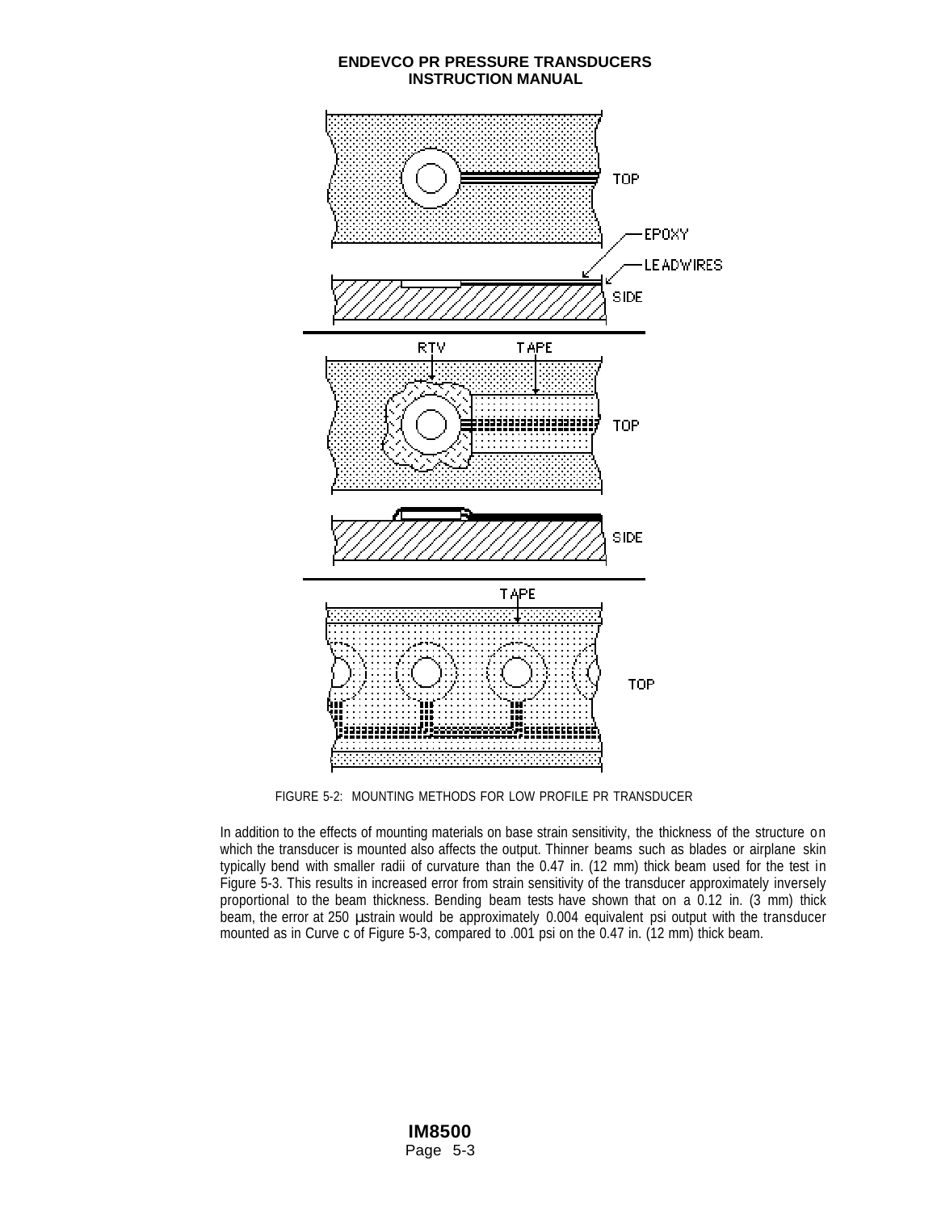FIGURE 5-2: MOUNTING METHODS FOR LOW PROFILE PR TRANSDUCER

In addition to the effects of mounting materials on base strain sensitivity, the thickness of the structure on which the transducer is mounted also affects the output. Thinner beams such as blades or airplane skin typically bend with smaller radii of curvature than the 0.47 in. (12 mm) thick beam used for the test in Figure 5-3. This results in increased error from strain sensitivity of the transducer approximately inversely proportional to the beam thickness. Bending beam tests have shown that on a 0.12 in. (3 mm) thick beam, the error at 250 μstrain would be approximately 0.004 equivalent psi output with the transducer mounted as in Curve c of Figure 5-3, compared to .001 psi on the 0.47 in. (12 mm) thick beam.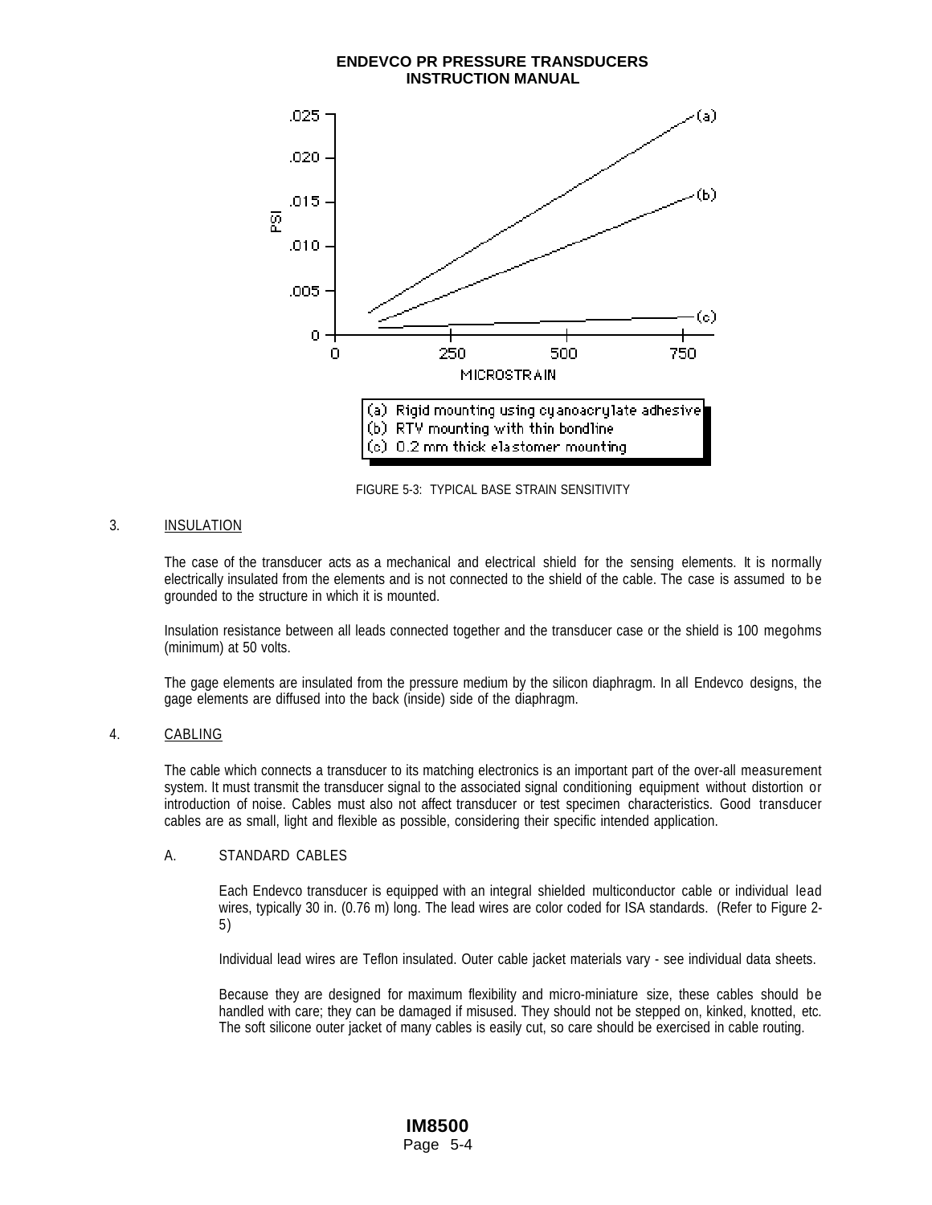FIGURE 5-3: TYPICAL BASE STRAIN SENSITIVITY

3. INSULATION

The case of the transducer acts as a mechanical and electrical shield for the sensing elements. It is normally electrically insulated from the elements and is not connected to the shield of the cable. The case is assumed to be grounded to the structure in which it is mounted.

Insulation resistance between all leads connected together and the transducer case or the shield is 100 megohms (minimum) at 50 volts.

The gage elements are insulated from the pressure medium by the silicon diaphragm. In all Endevco designs, the gage elements are diffused into the back (inside) side of the diaphragm.

4. CABLING

The cable which connects a transducer to its matching electronics is an important part of the over-all measurement system. It must transmit the transducer signal to the associated signal conditioning equipment without distortion or introduction of noise. Cables must also not affect transducer or test specimen characteristics. Good transducer cables are as small, light and flexible as possible, considering their specific intended application.

A. STANDARD CABLES

Each Endevco transducer is equipped with an integral shielded multiconductor cable or individual lead wires, typically 30 in. (0.76 m) long. The lead wires are color coded for ISA standards. (Refer to Figure 2-5)

Individual lead wires are Teflon insulated. Outer cable jacket materials vary - see individual data sheets.

Because they are designed for maximum flexibility and micro-miniature size, these cables should be handled with care; they can be damaged if misused. They should not be stepped on, kinked, knotted, etc. The soft silicone outer jacket of many cables is easily cut, so care should be exercised in cable routing.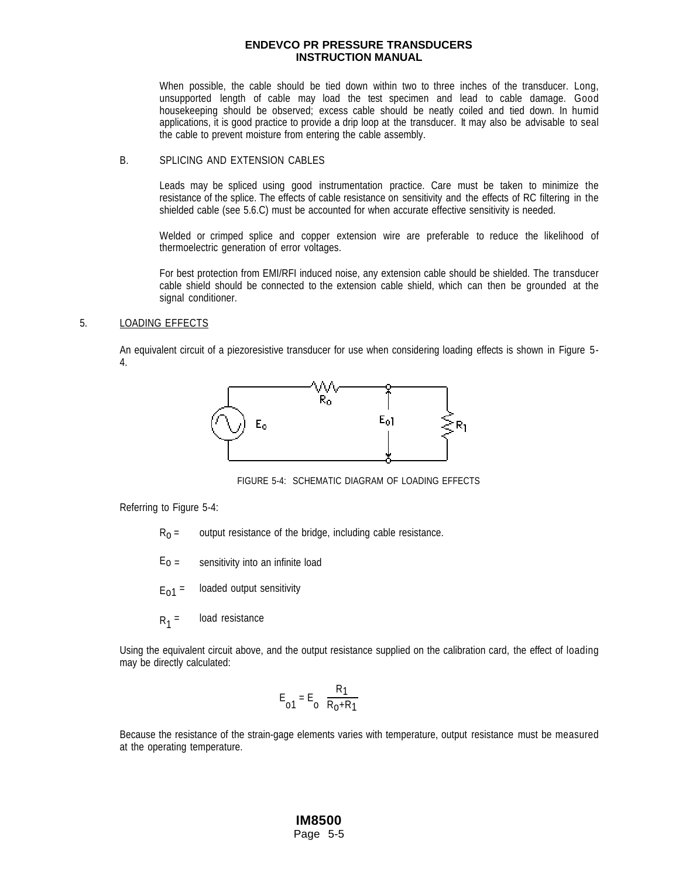When possible, the cable should be tied down within two to three inches of the transducer. Long, unsupported length of cable may load the test specimen and lead to cable damage. Good housekeeping should be observed; excess cable should be neatly coiled and tied down. In humid applications, it is good practice to provide a drip loop at the transducer. It may also be advisable to seal the cable to prevent moisture from entering the cable assembly.

B. SPLICING AND EXTENSION CABLES

Leads may be spliced using good instrumentation practice. Care must be taken to minimize the resistance of the splice. The effects of cable resistance on sensitivity and the effects of RC filtering in the shielded cable (see 5.6.C) must be accounted for when accurate effective sensitivity is needed.

Welded or crimped splice and copper extension wire are preferable to reduce the likelihood of thermoelectric generation of error voltages.

For best protection from EMI/RFI induced noise, any extension cable should be shielded. The transducer cable shield should be connected to the extension cable shield, which can then be grounded at the signal conditioner.

## 5. LOADING EFFECTS

An equivalent circuit of a piezoresistive transducer for use when considering loading effects is shown in Figure 5-4.

FIGURE 5-4: SCHEMATIC DIAGRAM OF LOADING EFFECTS

Referring to Figure 5-4:

- $R_0$ = output resistance of the bridge, including cable resistance.
- $E_0$ = sensitivity into an infinite load
- $E_{01}$ = loaded output sensitivity
- $R_1$ = load resistance

Using the equivalent circuit above, and the output resistance supplied on the calibration card, the effect of loading may be directly calculated:

$$E_{01} = E_0 \frac{R_1}{R_0 + R_1}$$

Because the resistance of the strain-gage elements varies with temperature, output resistance must be measured at the operating temperature.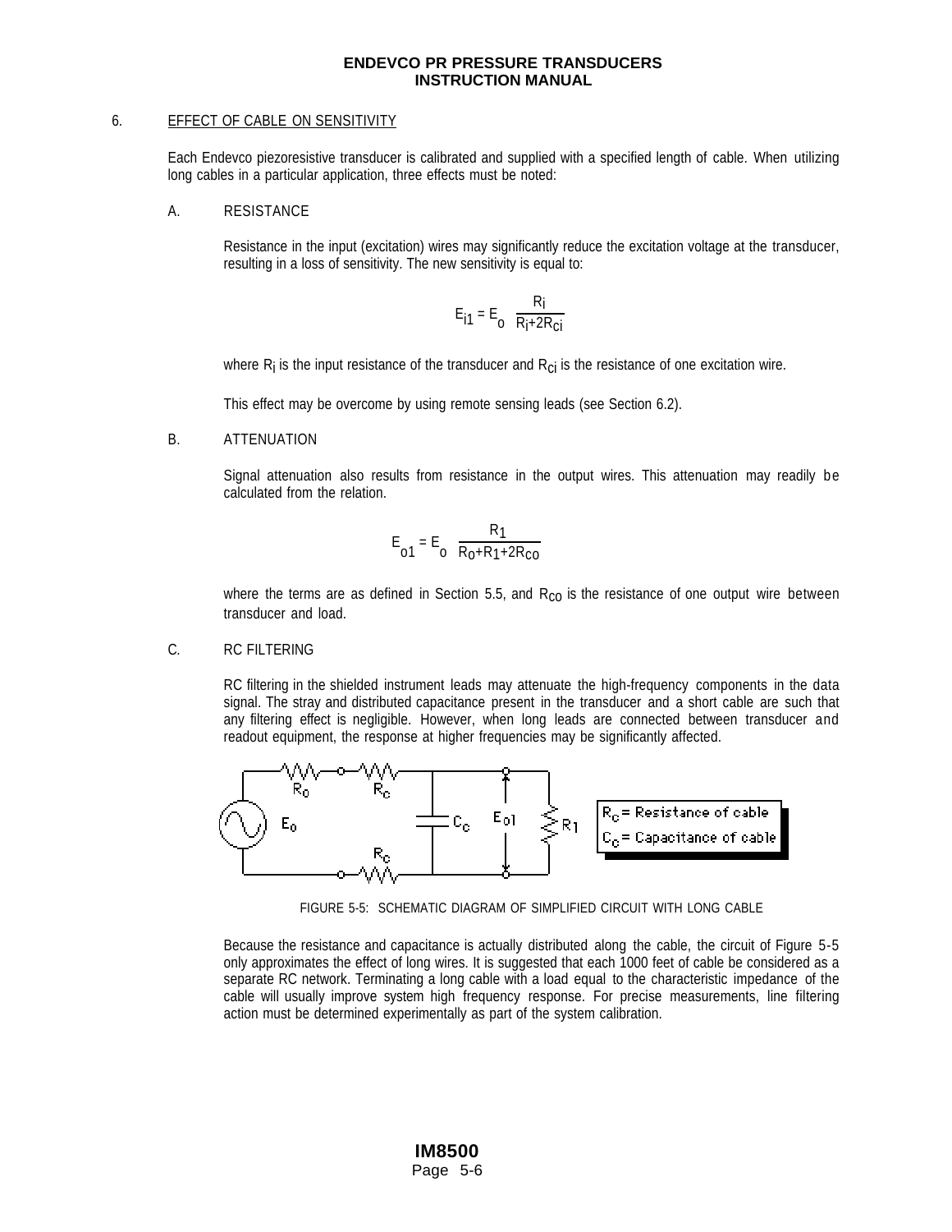## 6. EFFECT OF CABLE ON SENSITIVITY

Each Endevco piezoresistive transducer is calibrated and supplied with a specified length of cable. When utilizing long cables in a particular application, three effects must be noted:

### A. RESISTANCE

Resistance in the input (excitation) wires may significantly reduce the excitation voltage at the transducer, resulting in a loss of sensitivity. The new sensitivity is equal to:

$$E_{i1} = E_o \frac{R_i}{R_i + 2R_{ci}}$$

where $R_i$ is the input resistance of the transducer and $R_{ci}$ is the resistance of one excitation wire.

This effect may be overcome by using remote sensing leads (see Section 6.2).

### B. ATTENUATION

Signal attenuation also results from resistance in the output wires. This attenuation may readily be calculated from the relation.

$$E_{o1} = E_o \frac{R_1}{R_0 + R_1 + 2R_{co}}$$

where the terms are as defined in Section 5.5, and $R_{co}$ is the resistance of one output wire between transducer and load.

### C. RC FILTERING

RC filtering in the shielded instrument leads may attenuate the high-frequency components in the data signal. The stray and distributed capacitance present in the transducer and a short cable are such that any filtering effect is negligible. However, when long leads are connected between transducer and readout equipment, the response at higher frequencies may be significantly affected.

$R_c$ = Resistance of cable
$C_c$ = Capacitance of cable

FIGURE 5-5: SCHEMATIC DIAGRAM OF SIMPLIFIED CIRCUIT WITH LONG CABLE

Because the resistance and capacitance is actually distributed along the cable, the circuit of Figure 5-5 only approximates the effect of long wires. It is suggested that each 1000 feet of cable be considered as a separate RC network. Terminating a long cable with a load equal to the characteristic impedance of the cable will usually improve system high frequency response. For precise measurements, line filtering action must be determined experimentally as part of the system calibration.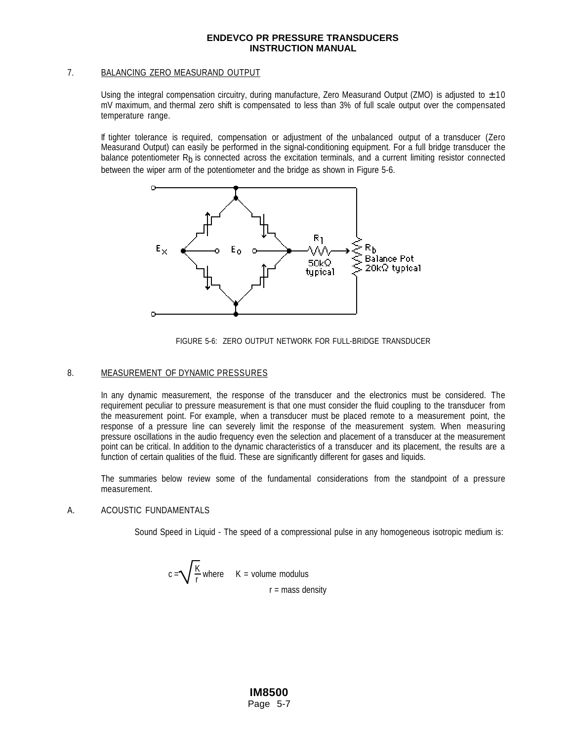## 7. BALANCING ZERO MEASURAND OUTPUT

Using the integral compensation circuitry, during manufacture, Zero Measurand Output (ZMO) is adjusted to ±10 mV maximum, and thermal zero shift is compensated to less than 3% of full scale output over the compensated temperature range.

If tighter tolerance is required, compensation or adjustment of the unbalanced output of a transducer (Zero Measurand Output) can easily be performed in the signal-conditioning equipment. For a full bridge transducer the balance potentiometer $R_b$ is connected across the excitation terminals, and a current limiting resistor connected between the wiper arm of the potentiometer and the bridge as shown in Figure 5-6.

FIGURE 5-6: ZERO OUTPUT NETWORK FOR FULL-BRIDGE TRANSDUCER

## 8. MEASUREMENT OF DYNAMIC PRESSURES

In any dynamic measurement, the response of the transducer and the electronics must be considered. The requirement peculiar to pressure measurement is that one must consider the fluid coupling to the transducer from the measurement point. For example, when a transducer must be placed remote to a measurement point, the response of a pressure line can severely limit the response of the measurement system. When measuring pressure oscillations in the audio frequency even the selection and placement of a transducer at the measurement point can be critical. In addition to the dynamic characteristics of a transducer and its placement, the results are a function of certain qualities of the fluid. These are significantly different for gases and liquids.

The summaries below review some of the fundamental considerations from the standpoint of a pressure measurement.

### A. ACOUSTIC FUNDAMENTALS

Sound Speed in Liquid - The speed of a compressional pulse in any homogeneous isotropic medium is:

$$c = \sqrt{\frac{K}{r}}$$ where K = volume modulus

r = mass density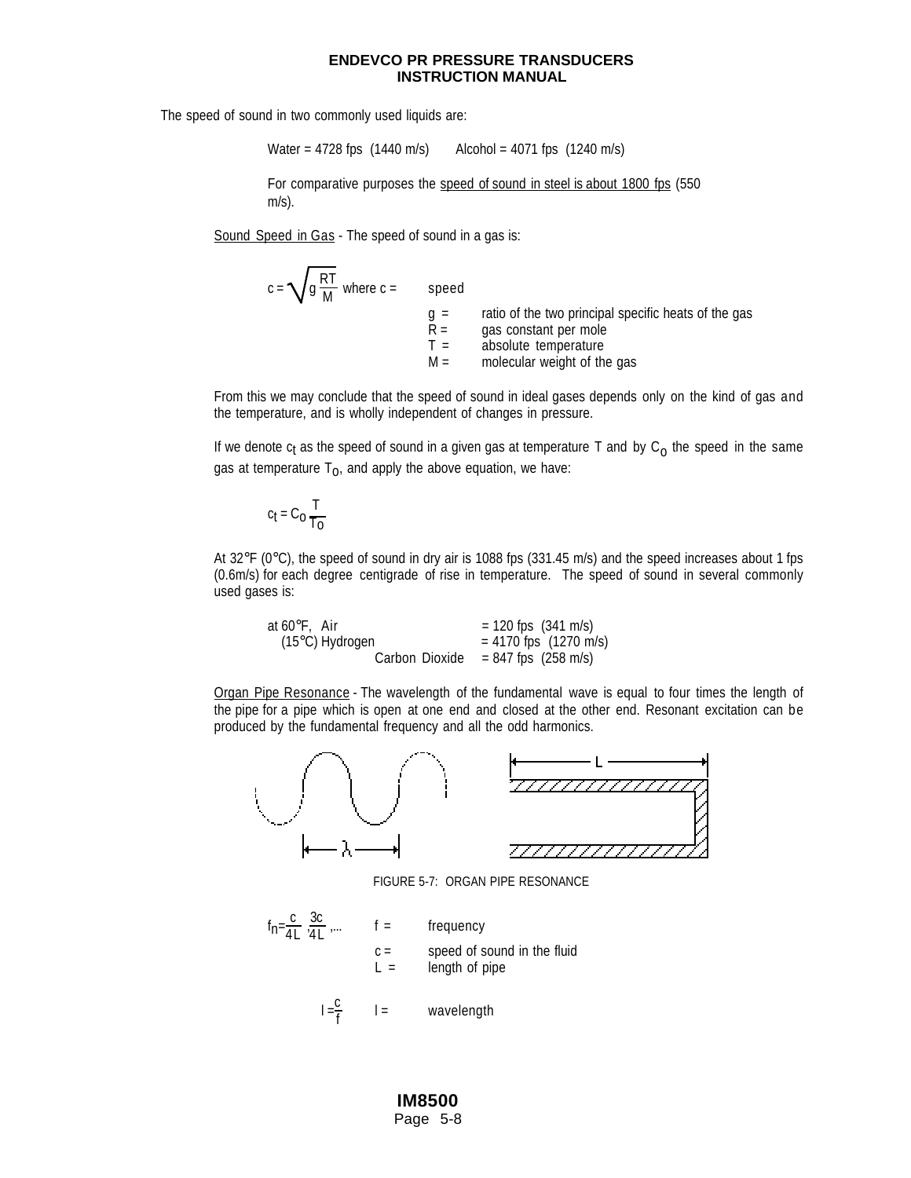The speed of sound in two commonly used liquids are:

Water = 4728 fps (1440 m/s)  Alcohol = 4071 fps (1240 m/s)

For comparative purposes the <u>speed of sound in steel is about 1800 fps</u> (550 m/s).

<u>Sound Speed in Gas</u> - The speed of sound in a gas is:

$$c = \sqrt{g \frac{RT}{M}}$$ where c = speed

- g = ratio of the two principal specific heats of the gas
- R = gas constant per mole
- T = absolute temperature
- M = molecular weight of the gas

From this we may conclude that the speed of sound in ideal gases depends only on the kind of gas and the temperature, and is wholly independent of changes in pressure.

If we denote $c_t$ as the speed of sound in a given gas at temperature T and by $C_o$ the speed in the same gas at temperature $T_o$, and apply the above equation, we have:

$$c_t = C_o \frac{T}{T_o}$$

At 32°F (0°C), the speed of sound in dry air is 1088 fps (331.45 m/s) and the speed increases about 1 fps (0.6m/s) for each degree centigrade of rise in temperature. The speed of sound in several commonly used gases is:

| at 60°F, Air | = 120 fps (341 m/s) |
|---|---|
| (15°C) Hydrogen | = 4170 fps (1270 m/s) |
| Carbon Dioxide | = 847 fps (258 m/s) |

<u>Organ Pipe Resonance</u> - The wavelength of the fundamental wave is equal to four times the length of the pipe for a pipe which is open at one end and closed at the other end. Resonant excitation can be produced by the fundamental frequency and all the odd harmonics.

FIGURE 5-7: ORGAN PIPE RESONANCE

$$f_n = \frac{c}{4L}, \frac{3c}{4L}, \ldots$$

- f = frequency
- c = speed of sound in the fluid
- L = length of pipe

$$l = \frac{c}{f}$$

- l = wavelength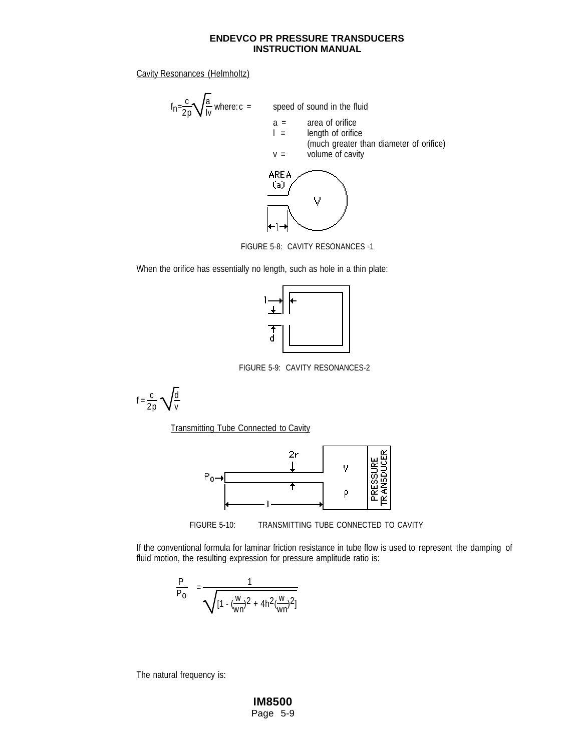Cavity Resonances (Helmholtz)

$$f_n = \frac{c}{2p}\sqrt{\frac{a}{lv}}$$ where:

- c = speed of sound in the fluid
- a = area of orifice
- l = length of orifice (much greater than diameter of orifice)
- v = volume of cavity

FIGURE 5-8: CAVITY RESONANCES -1

When the orifice has essentially no length, such as hole in a thin plate:

FIGURE 5-9: CAVITY RESONANCES-2

$$f = \frac{c}{2p}\sqrt{\frac{d}{v}}$$

Transmitting Tube Connected to Cavity

FIGURE 5-10: TRANSMITTING TUBE CONNECTED TO CAVITY

If the conventional formula for laminar friction resistance in tube flow is used to represent the damping of fluid motion, the resulting expression for pressure amplitude ratio is:

$$\frac{P}{P_o} = \frac{1}{\sqrt{[1 - (\frac{w}{wn})^2 + 4h^2(\frac{w}{wn})^2]}}$$

The natural frequency is: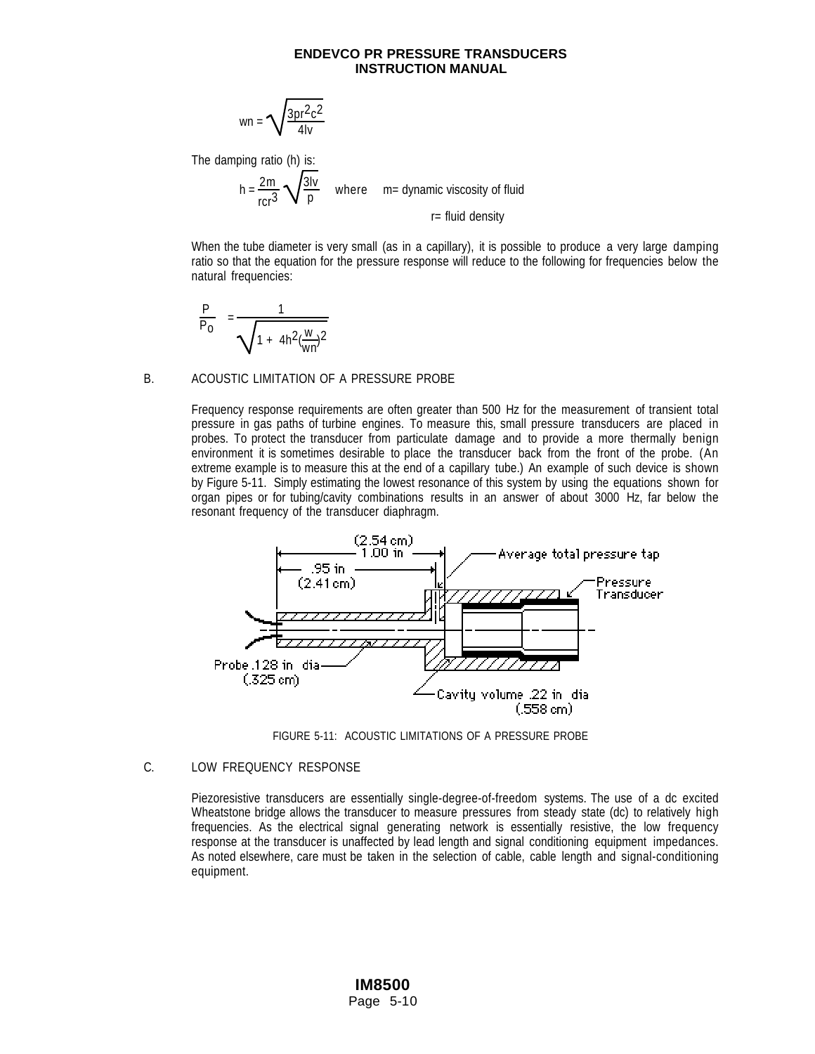$$wn = \sqrt{\frac{3pr^2c^2}{4lv}}$$

The damping ratio (h) is:

$$h = \frac{2m}{rcr^3}\sqrt{\frac{3lv}{p}}$$ where m= dynamic viscosity of fluid

r= fluid density

When the tube diameter is very small (as in a capillary), it is possible to produce a very large damping ratio so that the equation for the pressure response will reduce to the following for frequencies below the natural frequencies:

$$\frac{P}{P_0} = \frac{1}{\sqrt{1 + 4h^2(\frac{w}{wn})^2}}$$

B. ACOUSTIC LIMITATION OF A PRESSURE PROBE

Frequency response requirements are often greater than 500 Hz for the measurement of transient total pressure in gas paths of turbine engines. To measure this, small pressure transducers are placed in probes. To protect the transducer from particulate damage and to provide a more thermally benign environment it is sometimes desirable to place the transducer back from the front of the probe. (An extreme example is to measure this at the end of a capillary tube.) An example of such device is shown by Figure 5-11. Simply estimating the lowest resonance of this system by using the equations shown for organ pipes or for tubing/cavity combinations results in an answer of about 3000 Hz, far below the resonant frequency of the transducer diaphragm.

(2.54 cm) 1.00 in — .95 in (2.41 cm) — Average total pressure tap — Pressure Transducer — Probe .128 in dia (.325 cm) — Cavity volume .22 in dia (.558 cm)

FIGURE 5-11: ACOUSTIC LIMITATIONS OF A PRESSURE PROBE

C. LOW FREQUENCY RESPONSE

Piezoresistive transducers are essentially single-degree-of-freedom systems. The use of a dc excited Wheatstone bridge allows the transducer to measure pressures from steady state (dc) to relatively high frequencies. As the electrical signal generating network is essentially resistive, the low frequency response at the transducer is unaffected by lead length and signal conditioning equipment impedances. As noted elsewhere, care must be taken in the selection of cable, cable length and signal-conditioning equipment.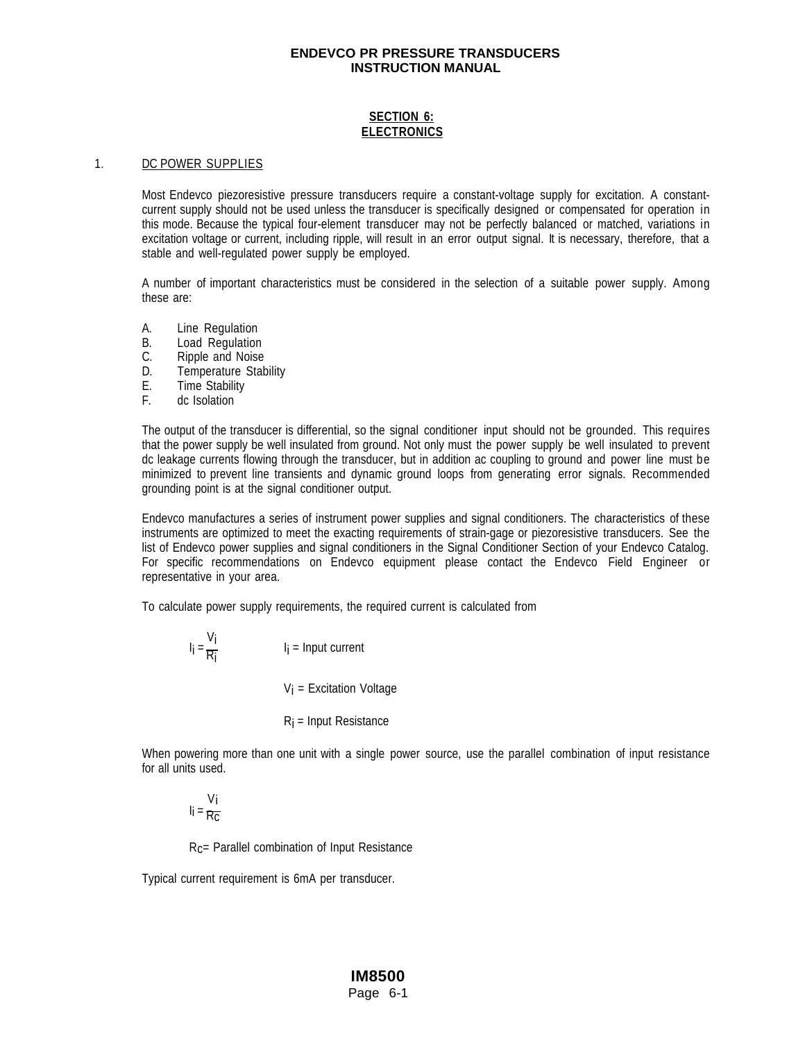## SECTION 6: ELECTRONICS

### 1. DC POWER SUPPLIES

Most Endevco piezoresistive pressure transducers require a constant-voltage supply for excitation. A constant-current supply should not be used unless the transducer is specifically designed or compensated for operation in this mode. Because the typical four-element transducer may not be perfectly balanced or matched, variations in excitation voltage or current, including ripple, will result in an error output signal. It is necessary, therefore, that a stable and well-regulated power supply be employed.

A number of important characteristics must be considered in the selection of a suitable power supply. Among these are:

A. Line Regulation
B. Load Regulation
C. Ripple and Noise
D. Temperature Stability
E. Time Stability
F. dc Isolation

The output of the transducer is differential, so the signal conditioner input should not be grounded. This requires that the power supply be well insulated from ground. Not only must the power supply be well insulated to prevent dc leakage currents flowing through the transducer, but in addition ac coupling to ground and power line must be minimized to prevent line transients and dynamic ground loops from generating error signals. Recommended grounding point is at the signal conditioner output.

Endevco manufactures a series of instrument power supplies and signal conditioners. The characteristics of these instruments are optimized to meet the exacting requirements of strain-gage or piezoresistive transducers. See the list of Endevco power supplies and signal conditioners in the Signal Conditioner Section of your Endevco Catalog. For specific recommendations on Endevco equipment please contact the Endevco Field Engineer or representative in your area.

To calculate power supply requirements, the required current is calculated from

$$I_i = \frac{V_i}{R_i}$$

$I_i$ = Input current

$V_i$ = Excitation Voltage

$R_i$ = Input Resistance

When powering more than one unit with a single power source, use the parallel combination of input resistance for all units used.

$$I_i = \frac{V_i}{R_C}$$

$R_C$= Parallel combination of Input Resistance

Typical current requirement is 6mA per transducer.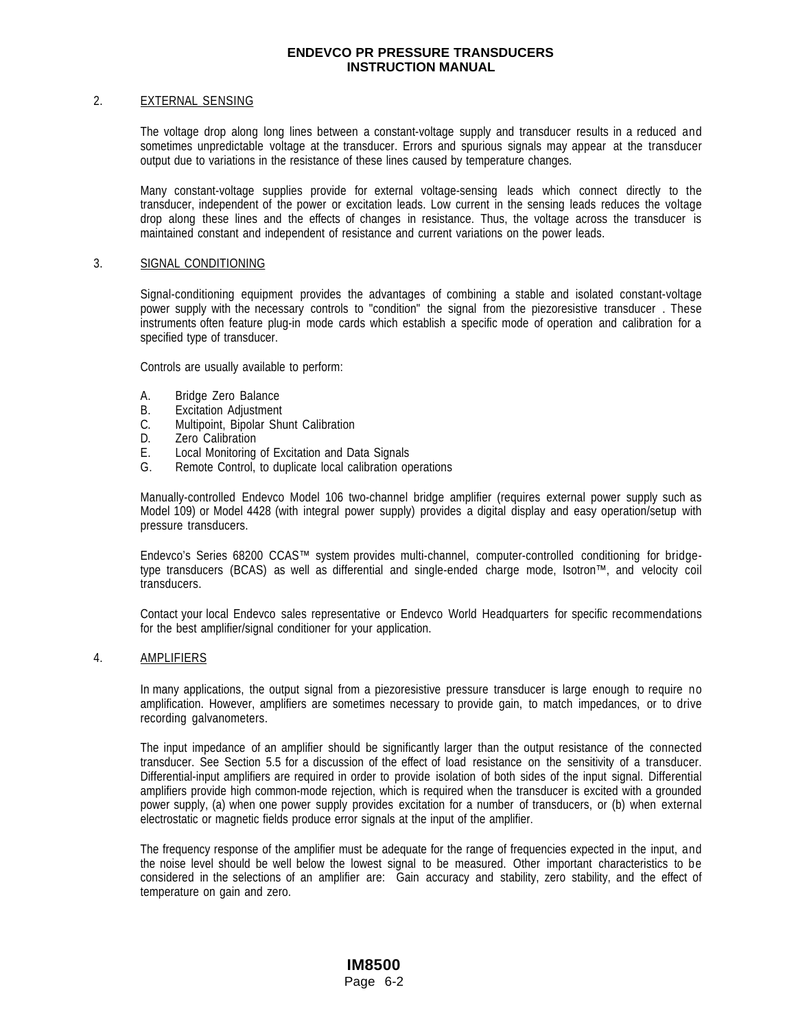## 2. EXTERNAL SENSING

The voltage drop along long lines between a constant-voltage supply and transducer results in a reduced and sometimes unpredictable voltage at the transducer. Errors and spurious signals may appear at the transducer output due to variations in the resistance of these lines caused by temperature changes.

Many constant-voltage supplies provide for external voltage-sensing leads which connect directly to the transducer, independent of the power or excitation leads. Low current in the sensing leads reduces the voltage drop along these lines and the effects of changes in resistance. Thus, the voltage across the transducer is maintained constant and independent of resistance and current variations on the power leads.

## 3. SIGNAL CONDITIONING

Signal-conditioning equipment provides the advantages of combining a stable and isolated constant-voltage power supply with the necessary controls to "condition" the signal from the piezoresistive transducer . These instruments often feature plug-in mode cards which establish a specific mode of operation and calibration for a specified type of transducer.

Controls are usually available to perform:

A. Bridge Zero Balance
B. Excitation Adjustment
C. Multipoint, Bipolar Shunt Calibration
D. Zero Calibration
E. Local Monitoring of Excitation and Data Signals
G. Remote Control, to duplicate local calibration operations

Manually-controlled Endevco Model 106 two-channel bridge amplifier (requires external power supply such as Model 109) or Model 4428 (with integral power supply) provides a digital display and easy operation/setup with pressure transducers.

Endevco's Series 68200 CCAS™ system provides multi-channel, computer-controlled conditioning for bridge-type transducers (BCAS) as well as differential and single-ended charge mode, Isotron™, and velocity coil transducers.

Contact your local Endevco sales representative or Endevco World Headquarters for specific recommendations for the best amplifier/signal conditioner for your application.

## 4. AMPLIFIERS

In many applications, the output signal from a piezoresistive pressure transducer is large enough to require no amplification. However, amplifiers are sometimes necessary to provide gain, to match impedances, or to drive recording galvanometers.

The input impedance of an amplifier should be significantly larger than the output resistance of the connected transducer. See Section 5.5 for a discussion of the effect of load resistance on the sensitivity of a transducer. Differential-input amplifiers are required in order to provide isolation of both sides of the input signal. Differential amplifiers provide high common-mode rejection, which is required when the transducer is excited with a grounded power supply, (a) when one power supply provides excitation for a number of transducers, or (b) when external electrostatic or magnetic fields produce error signals at the input of the amplifier.

The frequency response of the amplifier must be adequate for the range of frequencies expected in the input, and the noise level should be well below the lowest signal to be measured. Other important characteristics to be considered in the selections of an amplifier are: Gain accuracy and stability, zero stability, and the effect of temperature on gain and zero.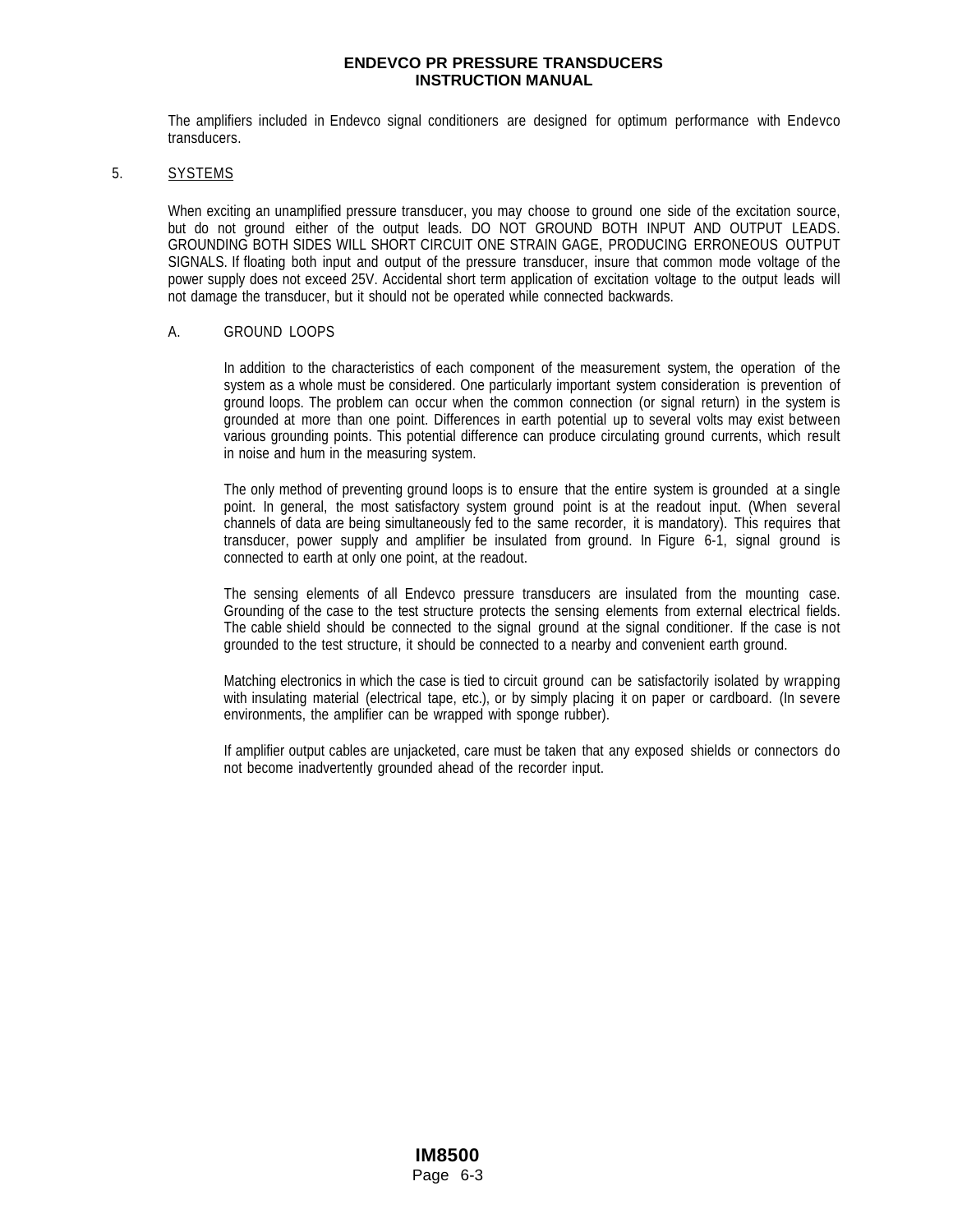The amplifiers included in Endevco signal conditioners are designed for optimum performance with Endevco transducers.

## 5. SYSTEMS

When exciting an unamplified pressure transducer, you may choose to ground one side of the excitation source, but do not ground either of the output leads. DO NOT GROUND BOTH INPUT AND OUTPUT LEADS. GROUNDING BOTH SIDES WILL SHORT CIRCUIT ONE STRAIN GAGE, PRODUCING ERRONEOUS OUTPUT SIGNALS. If floating both input and output of the pressure transducer, insure that common mode voltage of the power supply does not exceed 25V. Accidental short term application of excitation voltage to the output leads will not damage the transducer, but it should not be operated while connected backwards.

### A. GROUND LOOPS

In addition to the characteristics of each component of the measurement system, the operation of the system as a whole must be considered. One particularly important system consideration is prevention of ground loops. The problem can occur when the common connection (or signal return) in the system is grounded at more than one point. Differences in earth potential up to several volts may exist between various grounding points. This potential difference can produce circulating ground currents, which result in noise and hum in the measuring system.

The only method of preventing ground loops is to ensure that the entire system is grounded at a single point. In general, the most satisfactory system ground point is at the readout input. (When several channels of data are being simultaneously fed to the same recorder, it is mandatory). This requires that transducer, power supply and amplifier be insulated from ground. In Figure 6-1, signal ground is connected to earth at only one point, at the readout.

The sensing elements of all Endevco pressure transducers are insulated from the mounting case. Grounding of the case to the test structure protects the sensing elements from external electrical fields. The cable shield should be connected to the signal ground at the signal conditioner. If the case is not grounded to the test structure, it should be connected to a nearby and convenient earth ground.

Matching electronics in which the case is tied to circuit ground can be satisfactorily isolated by wrapping with insulating material (electrical tape, etc.), or by simply placing it on paper or cardboard. (In severe environments, the amplifier can be wrapped with sponge rubber).

If amplifier output cables are unjacketed, care must be taken that any exposed shields or connectors do not become inadvertently grounded ahead of the recorder input.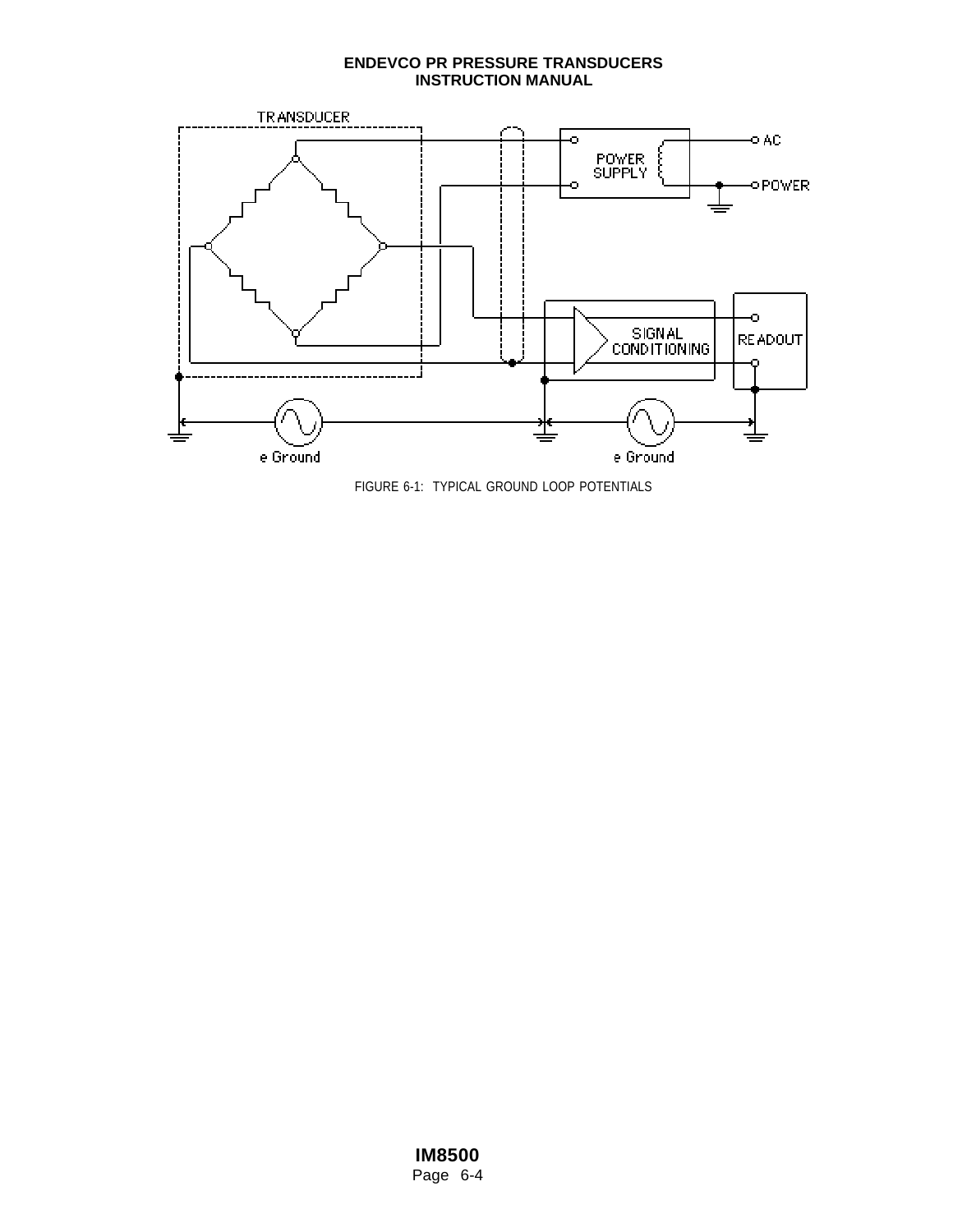FIGURE 6-1: TYPICAL GROUND LOOP POTENTIALS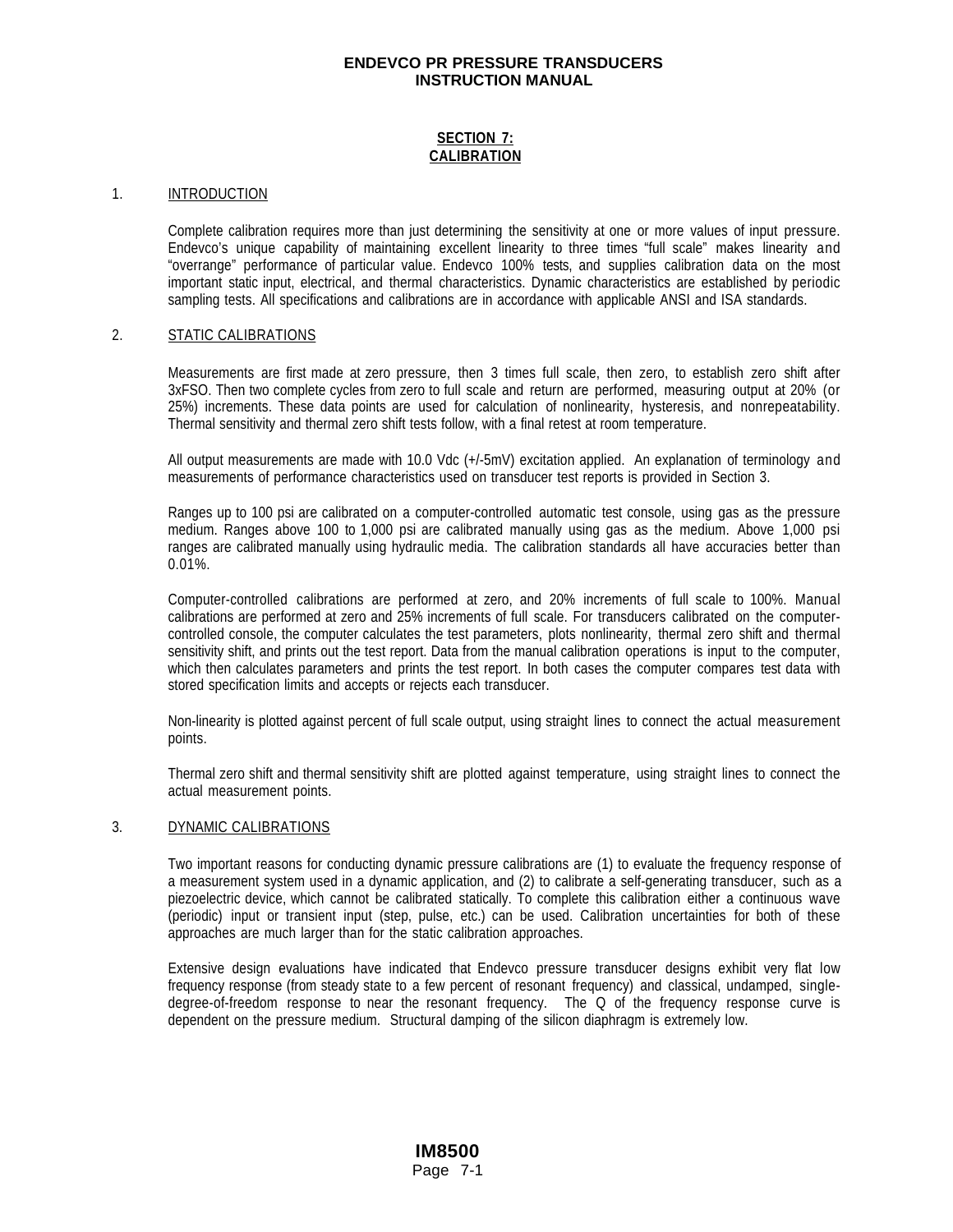## SECTION 7:
## CALIBRATION

### 1. INTRODUCTION

Complete calibration requires more than just determining the sensitivity at one or more values of input pressure. Endevco's unique capability of maintaining excellent linearity to three times "full scale" makes linearity and "overrange" performance of particular value. Endevco 100% tests, and supplies calibration data on the most important static input, electrical, and thermal characteristics. Dynamic characteristics are established by periodic sampling tests. All specifications and calibrations are in accordance with applicable ANSI and ISA standards.

### 2. STATIC CALIBRATIONS

Measurements are first made at zero pressure, then 3 times full scale, then zero, to establish zero shift after 3xFSO. Then two complete cycles from zero to full scale and return are performed, measuring output at 20% (or 25%) increments. These data points are used for calculation of nonlinearity, hysteresis, and nonrepeatability. Thermal sensitivity and thermal zero shift tests follow, with a final retest at room temperature.

All output measurements are made with 10.0 Vdc (+/-5mV) excitation applied. An explanation of terminology and measurements of performance characteristics used on transducer test reports is provided in Section 3.

Ranges up to 100 psi are calibrated on a computer-controlled automatic test console, using gas as the pressure medium. Ranges above 100 to 1,000 psi are calibrated manually using gas as the medium. Above 1,000 psi ranges are calibrated manually using hydraulic media. The calibration standards all have accuracies better than 0.01%.

Computer-controlled calibrations are performed at zero, and 20% increments of full scale to 100%. Manual calibrations are performed at zero and 25% increments of full scale. For transducers calibrated on the computer-controlled console, the computer calculates the test parameters, plots nonlinearity, thermal zero shift and thermal sensitivity shift, and prints out the test report. Data from the manual calibration operations is input to the computer, which then calculates parameters and prints the test report. In both cases the computer compares test data with stored specification limits and accepts or rejects each transducer.

Non-linearity is plotted against percent of full scale output, using straight lines to connect the actual measurement points.

Thermal zero shift and thermal sensitivity shift are plotted against temperature, using straight lines to connect the actual measurement points.

### 3. DYNAMIC CALIBRATIONS

Two important reasons for conducting dynamic pressure calibrations are (1) to evaluate the frequency response of a measurement system used in a dynamic application, and (2) to calibrate a self-generating transducer, such as a piezoelectric device, which cannot be calibrated statically. To complete this calibration either a continuous wave (periodic) input or transient input (step, pulse, etc.) can be used. Calibration uncertainties for both of these approaches are much larger than for the static calibration approaches.

Extensive design evaluations have indicated that Endevco pressure transducer designs exhibit very flat low frequency response (from steady state to a few percent of resonant frequency) and classical, undamped, single-degree-of-freedom response to near the resonant frequency. The Q of the frequency response curve is dependent on the pressure medium. Structural damping of the silicon diaphragm is extremely low.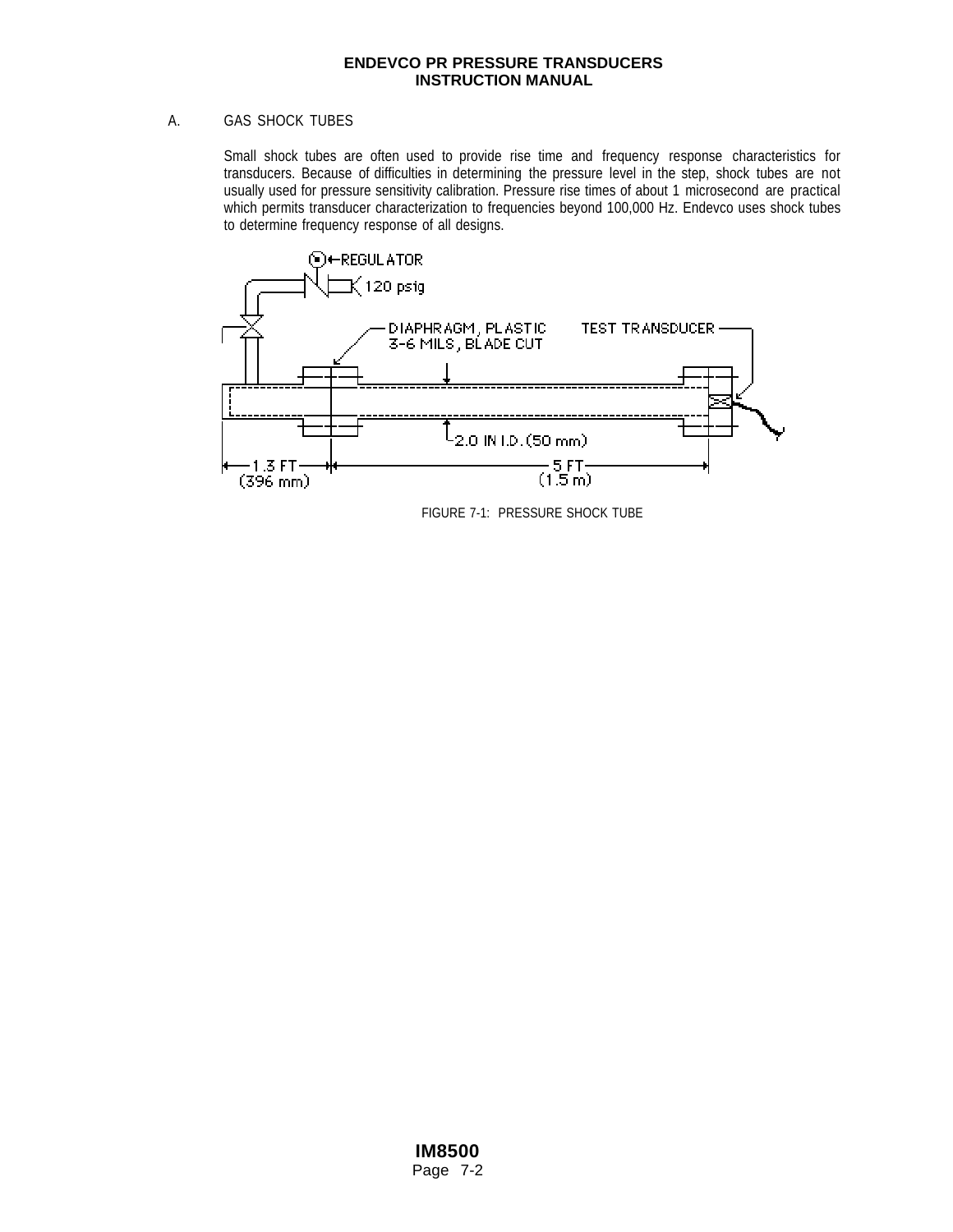## A. GAS SHOCK TUBES

Small shock tubes are often used to provide rise time and frequency response characteristics for transducers. Because of difficulties in determining the pressure level in the step, shock tubes are not usually used for pressure sensitivity calibration. Pressure rise times of about 1 microsecond are practical which permits transducer characterization to frequencies beyond 100,000 Hz. Endevco uses shock tubes to determine frequency response of all designs.

REGULATOR

120 psig

DIAPHRAGM, PLASTIC 3-6 MILS, BLADE CUT

TEST TRANSDUCER

2.0 IN I.D. (50 mm)

1.3 FT (396 mm)

5 FT (1.5 m)

FIGURE 7-1: PRESSURE SHOCK TUBE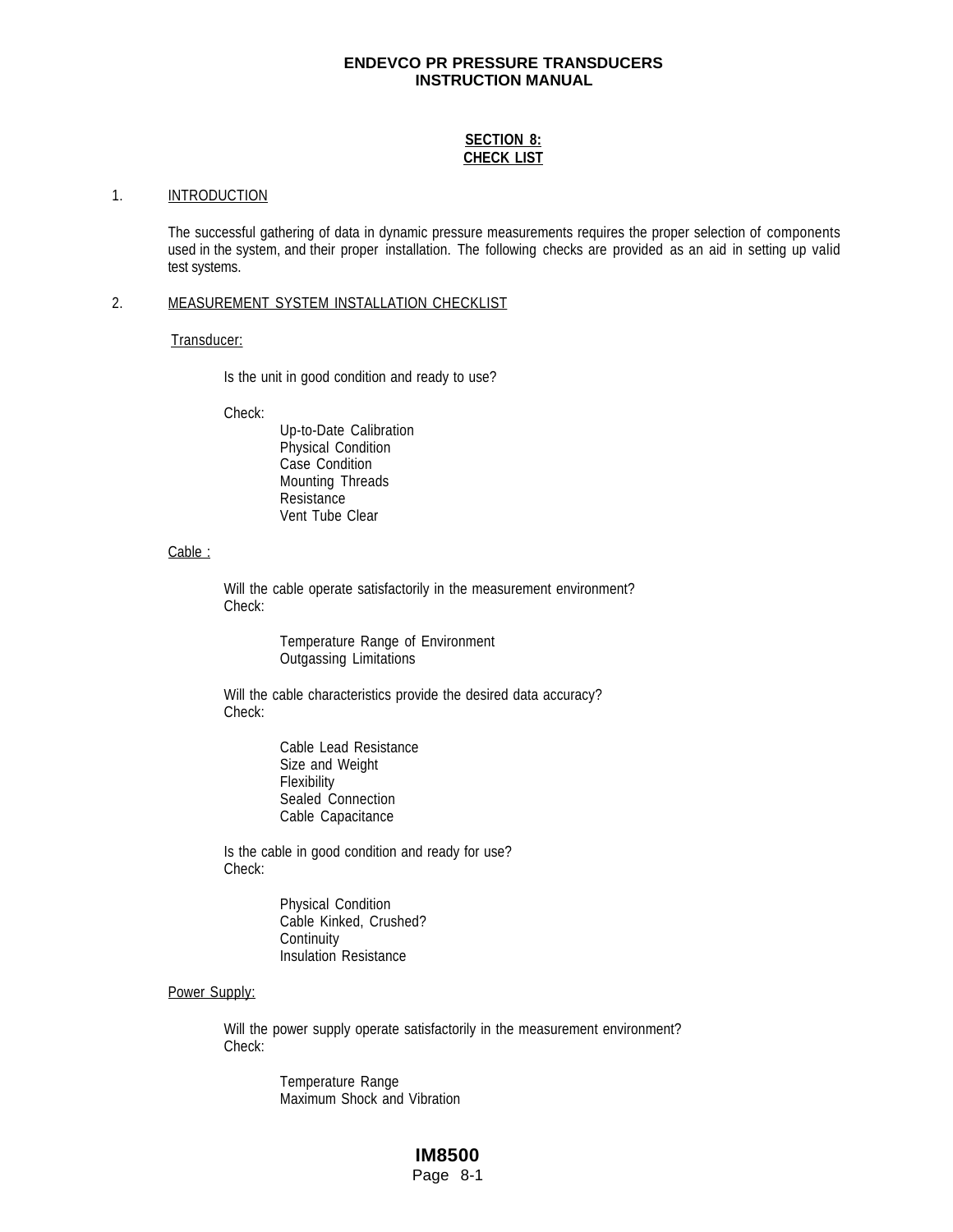## SECTION 8: CHECK LIST

### 1. INTRODUCTION

The successful gathering of data in dynamic pressure measurements requires the proper selection of components used in the system, and their proper installation. The following checks are provided as an aid in setting up valid test systems.

### 2. MEASUREMENT SYSTEM INSTALLATION CHECKLIST

#### Transducer:

Is the unit in good condition and ready to use?

Check:

- Up-to-Date Calibration
- Physical Condition
- Case Condition
- Mounting Threads
- Resistance
- Vent Tube Clear

#### Cable :

Will the cable operate satisfactorily in the measurement environment?

Check:

- Temperature Range of Environment
- Outgassing Limitations

Will the cable characteristics provide the desired data accuracy?

Check:

- Cable Lead Resistance
- Size and Weight
- Flexibility
- Sealed Connection
- Cable Capacitance

Is the cable in good condition and ready for use?

Check:

- Physical Condition
- Cable Kinked, Crushed?
- Continuity
- Insulation Resistance

#### Power Supply:

Will the power supply operate satisfactorily in the measurement environment?

Check:

- Temperature Range
- Maximum Shock and Vibration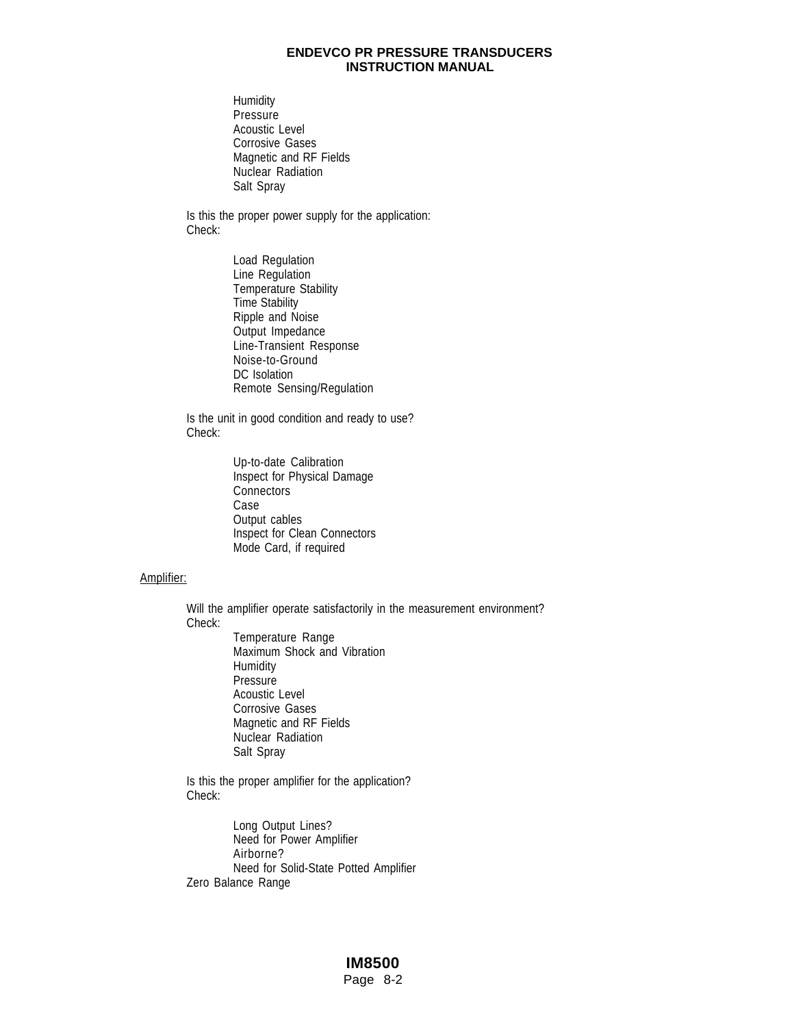Humidity
Pressure
Acoustic Level
Corrosive Gases
Magnetic and RF Fields
Nuclear Radiation
Salt Spray

Is this the proper power supply for the application:
Check:

- Load Regulation
- Line Regulation
- Temperature Stability
- Time Stability
- Ripple and Noise
- Output Impedance
- Line-Transient Response
- Noise-to-Ground
- DC Isolation
- Remote Sensing/Regulation

Is the unit in good condition and ready to use?
Check:

- Up-to-date Calibration
- Inspect for Physical Damage
- Connectors
- Case
- Output cables
- Inspect for Clean Connectors
- Mode Card, if required

<u>Amplifier:</u>

Will the amplifier operate satisfactorily in the measurement environment?
Check:

- Temperature Range
- Maximum Shock and Vibration
- Humidity
- Pressure
- Acoustic Level
- Corrosive Gases
- Magnetic and RF Fields
- Nuclear Radiation
- Salt Spray

Is this the proper amplifier for the application?
Check:

- Long Output Lines?
- Need for Power Amplifier
- Airborne?
- Need for Solid-State Potted Amplifier

Zero Balance Range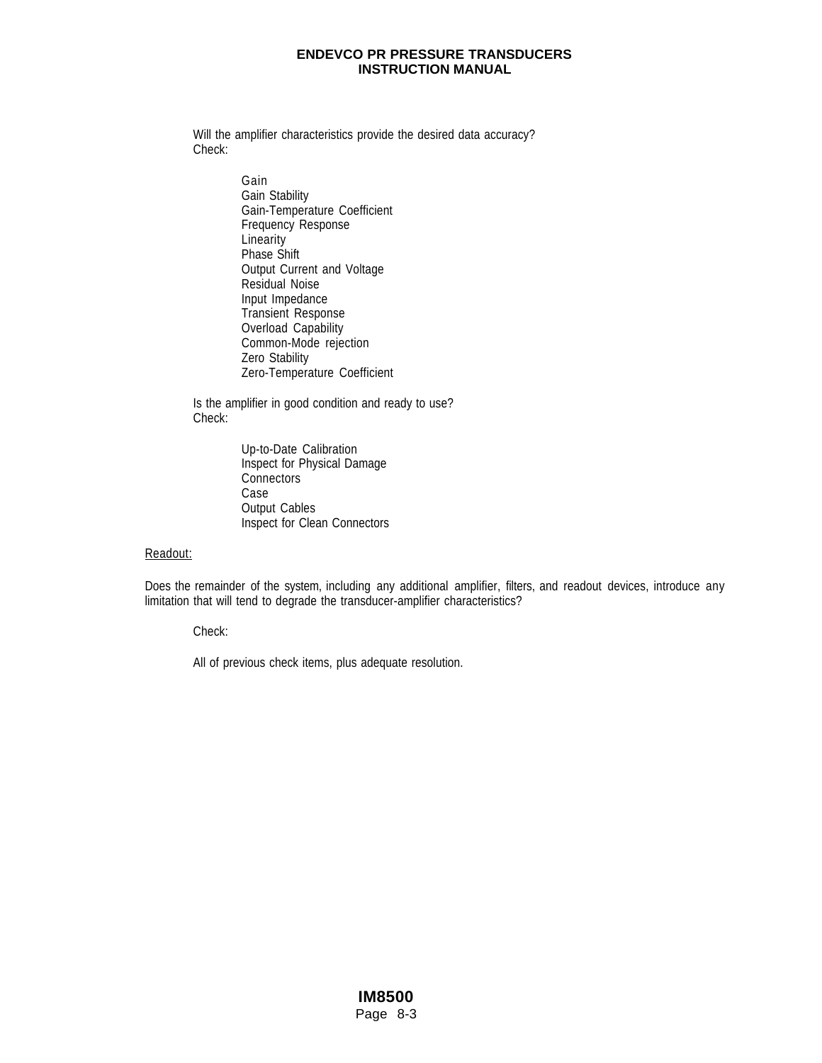Will the amplifier characteristics provide the desired data accuracy?
Check:

- Gain
- Gain Stability
- Gain-Temperature Coefficient
- Frequency Response
- Linearity
- Phase Shift
- Output Current and Voltage
- Residual Noise
- Input Impedance
- Transient Response
- Overload Capability
- Common-Mode rejection
- Zero Stability
- Zero-Temperature Coefficient

Is the amplifier in good condition and ready to use?
Check:

- Up-to-Date Calibration
- Inspect for Physical Damage
- Connectors
- Case
- Output Cables
- Inspect for Clean Connectors

<u>Readout:</u>

Does the remainder of the system, including any additional amplifier, filters, and readout devices, introduce any limitation that will tend to degrade the transducer-amplifier characteristics?

Check:

All of previous check items, plus adequate resolution.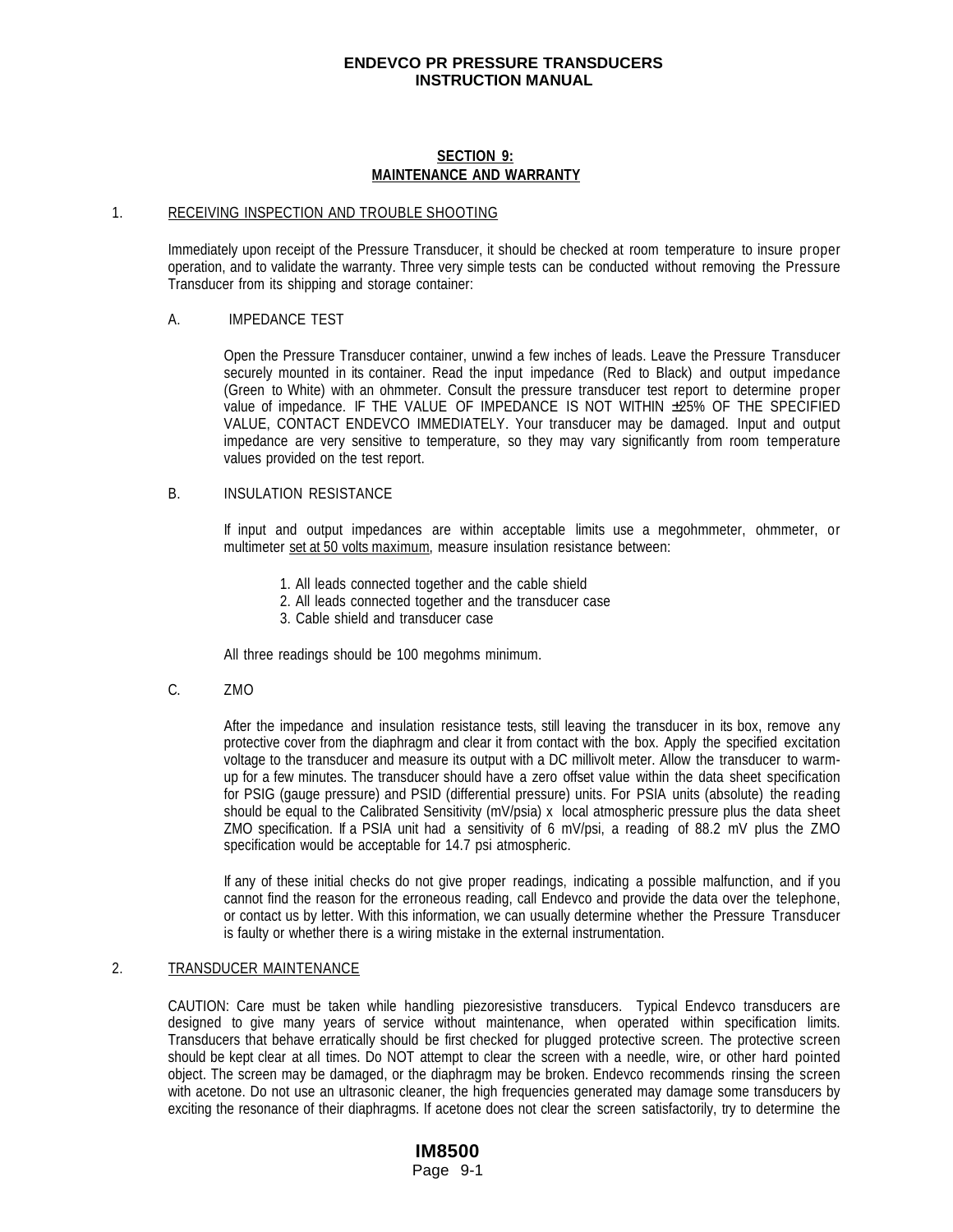## SECTION 9:
## MAINTENANCE AND WARRANTY

1. RECEIVING INSPECTION AND TROUBLE SHOOTING

Immediately upon receipt of the Pressure Transducer, it should be checked at room temperature to insure proper operation, and to validate the warranty. Three very simple tests can be conducted without removing the Pressure Transducer from its shipping and storage container:

A. IMPEDANCE TEST

Open the Pressure Transducer container, unwind a few inches of leads. Leave the Pressure Transducer securely mounted in its container. Read the input impedance (Red to Black) and output impedance (Green to White) with an ohmmeter. Consult the pressure transducer test report to determine proper value of impedance. IF THE VALUE OF IMPEDANCE IS NOT WITHIN ±25% OF THE SPECIFIED VALUE, CONTACT ENDEVCO IMMEDIATELY. Your transducer may be damaged. Input and output impedance are very sensitive to temperature, so they may vary significantly from room temperature values provided on the test report.

B. INSULATION RESISTANCE

If input and output impedances are within acceptable limits use a megohmmeter, ohmmeter, or multimeter set at 50 volts maximum, measure insulation resistance between:

1. All leads connected together and the cable shield
2. All leads connected together and the transducer case
3. Cable shield and transducer case

All three readings should be 100 megohms minimum.

C. ZMO

After the impedance and insulation resistance tests, still leaving the transducer in its box, remove any protective cover from the diaphragm and clear it from contact with the box. Apply the specified excitation voltage to the transducer and measure its output with a DC millivolt meter. Allow the transducer to warm-up for a few minutes. The transducer should have a zero offset value within the data sheet specification for PSIG (gauge pressure) and PSID (differential pressure) units. For PSIA units (absolute) the reading should be equal to the Calibrated Sensitivity (mV/psia) x local atmospheric pressure plus the data sheet ZMO specification. If a PSIA unit had a sensitivity of 6 mV/psi, a reading of 88.2 mV plus the ZMO specification would be acceptable for 14.7 psi atmospheric.

If any of these initial checks do not give proper readings, indicating a possible malfunction, and if you cannot find the reason for the erroneous reading, call Endevco and provide the data over the telephone, or contact us by letter. With this information, we can usually determine whether the Pressure Transducer is faulty or whether there is a wiring mistake in the external instrumentation.

2. TRANSDUCER MAINTENANCE

CAUTION: Care must be taken while handling piezoresistive transducers. Typical Endevco transducers are designed to give many years of service without maintenance, when operated within specification limits. Transducers that behave erratically should be first checked for plugged protective screen. The protective screen should be kept clear at all times. Do NOT attempt to clear the screen with a needle, wire, or other hard pointed object. The screen may be damaged, or the diaphragm may be broken. Endevco recommends rinsing the screen with acetone. Do not use an ultrasonic cleaner, the high frequencies generated may damage some transducers by exciting the resonance of their diaphragms. If acetone does not clear the screen satisfactorily, try to determine the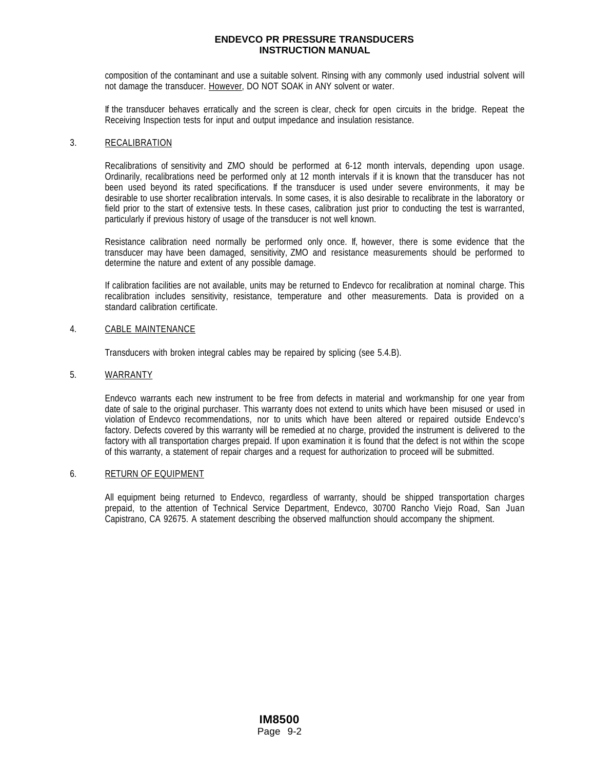composition of the contaminant and use a suitable solvent. Rinsing with any commonly used industrial solvent will not damage the transducer. However, DO NOT SOAK in ANY solvent or water.

If the transducer behaves erratically and the screen is clear, check for open circuits in the bridge. Repeat the Receiving Inspection tests for input and output impedance and insulation resistance.

## 3. RECALIBRATION

Recalibrations of sensitivity and ZMO should be performed at 6-12 month intervals, depending upon usage. Ordinarily, recalibrations need be performed only at 12 month intervals if it is known that the transducer has not been used beyond its rated specifications. If the transducer is used under severe environments, it may be desirable to use shorter recalibration intervals. In some cases, it is also desirable to recalibrate in the laboratory or field prior to the start of extensive tests. In these cases, calibration just prior to conducting the test is warranted, particularly if previous history of usage of the transducer is not well known.

Resistance calibration need normally be performed only once. If, however, there is some evidence that the transducer may have been damaged, sensitivity, ZMO and resistance measurements should be performed to determine the nature and extent of any possible damage.

If calibration facilities are not available, units may be returned to Endevco for recalibration at nominal charge. This recalibration includes sensitivity, resistance, temperature and other measurements. Data is provided on a standard calibration certificate.

## 4. CABLE MAINTENANCE

Transducers with broken integral cables may be repaired by splicing (see 5.4.B).

## 5. WARRANTY

Endevco warrants each new instrument to be free from defects in material and workmanship for one year from date of sale to the original purchaser. This warranty does not extend to units which have been misused or used in violation of Endevco recommendations, nor to units which have been altered or repaired outside Endevco's factory. Defects covered by this warranty will be remedied at no charge, provided the instrument is delivered to the factory with all transportation charges prepaid. If upon examination it is found that the defect is not within the scope of this warranty, a statement of repair charges and a request for authorization to proceed will be submitted.

## 6. RETURN OF EQUIPMENT

All equipment being returned to Endevco, regardless of warranty, should be shipped transportation charges prepaid, to the attention of Technical Service Department, Endevco, 30700 Rancho Viejo Road, San Juan Capistrano, CA 92675. A statement describing the observed malfunction should accompany the shipment.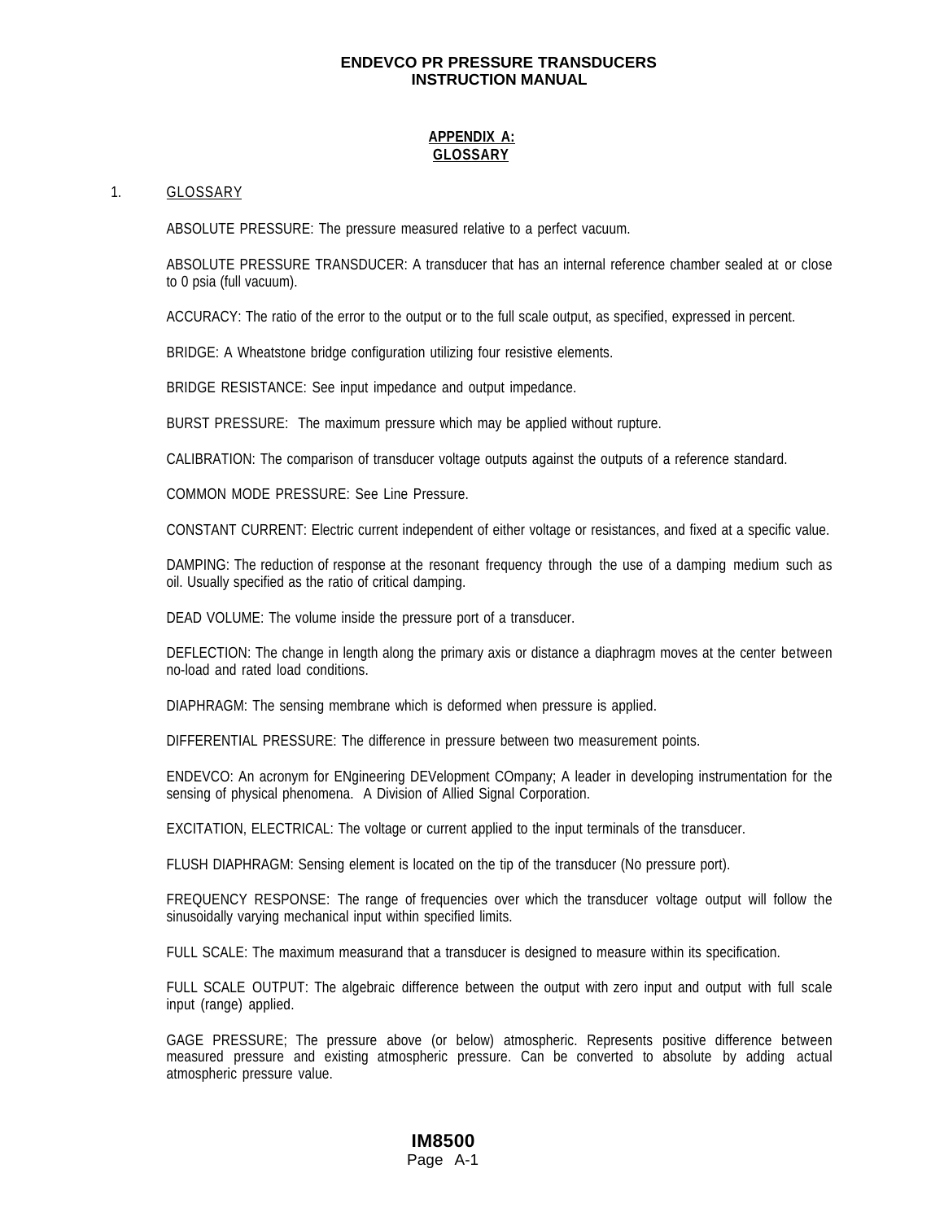## APPENDIX A: GLOSSARY

1. GLOSSARY

ABSOLUTE PRESSURE: The pressure measured relative to a perfect vacuum.

ABSOLUTE PRESSURE TRANSDUCER: A transducer that has an internal reference chamber sealed at or close to 0 psia (full vacuum).

ACCURACY: The ratio of the error to the output or to the full scale output, as specified, expressed in percent.

BRIDGE: A Wheatstone bridge configuration utilizing four resistive elements.

BRIDGE RESISTANCE: See input impedance and output impedance.

BURST PRESSURE: The maximum pressure which may be applied without rupture.

CALIBRATION: The comparison of transducer voltage outputs against the outputs of a reference standard.

COMMON MODE PRESSURE: See Line Pressure.

CONSTANT CURRENT: Electric current independent of either voltage or resistances, and fixed at a specific value.

DAMPING: The reduction of response at the resonant frequency through the use of a damping medium such as oil. Usually specified as the ratio of critical damping.

DEAD VOLUME: The volume inside the pressure port of a transducer.

DEFLECTION: The change in length along the primary axis or distance a diaphragm moves at the center between no-load and rated load conditions.

DIAPHRAGM: The sensing membrane which is deformed when pressure is applied.

DIFFERENTIAL PRESSURE: The difference in pressure between two measurement points.

ENDEVCO: An acronym for ENgineering DEVelopment COmpany; A leader in developing instrumentation for the sensing of physical phenomena. A Division of Allied Signal Corporation.

EXCITATION, ELECTRICAL: The voltage or current applied to the input terminals of the transducer.

FLUSH DIAPHRAGM: Sensing element is located on the tip of the transducer (No pressure port).

FREQUENCY RESPONSE: The range of frequencies over which the transducer voltage output will follow the sinusoidally varying mechanical input within specified limits.

FULL SCALE: The maximum measurand that a transducer is designed to measure within its specification.

FULL SCALE OUTPUT: The algebraic difference between the output with zero input and output with full scale input (range) applied.

GAGE PRESSURE; The pressure above (or below) atmospheric. Represents positive difference between measured pressure and existing atmospheric pressure. Can be converted to absolute by adding actual atmospheric pressure value.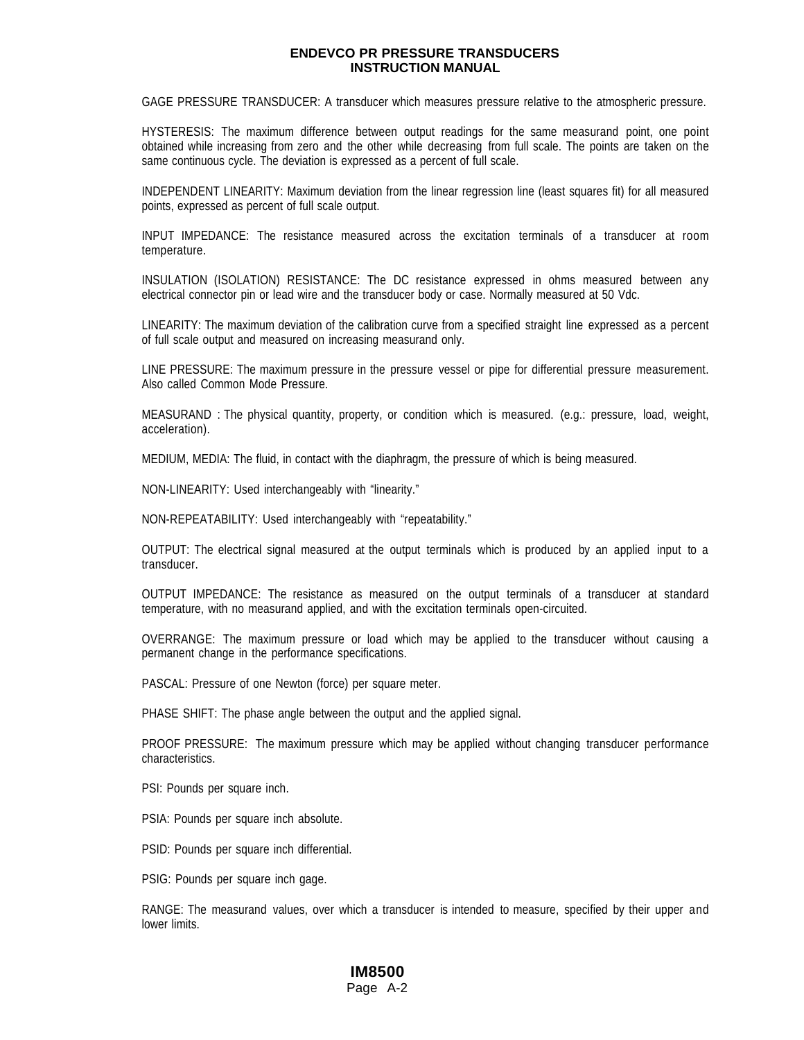GAGE PRESSURE TRANSDUCER: A transducer which measures pressure relative to the atmospheric pressure.

HYSTERESIS: The maximum difference between output readings for the same measurand point, one point obtained while increasing from zero and the other while decreasing from full scale. The points are taken on the same continuous cycle. The deviation is expressed as a percent of full scale.

INDEPENDENT LINEARITY: Maximum deviation from the linear regression line (least squares fit) for all measured points, expressed as percent of full scale output.

INPUT IMPEDANCE: The resistance measured across the excitation terminals of a transducer at room temperature.

INSULATION (ISOLATION) RESISTANCE: The DC resistance expressed in ohms measured between any electrical connector pin or lead wire and the transducer body or case. Normally measured at 50 Vdc.

LINEARITY: The maximum deviation of the calibration curve from a specified straight line expressed as a percent of full scale output and measured on increasing measurand only.

LINE PRESSURE: The maximum pressure in the pressure vessel or pipe for differential pressure measurement. Also called Common Mode Pressure.

MEASURAND : The physical quantity, property, or condition which is measured. (e.g.: pressure, load, weight, acceleration).

MEDIUM, MEDIA: The fluid, in contact with the diaphragm, the pressure of which is being measured.

NON-LINEARITY: Used interchangeably with “linearity.”

NON-REPEATABILITY: Used interchangeably with “repeatability.”

OUTPUT: The electrical signal measured at the output terminals which is produced by an applied input to a transducer.

OUTPUT IMPEDANCE: The resistance as measured on the output terminals of a transducer at standard temperature, with no measurand applied, and with the excitation terminals open-circuited.

OVERRANGE: The maximum pressure or load which may be applied to the transducer without causing a permanent change in the performance specifications.

PASCAL: Pressure of one Newton (force) per square meter.

PHASE SHIFT: The phase angle between the output and the applied signal.

PROOF PRESSURE: The maximum pressure which may be applied without changing transducer performance characteristics.

PSI: Pounds per square inch.

PSIA: Pounds per square inch absolute.

PSID: Pounds per square inch differential.

PSIG: Pounds per square inch gage.

RANGE: The measurand values, over which a transducer is intended to measure, specified by their upper and lower limits.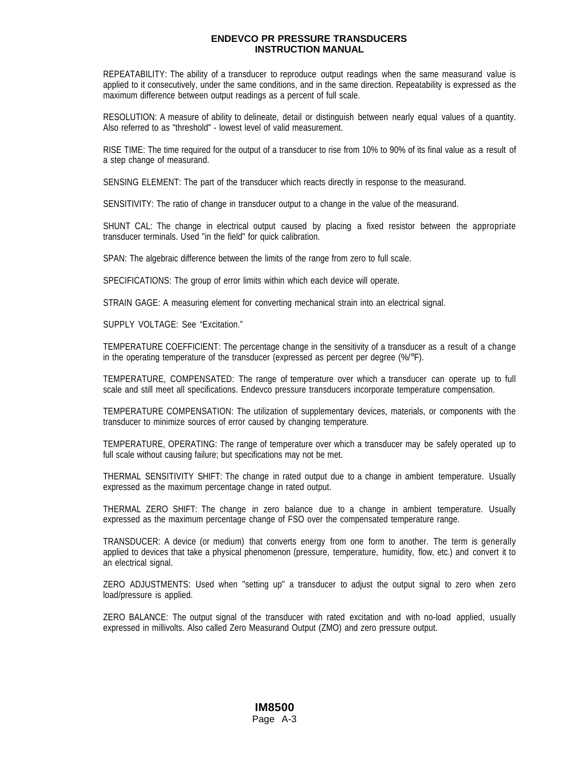REPEATABILITY: The ability of a transducer to reproduce output readings when the same measurand value is applied to it consecutively, under the same conditions, and in the same direction. Repeatability is expressed as the maximum difference between output readings as a percent of full scale.

RESOLUTION: A measure of ability to delineate, detail or distinguish between nearly equal values of a quantity. Also referred to as "threshold" - lowest level of valid measurement.

RISE TIME: The time required for the output of a transducer to rise from 10% to 90% of its final value as a result of a step change of measurand.

SENSING ELEMENT: The part of the transducer which reacts directly in response to the measurand.

SENSITIVITY: The ratio of change in transducer output to a change in the value of the measurand.

SHUNT CAL: The change in electrical output caused by placing a fixed resistor between the appropriate transducer terminals. Used "in the field" for quick calibration.

SPAN: The algebraic difference between the limits of the range from zero to full scale.

SPECIFICATIONS: The group of error limits within which each device will operate.

STRAIN GAGE: A measuring element for converting mechanical strain into an electrical signal.

SUPPLY VOLTAGE: See “Excitation.”

TEMPERATURE COEFFICIENT: The percentage change in the sensitivity of a transducer as a result of a change in the operating temperature of the transducer (expressed as percent per degree (%/°F).

TEMPERATURE, COMPENSATED: The range of temperature over which a transducer can operate up to full scale and still meet all specifications. Endevco pressure transducers incorporate temperature compensation.

TEMPERATURE COMPENSATION: The utilization of supplementary devices, materials, or components with the transducer to minimize sources of error caused by changing temperature.

TEMPERATURE, OPERATING: The range of temperature over which a transducer may be safely operated up to full scale without causing failure; but specifications may not be met.

THERMAL SENSITIVITY SHIFT: The change in rated output due to a change in ambient temperature. Usually expressed as the maximum percentage change in rated output.

THERMAL ZERO SHIFT: The change in zero balance due to a change in ambient temperature. Usually expressed as the maximum percentage change of FSO over the compensated temperature range.

TRANSDUCER: A device (or medium) that converts energy from one form to another. The term is generally applied to devices that take a physical phenomenon (pressure, temperature, humidity, flow, etc.) and convert it to an electrical signal.

ZERO ADJUSTMENTS: Used when "setting up" a transducer to adjust the output signal to zero when zero load/pressure is applied.

ZERO BALANCE: The output signal of the transducer with rated excitation and with no-load applied, usually expressed in millivolts. Also called Zero Measurand Output (ZMO) and zero pressure output.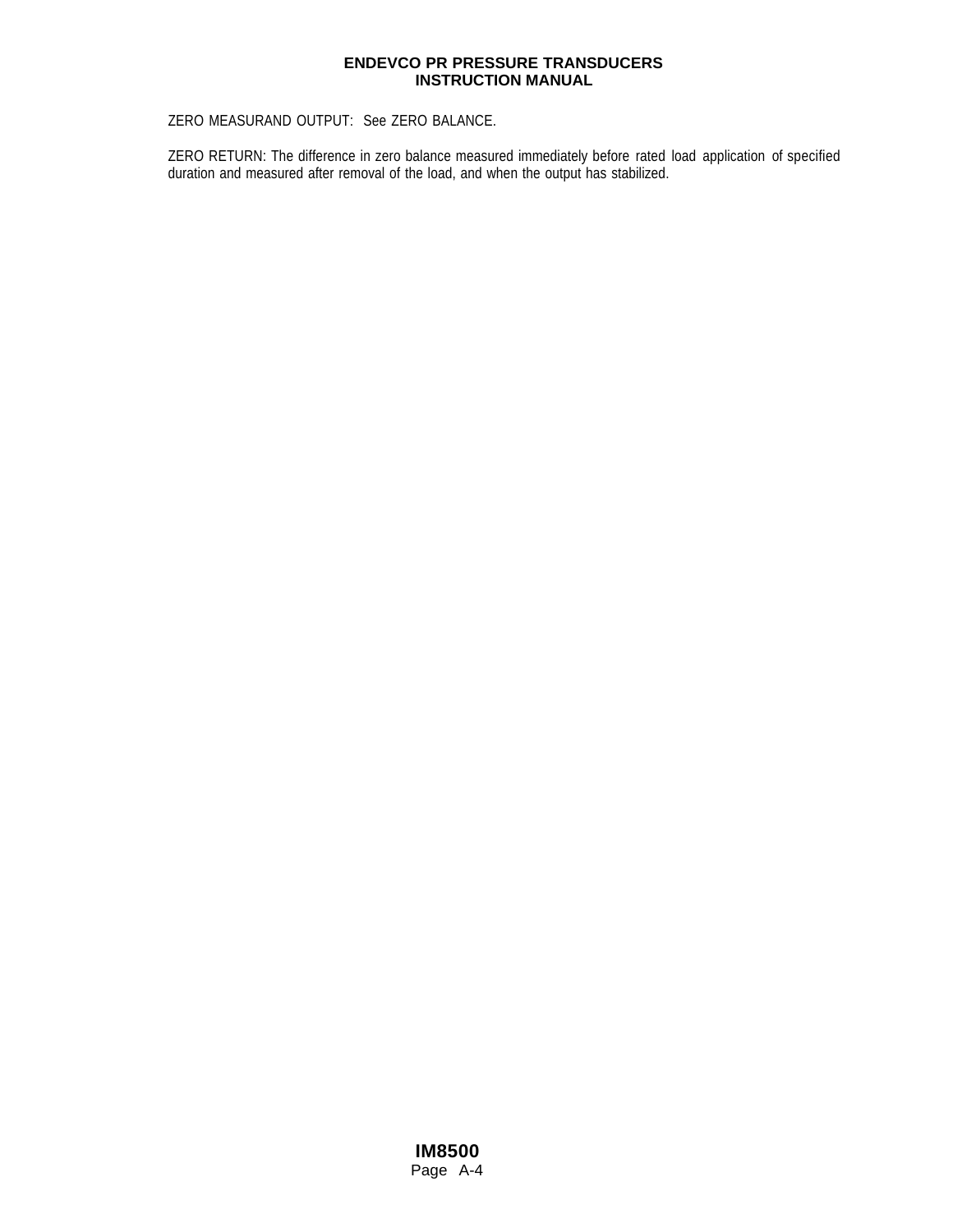ZERO MEASURAND OUTPUT: See ZERO BALANCE.

ZERO RETURN: The difference in zero balance measured immediately before rated load application of specified duration and measured after removal of the load, and when the output has stabilized.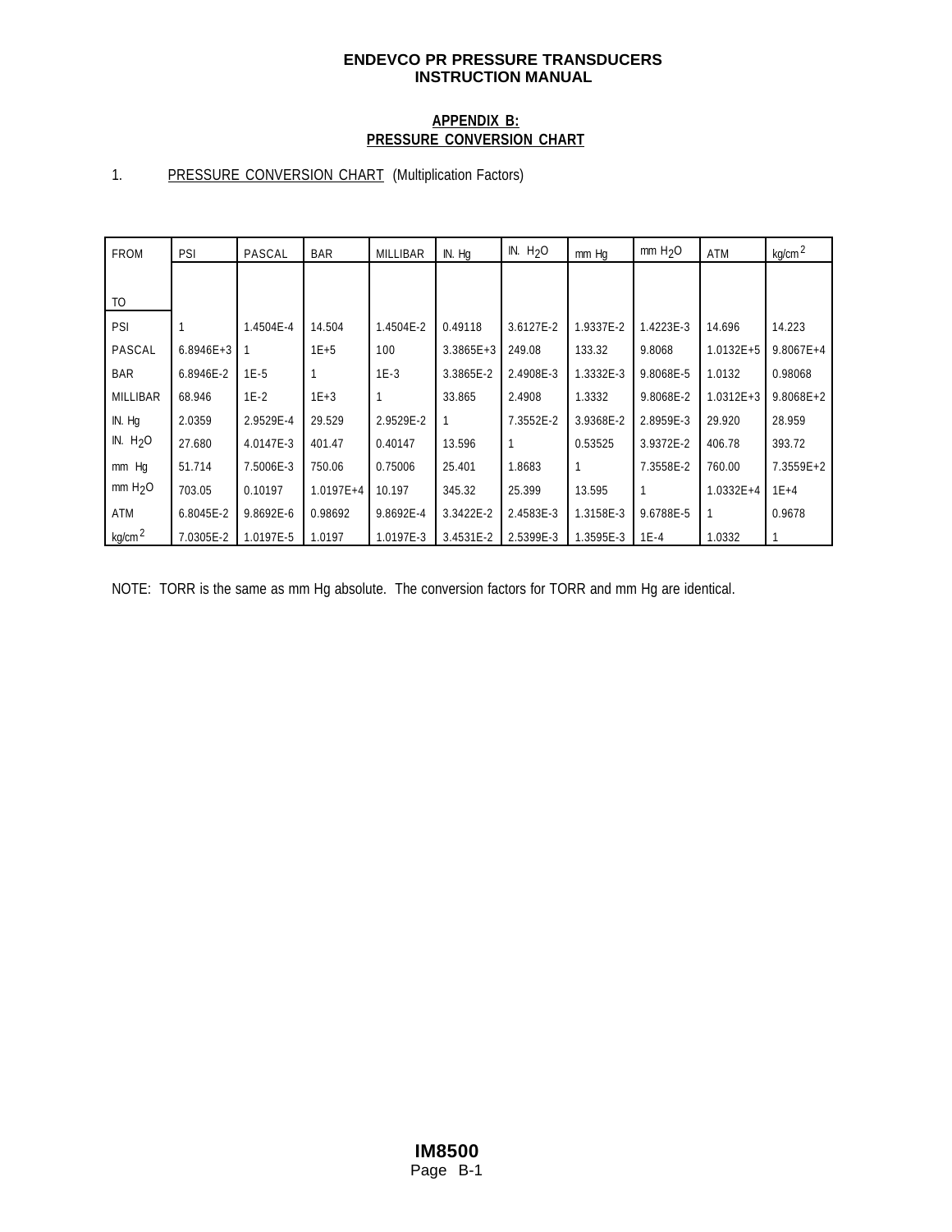## APPENDIX B: PRESSURE CONVERSION CHART

1. PRESSURE CONVERSION CHART (Multiplication Factors)

| FROM / TO | PSI | PASCAL | BAR | MILLIBAR | IN. Hg | IN. $H_2O$ | mm Hg | mm $H_2O$ | ATM | $kg/cm^2$ |
|---|---|---|---|---|---|---|---|---|---|---|
| PSI | 1 | 1.4504E-4 | 14.504 | 1.4504E-2 | 0.49118 | 3.6127E-2 | 1.9337E-2 | 1.4223E-3 | 14.696 | 14.223 |
| PASCAL | 6.8946E+3 | 1 | 1E+5 | 100 | 3.3865E+3 | 249.08 | 133.32 | 9.8068 | 1.0132E+5 | 9.8067E+4 |
| BAR | 6.8946E-2 | 1E-5 | 1 | 1E-3 | 3.3865E-2 | 2.4908E-3 | 1.3332E-3 | 9.8068E-5 | 1.0132 | 0.98068 |
| MILLIBAR | 68.946 | 1E-2 | 1E+3 | 1 | 33.865 | 2.4908 | 1.3332 | 9.8068E-2 | 1.0312E+3 | 9.8068E+2 |
| IN. Hg | 2.0359 | 2.9529E-4 | 29.529 | 2.9529E-2 | 1 | 7.3552E-2 | 3.9368E-2 | 2.8959E-3 | 29.920 | 28.959 |
| IN. $H_2O$ | 27.680 | 4.0147E-3 | 401.47 | 0.40147 | 13.596 | 1 | 0.53525 | 3.9372E-2 | 406.78 | 393.72 |
| mm Hg | 51.714 | 7.5006E-3 | 750.06 | 0.75006 | 25.401 | 1.8683 | 1 | 7.3558E-2 | 760.00 | 7.3559E+2 |
| mm $H_2O$ | 703.05 | 0.10197 | 1.0197E+4 | 10.197 | 345.32 | 25.399 | 13.595 | 1 | 1.0332E+4 | 1E+4 |
| ATM | 6.8045E-2 | 9.8692E-6 | 0.98692 | 9.8692E-4 | 3.3422E-2 | 2.4583E-3 | 1.3158E-3 | 9.6788E-5 | 1 | 0.9678 |
| $kg/cm^2$ | 7.0305E-2 | 1.0197E-5 | 1.0197 | 1.0197E-3 | 3.4531E-2 | 2.5399E-3 | 1.3595E-3 | 1E-4 | 1.0332 | 1 |

NOTE: TORR is the same as mm Hg absolute. The conversion factors for TORR and mm Hg are identical.